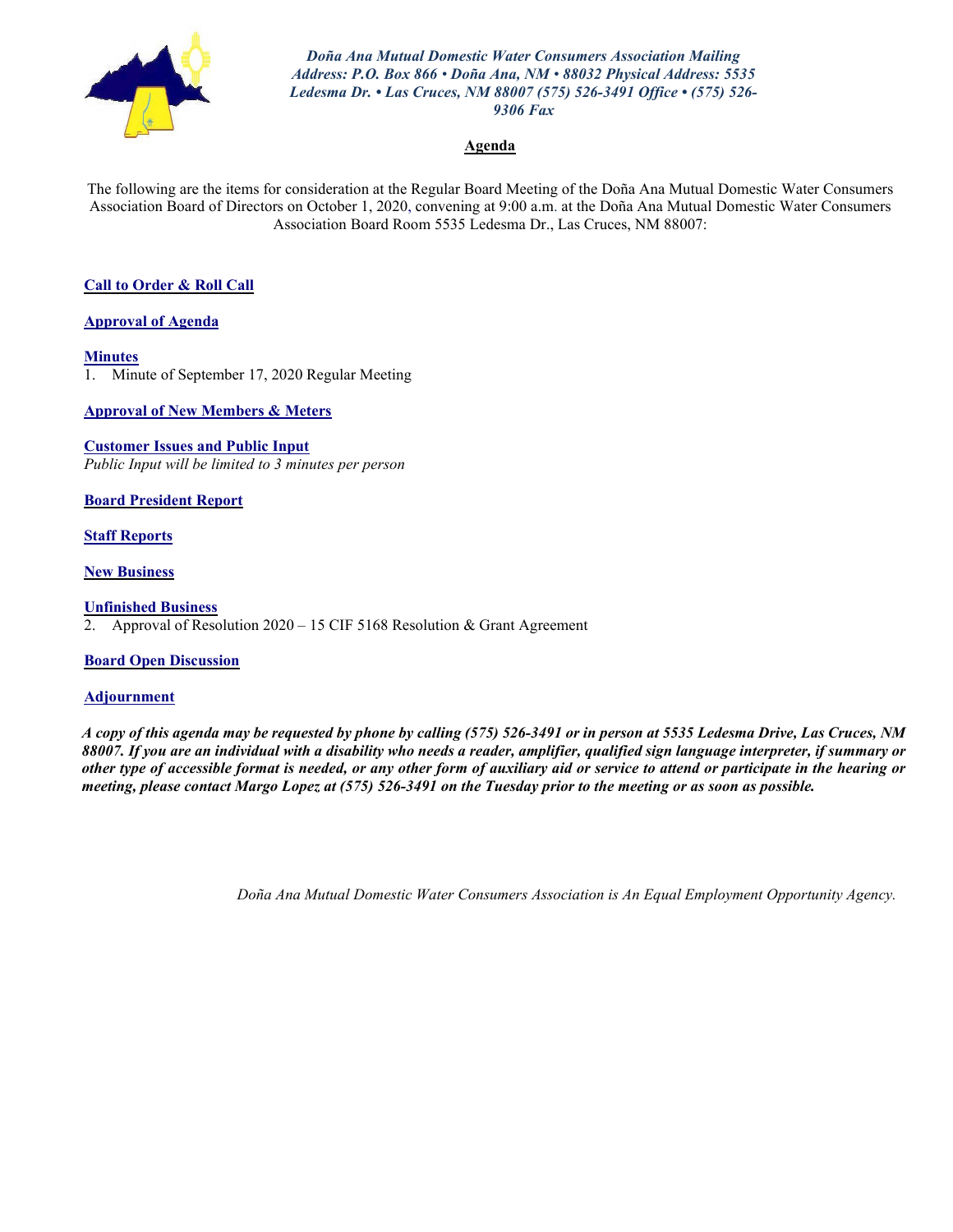*Doña Ana Mutual Domestic Water Consumers Association Mailing Address: P.O. Box 866 • Doña Ana, NM • 88032 Physical Address: 5535 Ledesma Dr. • Las Cruces, NM 88007 (575) 526-3491 Office • (575) 526-9306 Fax*

## Agenda

The following are the items for consideration at the Regular Board Meeting of the Doña Ana Mutual Domestic Water Consumers Association Board of Directors on October 1, 2020, convening at 9:00 a.m. at the Doña Ana Mutual Domestic Water Consumers Association Board Room 5535 Ledesma Dr., Las Cruces, NM 88007:

**Call to Order & Roll Call**

**Approval of Agenda**

**Minutes**

1. Minute of September 17, 2020 Regular Meeting

**Approval of New Members & Meters**

**Customer Issues and Public Input**

*Public Input will be limited to 3 minutes per person*

**Board President Report**

**Staff Reports**

**New Business**

**Unfinished Business**

2. Approval of Resolution 2020 – 15 CIF 5168 Resolution & Grant Agreement

**Board Open Discussion**

**Adjournment**

***A copy of this agenda may be requested by phone by calling (575) 526-3491 or in person at 5535 Ledesma Drive, Las Cruces, NM 88007. If you are an individual with a disability who needs a reader, amplifier, qualified sign language interpreter, if summary or other type of accessible format is needed, or any other form of auxiliary aid or service to attend or participate in the hearing or meeting, please contact Margo Lopez at (575) 526-3491 on the Tuesday prior to the meeting or as soon as possible.***

*Doña Ana Mutual Domestic Water Consumers Association is An Equal Employment Opportunity Agency.*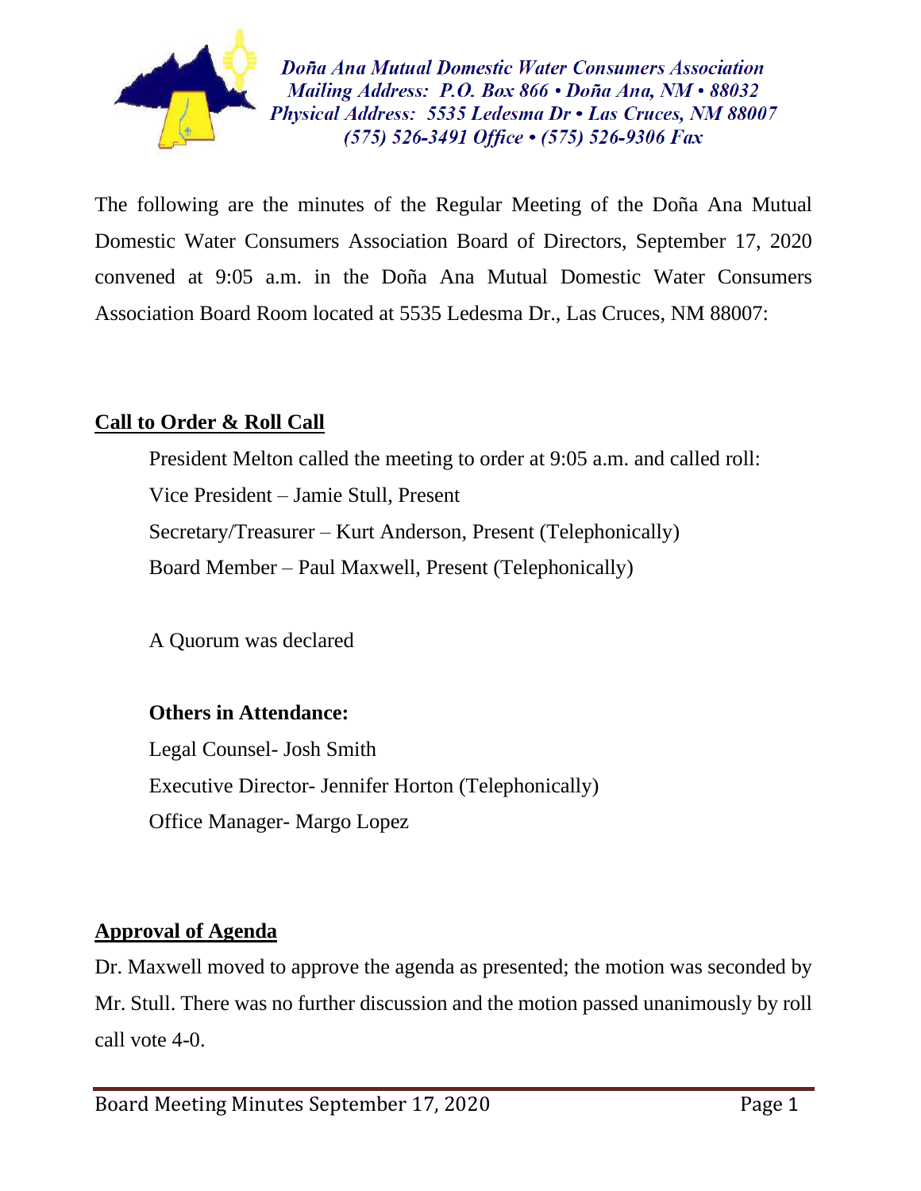*Doña Ana Mutual Domestic Water Consumers Association*
*Mailing Address: P.O. Box 866 • Doña Ana, NM • 88032*
*Physical Address: 5535 Ledesma Dr • Las Cruces, NM 88007*
*(575) 526-3491 Office • (575) 526-9306 Fax*

The following are the minutes of the Regular Meeting of the Doña Ana Mutual Domestic Water Consumers Association Board of Directors, September 17, 2020 convened at 9:05 a.m. in the Doña Ana Mutual Domestic Water Consumers Association Board Room located at 5535 Ledesma Dr., Las Cruces, NM 88007:

## Call to Order & Roll Call

President Melton called the meeting to order at 9:05 a.m. and called roll:

Vice President – Jamie Stull, Present

Secretary/Treasurer – Kurt Anderson, Present (Telephonically)

Board Member – Paul Maxwell, Present (Telephonically)

A Quorum was declared

**Others in Attendance:**

Legal Counsel- Josh Smith

Executive Director- Jennifer Horton (Telephonically)

Office Manager- Margo Lopez

## Approval of Agenda

Dr. Maxwell moved to approve the agenda as presented; the motion was seconded by Mr. Stull. There was no further discussion and the motion passed unanimously by roll call vote 4-0.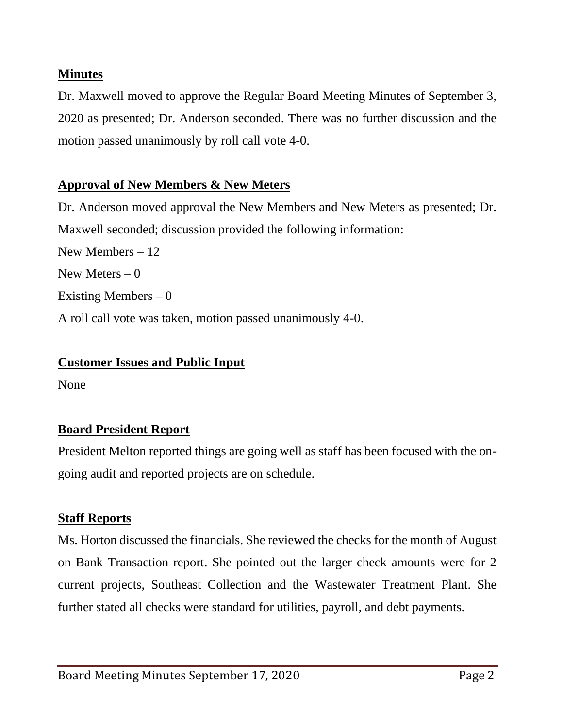## Minutes

Dr. Maxwell moved to approve the Regular Board Meeting Minutes of September 3, 2020 as presented; Dr. Anderson seconded. There was no further discussion and the motion passed unanimously by roll call vote 4-0.

## Approval of New Members & New Meters

Dr. Anderson moved approval the New Members and New Meters as presented; Dr. Maxwell seconded; discussion provided the following information:

New Members – 12

New Meters – 0

Existing Members – 0

A roll call vote was taken, motion passed unanimously 4-0.

## Customer Issues and Public Input

None

## Board President Report

President Melton reported things are going well as staff has been focused with the on-going audit and reported projects are on schedule.

## Staff Reports

Ms. Horton discussed the financials. She reviewed the checks for the month of August on Bank Transaction report. She pointed out the larger check amounts were for 2 current projects, Southeast Collection and the Wastewater Treatment Plant. She further stated all checks were standard for utilities, payroll, and debt payments.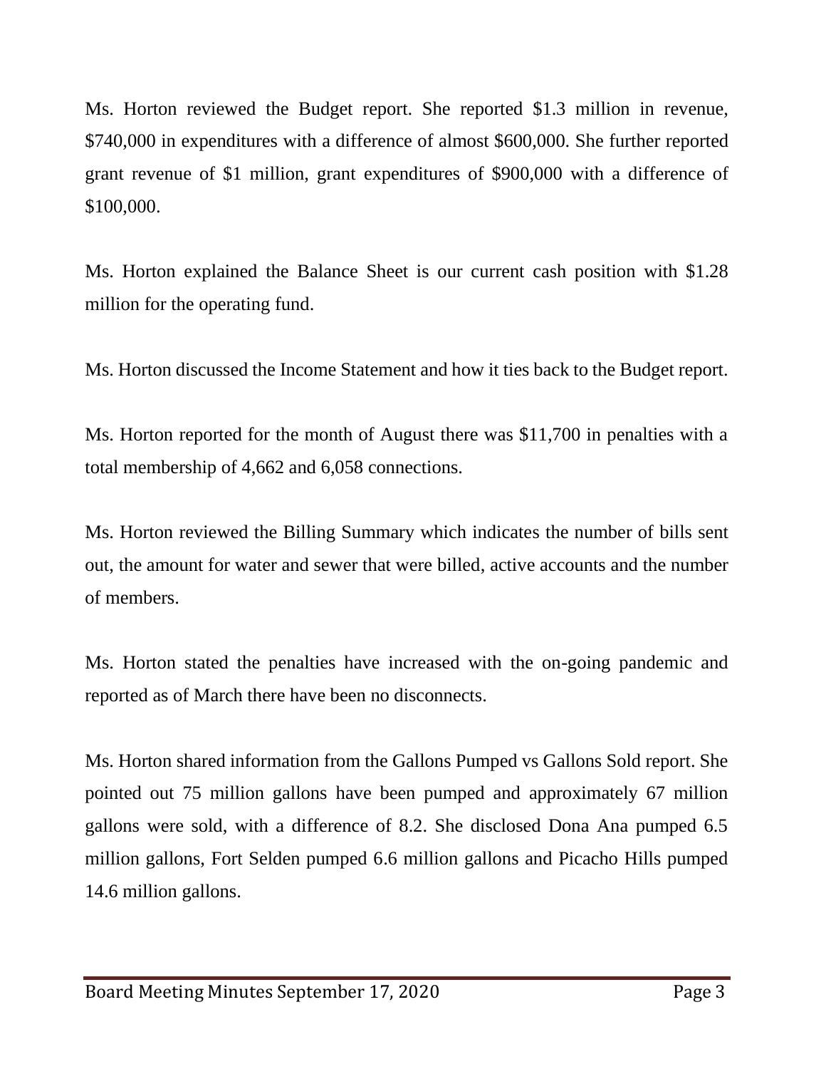Ms. Horton reviewed the Budget report. She reported $1.3 million in revenue, $740,000 in expenditures with a difference of almost $600,000. She further reported grant revenue of $1 million, grant expenditures of $900,000 with a difference of $100,000.

Ms. Horton explained the Balance Sheet is our current cash position with $1.28 million for the operating fund.

Ms. Horton discussed the Income Statement and how it ties back to the Budget report.

Ms. Horton reported for the month of August there was $11,700 in penalties with a total membership of 4,662 and 6,058 connections.

Ms. Horton reviewed the Billing Summary which indicates the number of bills sent out, the amount for water and sewer that were billed, active accounts and the number of members.

Ms. Horton stated the penalties have increased with the on-going pandemic and reported as of March there have been no disconnects.

Ms. Horton shared information from the Gallons Pumped vs Gallons Sold report. She pointed out 75 million gallons have been pumped and approximately 67 million gallons were sold, with a difference of 8.2. She disclosed Dona Ana pumped 6.5 million gallons, Fort Selden pumped 6.6 million gallons and Picacho Hills pumped 14.6 million gallons.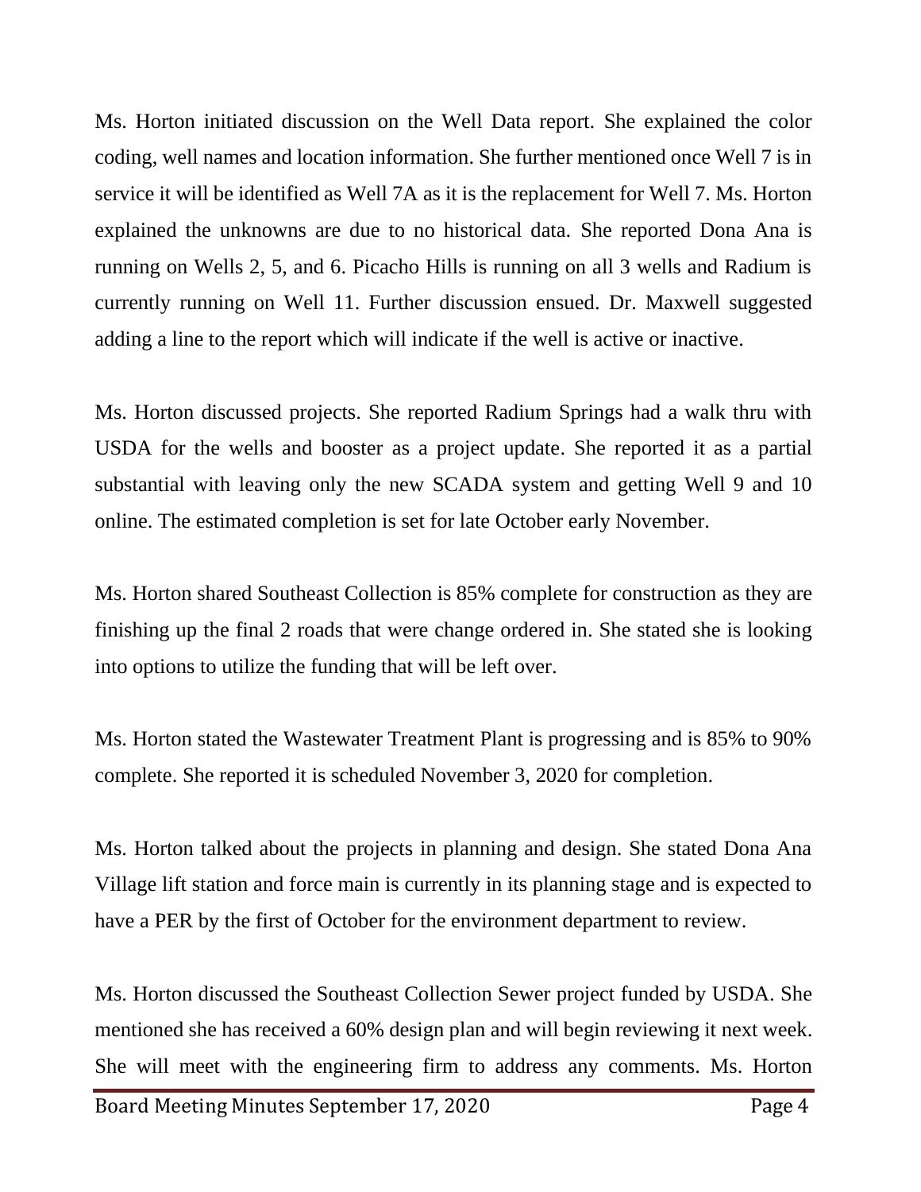Ms. Horton initiated discussion on the Well Data report. She explained the color coding, well names and location information. She further mentioned once Well 7 is in service it will be identified as Well 7A as it is the replacement for Well 7. Ms. Horton explained the unknowns are due to no historical data. She reported Dona Ana is running on Wells 2, 5, and 6. Picacho Hills is running on all 3 wells and Radium is currently running on Well 11. Further discussion ensued. Dr. Maxwell suggested adding a line to the report which will indicate if the well is active or inactive.

Ms. Horton discussed projects. She reported Radium Springs had a walk thru with USDA for the wells and booster as a project update. She reported it as a partial substantial with leaving only the new SCADA system and getting Well 9 and 10 online. The estimated completion is set for late October early November.

Ms. Horton shared Southeast Collection is 85% complete for construction as they are finishing up the final 2 roads that were change ordered in. She stated she is looking into options to utilize the funding that will be left over.

Ms. Horton stated the Wastewater Treatment Plant is progressing and is 85% to 90% complete. She reported it is scheduled November 3, 2020 for completion.

Ms. Horton talked about the projects in planning and design. She stated Dona Ana Village lift station and force main is currently in its planning stage and is expected to have a PER by the first of October for the environment department to review.

Ms. Horton discussed the Southeast Collection Sewer project funded by USDA. She mentioned she has received a 60% design plan and will begin reviewing it next week. She will meet with the engineering firm to address any comments. Ms. Horton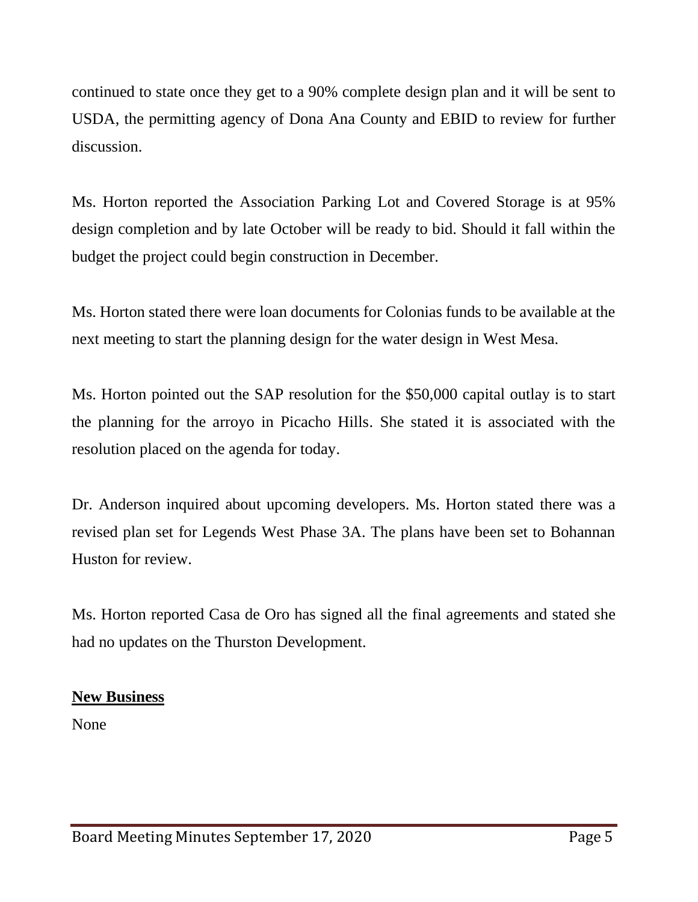continued to state once they get to a 90% complete design plan and it will be sent to USDA, the permitting agency of Dona Ana County and EBID to review for further discussion.

Ms. Horton reported the Association Parking Lot and Covered Storage is at 95% design completion and by late October will be ready to bid. Should it fall within the budget the project could begin construction in December.

Ms. Horton stated there were loan documents for Colonias funds to be available at the next meeting to start the planning design for the water design in West Mesa.

Ms. Horton pointed out the SAP resolution for the $50,000 capital outlay is to start the planning for the arroyo in Picacho Hills. She stated it is associated with the resolution placed on the agenda for today.

Dr. Anderson inquired about upcoming developers. Ms. Horton stated there was a revised plan set for Legends West Phase 3A. The plans have been set to Bohannan Huston for review.

Ms. Horton reported Casa de Oro has signed all the final agreements and stated she had no updates on the Thurston Development.

**New Business**

None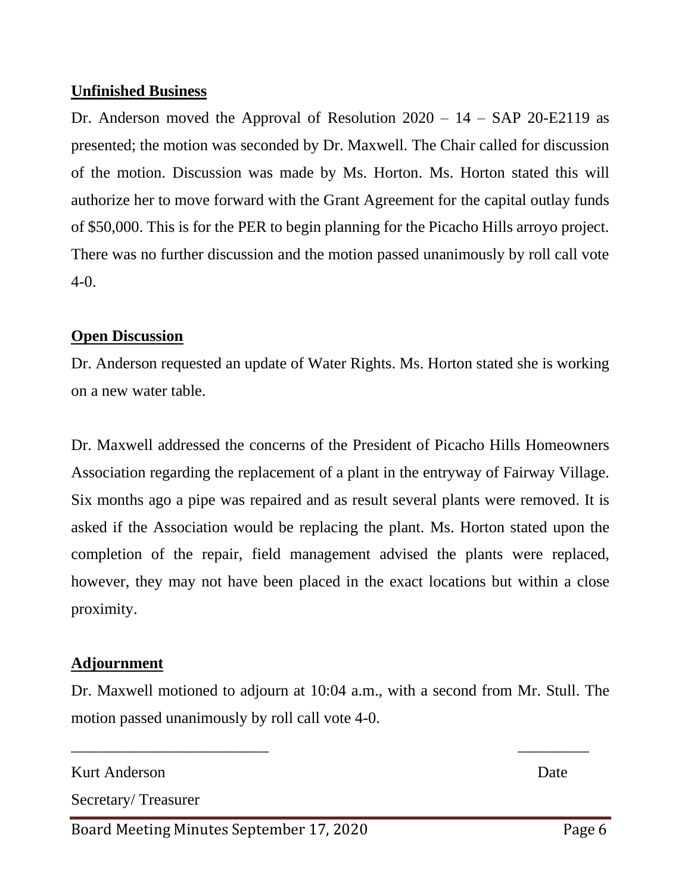## Unfinished Business

Dr. Anderson moved the Approval of Resolution 2020 – 14 – SAP 20-E2119 as presented; the motion was seconded by Dr. Maxwell. The Chair called for discussion of the motion. Discussion was made by Ms. Horton. Ms. Horton stated this will authorize her to move forward with the Grant Agreement for the capital outlay funds of $50,000. This is for the PER to begin planning for the Picacho Hills arroyo project. There was no further discussion and the motion passed unanimously by roll call vote 4-0.

## Open Discussion

Dr. Anderson requested an update of Water Rights. Ms. Horton stated she is working on a new water table.

Dr. Maxwell addressed the concerns of the President of Picacho Hills Homeowners Association regarding the replacement of a plant in the entryway of Fairway Village. Six months ago a pipe was repaired and as result several plants were removed. It is asked if the Association would be replacing the plant. Ms. Horton stated upon the completion of the repair, field management advised the plants were replaced, however, they may not have been placed in the exact locations but within a close proximity.

## Adjournment

Dr. Maxwell motioned to adjourn at 10:04 a.m., with a second from Mr. Stull. The motion passed unanimously by roll call vote 4-0.

\_\_\_\_\_\_\_\_\_\_\_\_\_\_\_\_\_\_\_\_\_\_\_\_\_\_ \_\_\_\_\_\_\_\_\_\_

Kurt Anderson Date

Secretary/ Treasurer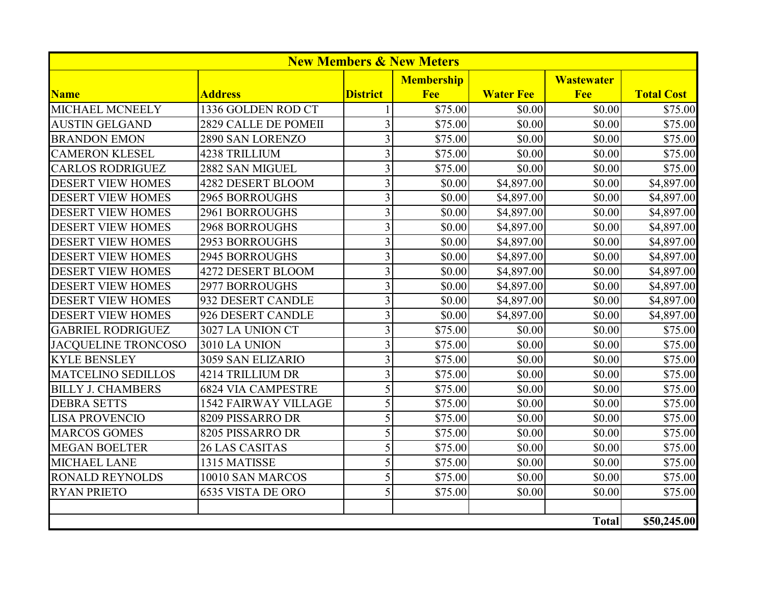| New Members & New Meters | | | | | | |
|---|---|---|---|---|---|---|
| **Name** | **Address** | **District** | **Membership Fee** | **Water Fee** | **Wastewater Fee** | **Total Cost** |
| MICHAEL MCNEELY | 1336 GOLDEN ROD CT | 1 | $75.00 | $0.00 | $0.00 | $75.00 |
| AUSTIN GELGAND | 2829 CALLE DE POMEII | 3 | $75.00 | $0.00 | $0.00 | $75.00 |
| BRANDON EMON | 2890 SAN LORENZO | 3 | $75.00 | $0.00 | $0.00 | $75.00 |
| CAMERON KLESEL | 4238 TRILLIUM | 3 | $75.00 | $0.00 | $0.00 | $75.00 |
| CARLOS RODRIGUEZ | 2882 SAN MIGUEL | 3 | $75.00 | $0.00 | $0.00 | $75.00 |
| DESERT VIEW HOMES | 4282 DESERT BLOOM | 3 | $0.00 | $4,897.00 | $0.00 | $4,897.00 |
| DESERT VIEW HOMES | 2965 BORROUGHS | 3 | $0.00 | $4,897.00 | $0.00 | $4,897.00 |
| DESERT VIEW HOMES | 2961 BORROUGHS | 3 | $0.00 | $4,897.00 | $0.00 | $4,897.00 |
| DESERT VIEW HOMES | 2968 BORROUGHS | 3 | $0.00 | $4,897.00 | $0.00 | $4,897.00 |
| DESERT VIEW HOMES | 2953 BORROUGHS | 3 | $0.00 | $4,897.00 | $0.00 | $4,897.00 |
| DESERT VIEW HOMES | 2945 BORROUGHS | 3 | $0.00 | $4,897.00 | $0.00 | $4,897.00 |
| DESERT VIEW HOMES | 4272 DESERT BLOOM | 3 | $0.00 | $4,897.00 | $0.00 | $4,897.00 |
| DESERT VIEW HOMES | 2977 BORROUGHS | 3 | $0.00 | $4,897.00 | $0.00 | $4,897.00 |
| DESERT VIEW HOMES | 932 DESERT CANDLE | 3 | $0.00 | $4,897.00 | $0.00 | $4,897.00 |
| DESERT VIEW HOMES | 926 DESERT CANDLE | 3 | $0.00 | $4,897.00 | $0.00 | $4,897.00 |
| GABRIEL RODRIGUEZ | 3027 LA UNION CT | 3 | $75.00 | $0.00 | $0.00 | $75.00 |
| JACQUELINE TRONCOSO | 3010 LA UNION | 3 | $75.00 | $0.00 | $0.00 | $75.00 |
| KYLE BENSLEY | 3059 SAN ELIZARIO | 3 | $75.00 | $0.00 | $0.00 | $75.00 |
| MATCELINO SEDILLOS | 4214 TRILLIUM DR | 3 | $75.00 | $0.00 | $0.00 | $75.00 |
| BILLY J. CHAMBERS | 6824 VIA CAMPESTRE | 5 | $75.00 | $0.00 | $0.00 | $75.00 |
| DEBRA SETTS | 1542 FAIRWAY VILLAGE | 5 | $75.00 | $0.00 | $0.00 | $75.00 |
| LISA PROVENCIO | 8209 PISSARRO DR | 5 | $75.00 | $0.00 | $0.00 | $75.00 |
| MARCOS GOMES | 8205 PISSARRO DR | 5 | $75.00 | $0.00 | $0.00 | $75.00 |
| MEGAN BOELTER | 26 LAS CASITAS | 5 | $75.00 | $0.00 | $0.00 | $75.00 |
| MICHAEL LANE | 1315 MATISSE | 5 | $75.00 | $0.00 | $0.00 | $75.00 |
| RONALD REYNOLDS | 10010 SAN MARCOS | 5 | $75.00 | $0.00 | $0.00 | $75.00 |
| RYAN PRIETO | 6535 VISTA DE ORO | 5 | $75.00 | $0.00 | $0.00 | $75.00 |
| | | | | | | |
| | | | | | **Total** | **$50,245.00** |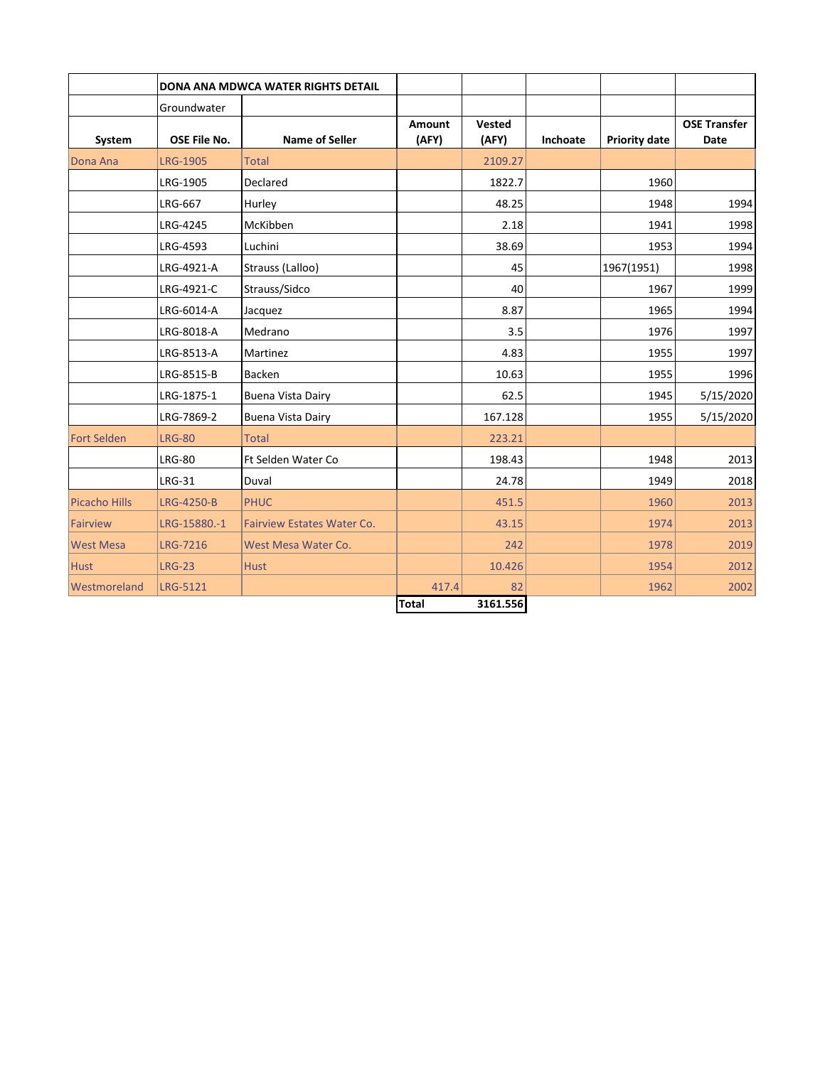| | DONA ANA MDWCA WATER RIGHTS DETAIL | | | | | | |
|---|---|---|---|---|---|---|---|
| | Groundwater | | | | | | |
| System | OSE File No. | Name of Seller | Amount (AFY) | Vested (AFY) | Inchoate | Priority date | OSE Transfer Date |
| Dona Ana | LRG-1905 | Total | | 2109.27 | | | |
| | LRG-1905 | Declared | | 1822.7 | | 1960 | |
| | LRG-667 | Hurley | | 48.25 | | 1948 | 1994 |
| | LRG-4245 | McKibben | | 2.18 | | 1941 | 1998 |
| | LRG-4593 | Luchini | | 38.69 | | 1953 | 1994 |
| | LRG-4921-A | Strauss (Lalloo) | | 45 | | 1967(1951) | 1998 |
| | LRG-4921-C | Strauss/Sidco | | 40 | | 1967 | 1999 |
| | LRG-6014-A | Jacquez | | 8.87 | | 1965 | 1994 |
| | LRG-8018-A | Medrano | | 3.5 | | 1976 | 1997 |
| | LRG-8513-A | Martinez | | 4.83 | | 1955 | 1997 |
| | LRG-8515-B | Backen | | 10.63 | | 1955 | 1996 |
| | LRG-1875-1 | Buena Vista Dairy | | 62.5 | | 1945 | 5/15/2020 |
| | LRG-7869-2 | Buena Vista Dairy | | 167.128 | | 1955 | 5/15/2020 |
| Fort Selden | LRG-80 | Total | | 223.21 | | | |
| | LRG-80 | Ft Selden Water Co | | 198.43 | | 1948 | 2013 |
| | LRG-31 | Duval | | 24.78 | | 1949 | 2018 |
| Picacho Hills | LRG-4250-B | PHUC | | 451.5 | | 1960 | 2013 |
| Fairview | LRG-15880.-1 | Fairview Estates Water Co. | | 43.15 | | 1974 | 2013 |
| West Mesa | LRG-7216 | West Mesa Water Co. | | 242 | | 1978 | 2019 |
| Hust | LRG-23 | Hust | | 10.426 | | 1954 | 2012 |
| Westmoreland | LRG-5121 | | 417.4 | 82 | | 1962 | 2002 |
| | | | Total | 3161.556 | | | |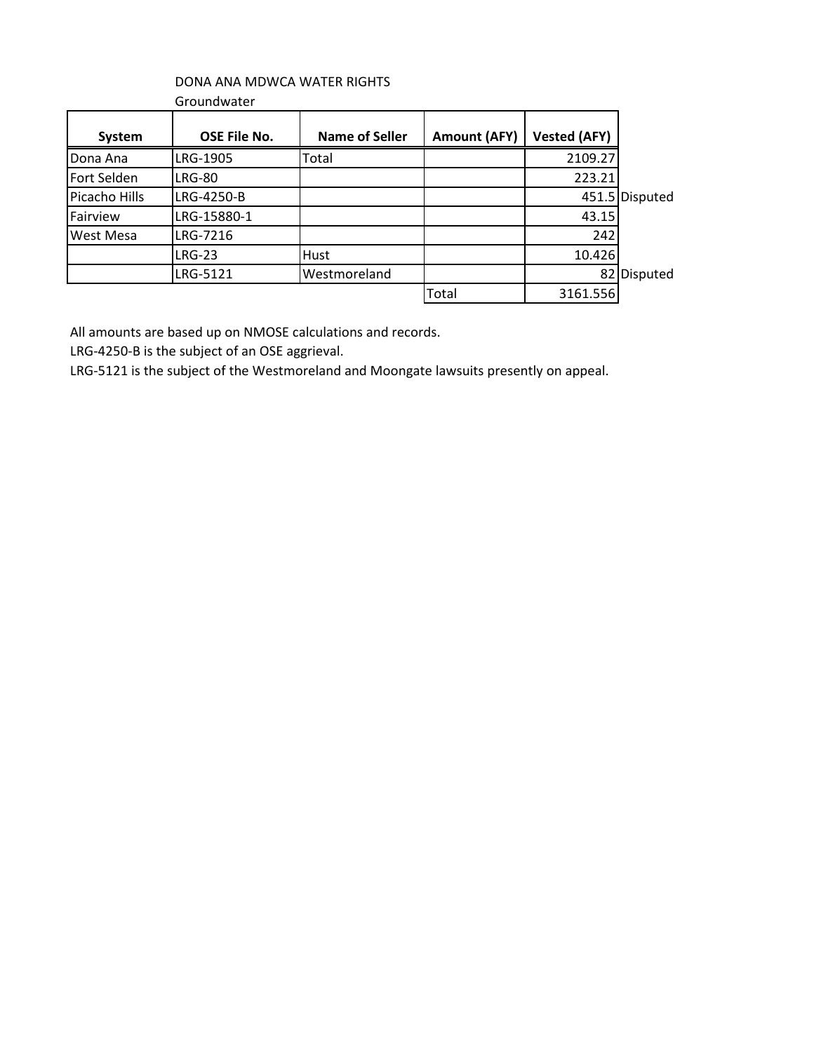DONA ANA MDWCA WATER RIGHTS

Groundwater

| System | OSE File No. | Name of Seller | Amount (AFY) | Vested (AFY) | |
|---|---|---|---|---|---|
| Dona Ana | LRG-1905 | Total | | 2109.27 | |
| Fort Selden | LRG-80 | | | 223.21 | |
| Picacho Hills | LRG-4250-B | | | 451.5 | Disputed |
| Fairview | LRG-15880-1 | | | 43.15 | |
| West Mesa | LRG-7216 | | | 242 | |
| | LRG-23 | Hust | | 10.426 | |
| | LRG-5121 | Westmoreland | | 82 | Disputed |
| | | | Total | 3161.556 | |

All amounts are based up on NMOSE calculations and records.

LRG-4250-B is the subject of an OSE aggrieval.

LRG-5121 is the subject of the Westmoreland and Moongate lawsuits presently on appeal.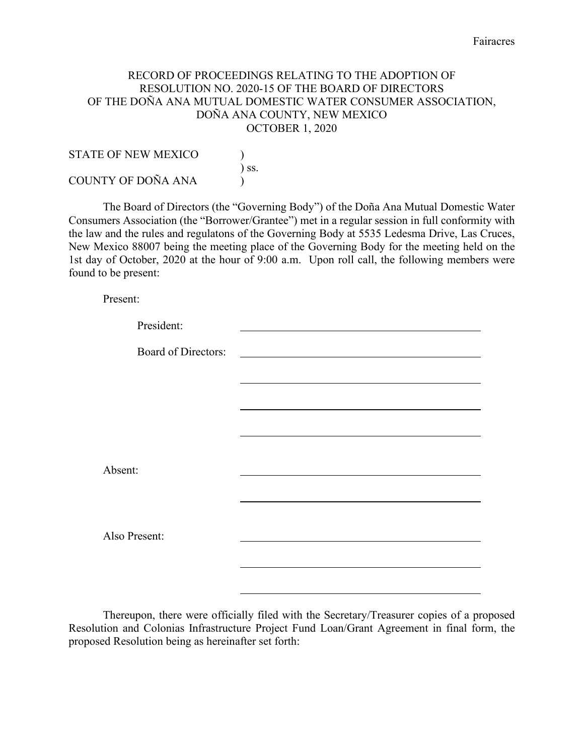Fairacres

RECORD OF PROCEEDINGS RELATING TO THE ADOPTION OF RESOLUTION NO. 2020-15 OF THE BOARD OF DIRECTORS OF THE DOÑA ANA MUTUAL DOMESTIC WATER CONSUMER ASSOCIATION, DOÑA ANA COUNTY, NEW MEXICO
OCTOBER 1, 2020

STATE OF NEW MEXICO )
) ss.
COUNTY OF DOÑA ANA )

The Board of Directors (the "Governing Body") of the Doña Ana Mutual Domestic Water Consumers Association (the "Borrower/Grantee") met in a regular session in full conformity with the law and the rules and regulatons of the Governing Body at 5535 Ledesma Drive, Las Cruces, New Mexico 88007 being the meeting place of the Governing Body for the meeting held on the 1st day of October, 2020 at the hour of 9:00 a.m. Upon roll call, the following members were found to be present:

Present:

President: ______________________________

Board of Directors: ______________________________

______________________________

______________________________

______________________________

Absent: ______________________________

______________________________

Also Present: ______________________________

______________________________

______________________________

Thereupon, there were officially filed with the Secretary/Treasurer copies of a proposed Resolution and Colonias Infrastructure Project Fund Loan/Grant Agreement in final form, the proposed Resolution being as hereinafter set forth: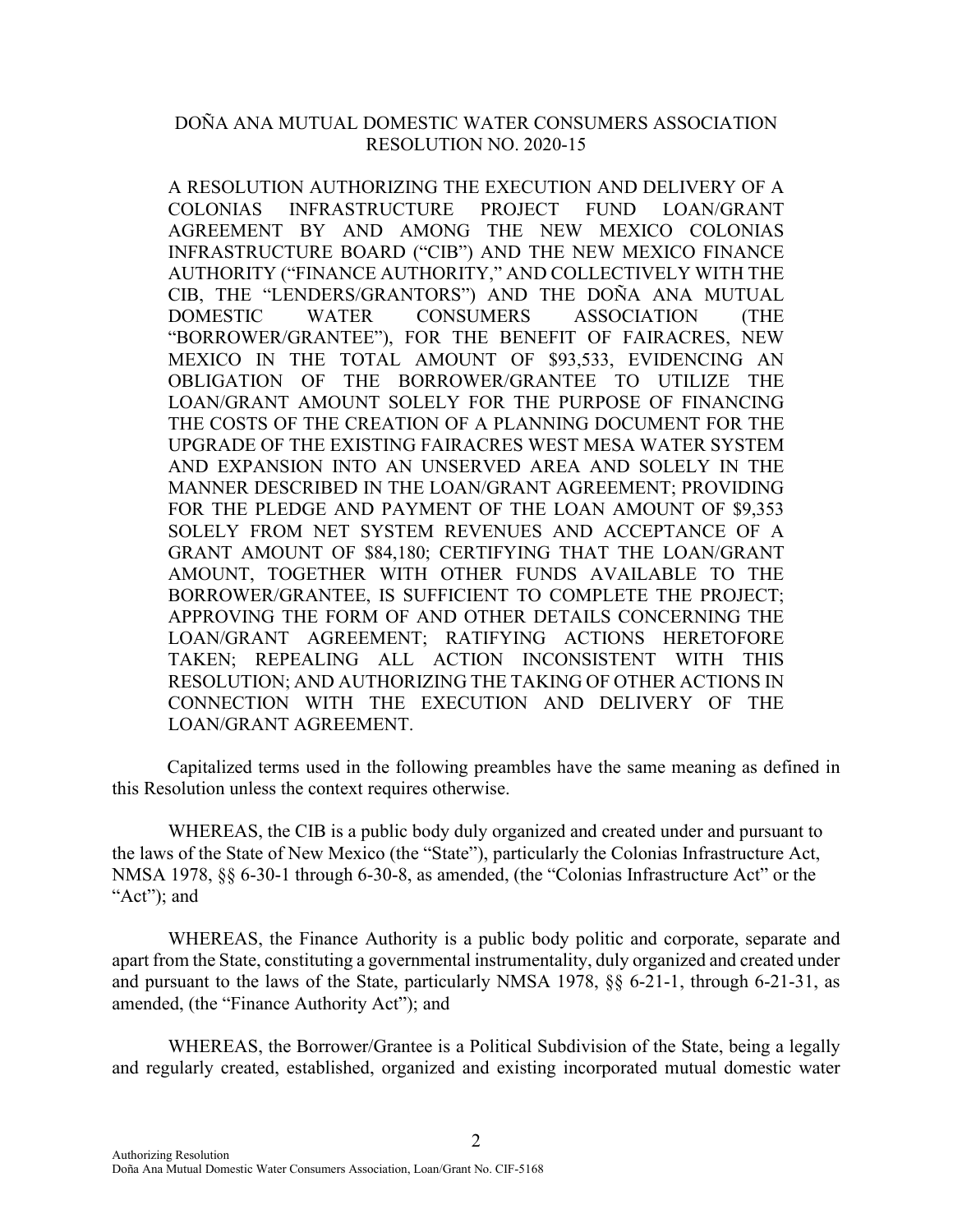DOÑA ANA MUTUAL DOMESTIC WATER CONSUMERS ASSOCIATION
RESOLUTION NO. 2020-15

A RESOLUTION AUTHORIZING THE EXECUTION AND DELIVERY OF A COLONIAS INFRASTRUCTURE PROJECT FUND LOAN/GRANT AGREEMENT BY AND AMONG THE NEW MEXICO COLONIAS INFRASTRUCTURE BOARD ("CIB") AND THE NEW MEXICO FINANCE AUTHORITY ("FINANCE AUTHORITY," AND COLLECTIVELY WITH THE CIB, THE "LENDERS/GRANTORS") AND THE DOÑA ANA MUTUAL DOMESTIC WATER CONSUMERS ASSOCIATION (THE "BORROWER/GRANTEE"), FOR THE BENEFIT OF FAIRACRES, NEW MEXICO IN THE TOTAL AMOUNT OF $93,533, EVIDENCING AN OBLIGATION OF THE BORROWER/GRANTEE TO UTILIZE THE LOAN/GRANT AMOUNT SOLELY FOR THE PURPOSE OF FINANCING THE COSTS OF THE CREATION OF A PLANNING DOCUMENT FOR THE UPGRADE OF THE EXISTING FAIRACRES WEST MESA WATER SYSTEM AND EXPANSION INTO AN UNSERVED AREA AND SOLELY IN THE MANNER DESCRIBED IN THE LOAN/GRANT AGREEMENT; PROVIDING FOR THE PLEDGE AND PAYMENT OF THE LOAN AMOUNT OF $9,353 SOLELY FROM NET SYSTEM REVENUES AND ACCEPTANCE OF A GRANT AMOUNT OF $84,180; CERTIFYING THAT THE LOAN/GRANT AMOUNT, TOGETHER WITH OTHER FUNDS AVAILABLE TO THE BORROWER/GRANTEE, IS SUFFICIENT TO COMPLETE THE PROJECT; APPROVING THE FORM OF AND OTHER DETAILS CONCERNING THE LOAN/GRANT AGREEMENT; RATIFYING ACTIONS HERETOFORE TAKEN; REPEALING ALL ACTION INCONSISTENT WITH THIS RESOLUTION; AND AUTHORIZING THE TAKING OF OTHER ACTIONS IN CONNECTION WITH THE EXECUTION AND DELIVERY OF THE LOAN/GRANT AGREEMENT.

Capitalized terms used in the following preambles have the same meaning as defined in this Resolution unless the context requires otherwise.

WHEREAS, the CIB is a public body duly organized and created under and pursuant to the laws of the State of New Mexico (the "State"), particularly the Colonias Infrastructure Act, NMSA 1978, §§ 6-30-1 through 6-30-8, as amended, (the "Colonias Infrastructure Act" or the "Act"); and

WHEREAS, the Finance Authority is a public body politic and corporate, separate and apart from the State, constituting a governmental instrumentality, duly organized and created under and pursuant to the laws of the State, particularly NMSA 1978, §§ 6-21-1, through 6-21-31, as amended, (the "Finance Authority Act"); and

WHEREAS, the Borrower/Grantee is a Political Subdivision of the State, being a legally and regularly created, established, organized and existing incorporated mutual domestic water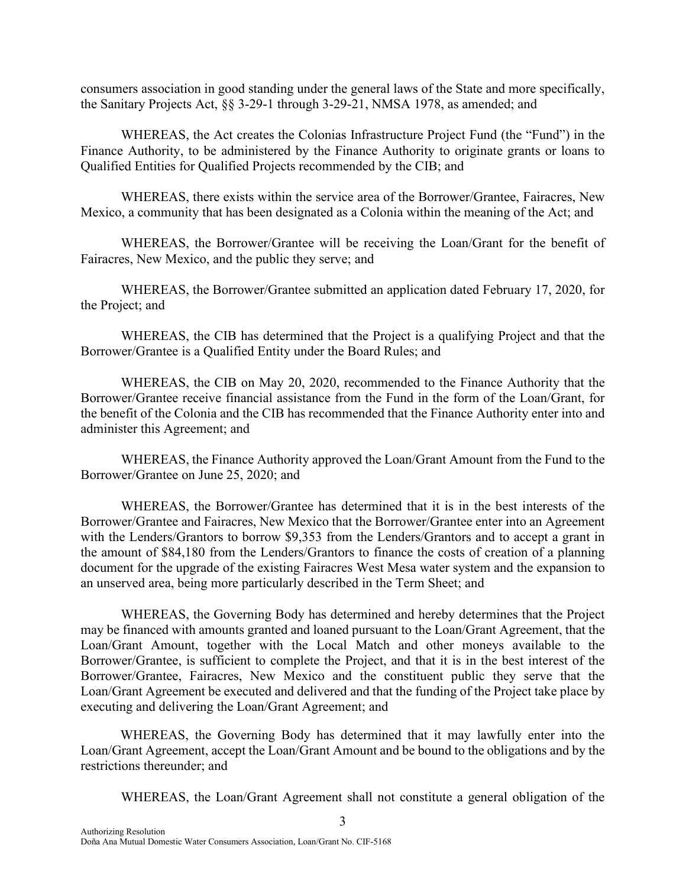consumers association in good standing under the general laws of the State and more specifically, the Sanitary Projects Act, §§ 3-29-1 through 3-29-21, NMSA 1978, as amended; and

WHEREAS, the Act creates the Colonias Infrastructure Project Fund (the "Fund") in the Finance Authority, to be administered by the Finance Authority to originate grants or loans to Qualified Entities for Qualified Projects recommended by the CIB; and

WHEREAS, there exists within the service area of the Borrower/Grantee, Fairacres, New Mexico, a community that has been designated as a Colonia within the meaning of the Act; and

WHEREAS, the Borrower/Grantee will be receiving the Loan/Grant for the benefit of Fairacres, New Mexico, and the public they serve; and

WHEREAS, the Borrower/Grantee submitted an application dated February 17, 2020, for the Project; and

WHEREAS, the CIB has determined that the Project is a qualifying Project and that the Borrower/Grantee is a Qualified Entity under the Board Rules; and

WHEREAS, the CIB on May 20, 2020, recommended to the Finance Authority that the Borrower/Grantee receive financial assistance from the Fund in the form of the Loan/Grant, for the benefit of the Colonia and the CIB has recommended that the Finance Authority enter into and administer this Agreement; and

WHEREAS, the Finance Authority approved the Loan/Grant Amount from the Fund to the Borrower/Grantee on June 25, 2020; and

WHEREAS, the Borrower/Grantee has determined that it is in the best interests of the Borrower/Grantee and Fairacres, New Mexico that the Borrower/Grantee enter into an Agreement with the Lenders/Grantors to borrow $9,353 from the Lenders/Grantors and to accept a grant in the amount of $84,180 from the Lenders/Grantors to finance the costs of creation of a planning document for the upgrade of the existing Fairacres West Mesa water system and the expansion to an unserved area, being more particularly described in the Term Sheet; and

WHEREAS, the Governing Body has determined and hereby determines that the Project may be financed with amounts granted and loaned pursuant to the Loan/Grant Agreement, that the Loan/Grant Amount, together with the Local Match and other moneys available to the Borrower/Grantee, is sufficient to complete the Project, and that it is in the best interest of the Borrower/Grantee, Fairacres, New Mexico and the constituent public they serve that the Loan/Grant Agreement be executed and delivered and that the funding of the Project take place by executing and delivering the Loan/Grant Agreement; and

WHEREAS, the Governing Body has determined that it may lawfully enter into the Loan/Grant Agreement, accept the Loan/Grant Amount and be bound to the obligations and by the restrictions thereunder; and

WHEREAS, the Loan/Grant Agreement shall not constitute a general obligation of the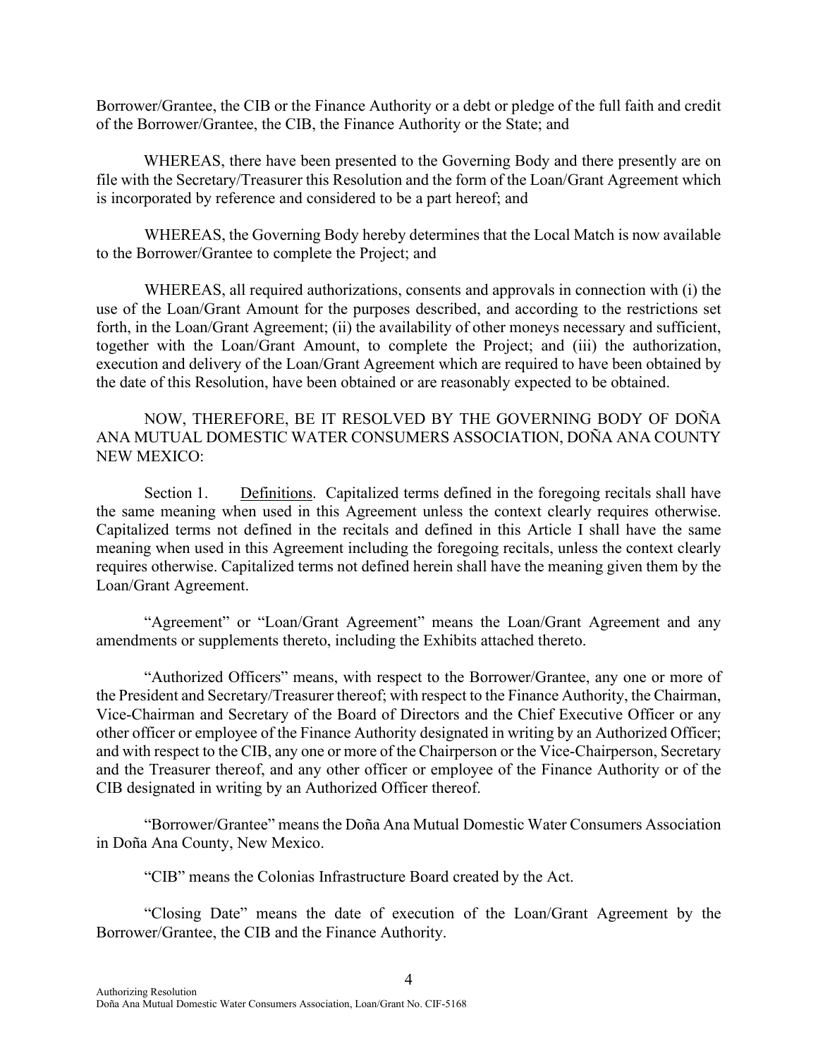Borrower/Grantee, the CIB or the Finance Authority or a debt or pledge of the full faith and credit of the Borrower/Grantee, the CIB, the Finance Authority or the State; and

WHEREAS, there have been presented to the Governing Body and there presently are on file with the Secretary/Treasurer this Resolution and the form of the Loan/Grant Agreement which is incorporated by reference and considered to be a part hereof; and

WHEREAS, the Governing Body hereby determines that the Local Match is now available to the Borrower/Grantee to complete the Project; and

WHEREAS, all required authorizations, consents and approvals in connection with (i) the use of the Loan/Grant Amount for the purposes described, and according to the restrictions set forth, in the Loan/Grant Agreement; (ii) the availability of other moneys necessary and sufficient, together with the Loan/Grant Amount, to complete the Project; and (iii) the authorization, execution and delivery of the Loan/Grant Agreement which are required to have been obtained by the date of this Resolution, have been obtained or are reasonably expected to be obtained.

NOW, THEREFORE, BE IT RESOLVED BY THE GOVERNING BODY OF DOÑA ANA MUTUAL DOMESTIC WATER CONSUMERS ASSOCIATION, DOÑA ANA COUNTY NEW MEXICO:

Section 1. Definitions. Capitalized terms defined in the foregoing recitals shall have the same meaning when used in this Agreement unless the context clearly requires otherwise. Capitalized terms not defined in the recitals and defined in this Article I shall have the same meaning when used in this Agreement including the foregoing recitals, unless the context clearly requires otherwise. Capitalized terms not defined herein shall have the meaning given them by the Loan/Grant Agreement.

"Agreement" or "Loan/Grant Agreement" means the Loan/Grant Agreement and any amendments or supplements thereto, including the Exhibits attached thereto.

"Authorized Officers" means, with respect to the Borrower/Grantee, any one or more of the President and Secretary/Treasurer thereof; with respect to the Finance Authority, the Chairman, Vice-Chairman and Secretary of the Board of Directors and the Chief Executive Officer or any other officer or employee of the Finance Authority designated in writing by an Authorized Officer; and with respect to the CIB, any one or more of the Chairperson or the Vice-Chairperson, Secretary and the Treasurer thereof, and any other officer or employee of the Finance Authority or of the CIB designated in writing by an Authorized Officer thereof.

"Borrower/Grantee" means the Doña Ana Mutual Domestic Water Consumers Association in Doña Ana County, New Mexico.

"CIB" means the Colonias Infrastructure Board created by the Act.

"Closing Date" means the date of execution of the Loan/Grant Agreement by the Borrower/Grantee, the CIB and the Finance Authority.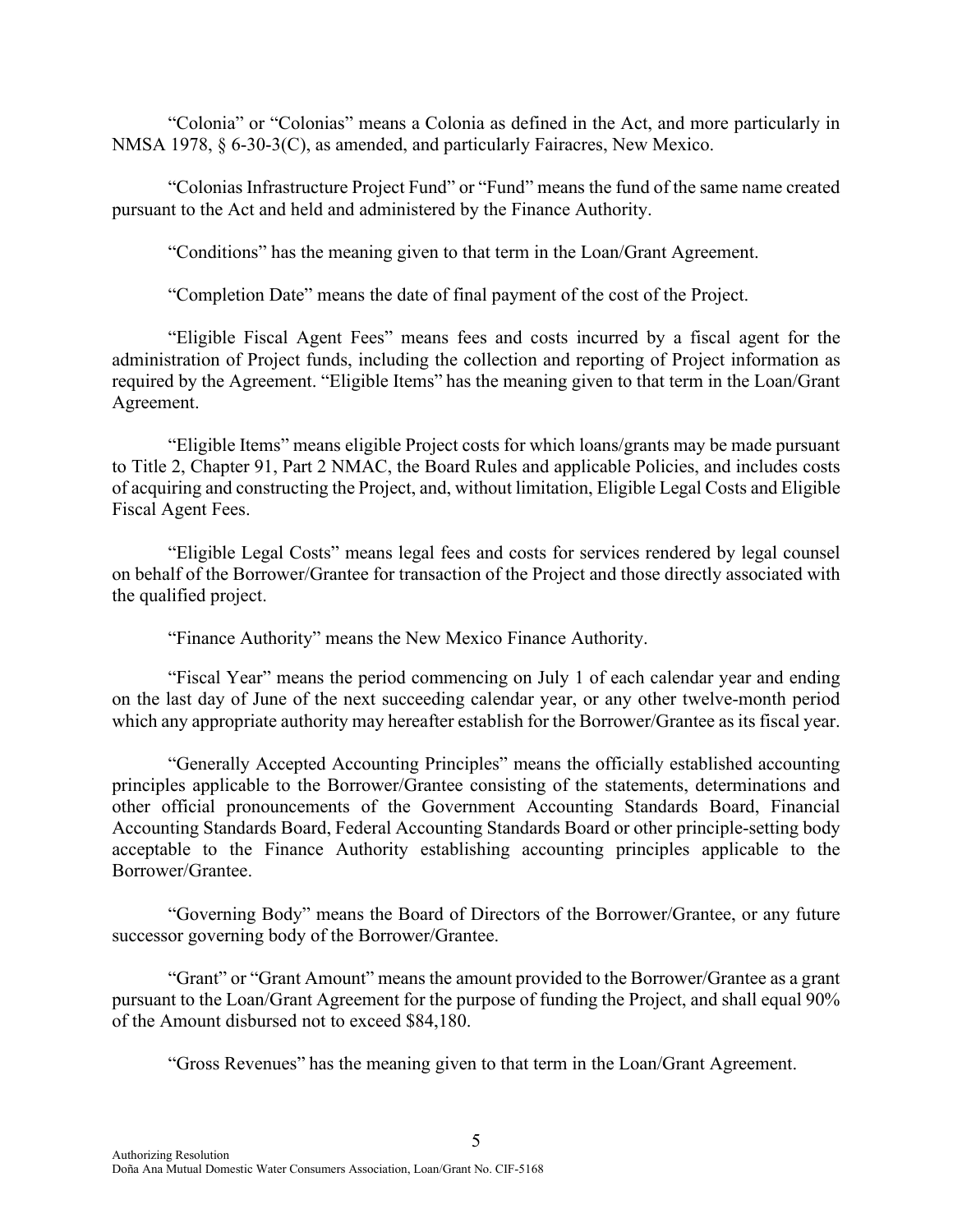"Colonia" or "Colonias" means a Colonia as defined in the Act, and more particularly in NMSA 1978, § 6-30-3(C), as amended, and particularly Fairacres, New Mexico.

"Colonias Infrastructure Project Fund" or "Fund" means the fund of the same name created pursuant to the Act and held and administered by the Finance Authority.

"Conditions" has the meaning given to that term in the Loan/Grant Agreement.

"Completion Date" means the date of final payment of the cost of the Project.

"Eligible Fiscal Agent Fees" means fees and costs incurred by a fiscal agent for the administration of Project funds, including the collection and reporting of Project information as required by the Agreement. "Eligible Items" has the meaning given to that term in the Loan/Grant Agreement.

"Eligible Items" means eligible Project costs for which loans/grants may be made pursuant to Title 2, Chapter 91, Part 2 NMAC, the Board Rules and applicable Policies, and includes costs of acquiring and constructing the Project, and, without limitation, Eligible Legal Costs and Eligible Fiscal Agent Fees.

"Eligible Legal Costs" means legal fees and costs for services rendered by legal counsel on behalf of the Borrower/Grantee for transaction of the Project and those directly associated with the qualified project.

"Finance Authority" means the New Mexico Finance Authority.

"Fiscal Year" means the period commencing on July 1 of each calendar year and ending on the last day of June of the next succeeding calendar year, or any other twelve-month period which any appropriate authority may hereafter establish for the Borrower/Grantee as its fiscal year.

"Generally Accepted Accounting Principles" means the officially established accounting principles applicable to the Borrower/Grantee consisting of the statements, determinations and other official pronouncements of the Government Accounting Standards Board, Financial Accounting Standards Board, Federal Accounting Standards Board or other principle-setting body acceptable to the Finance Authority establishing accounting principles applicable to the Borrower/Grantee.

"Governing Body" means the Board of Directors of the Borrower/Grantee, or any future successor governing body of the Borrower/Grantee.

"Grant" or "Grant Amount" means the amount provided to the Borrower/Grantee as a grant pursuant to the Loan/Grant Agreement for the purpose of funding the Project, and shall equal 90% of the Amount disbursed not to exceed $84,180.

"Gross Revenues" has the meaning given to that term in the Loan/Grant Agreement.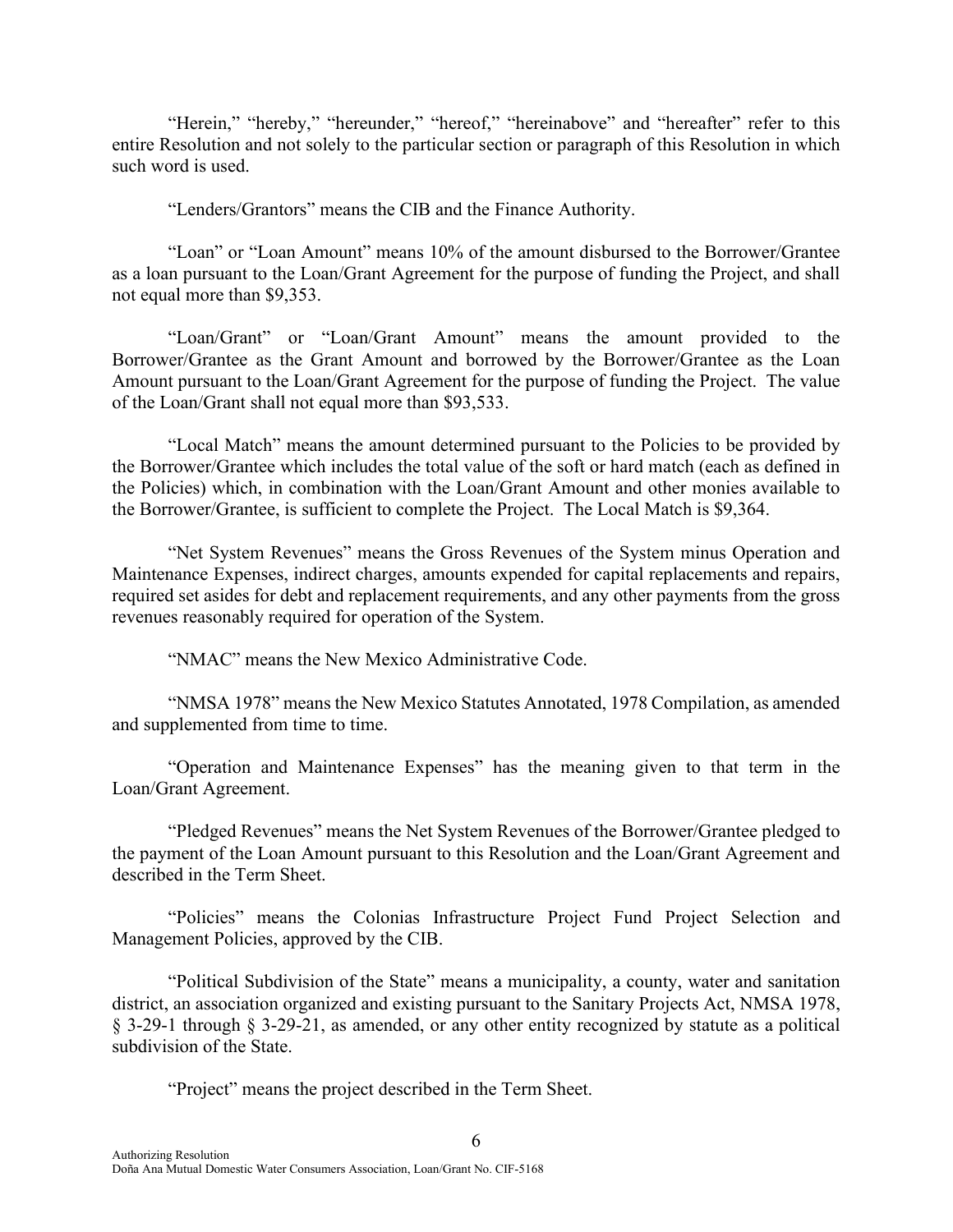“Herein,” “hereby,” “hereunder,” “hereof,” “hereinabove” and “hereafter” refer to this entire Resolution and not solely to the particular section or paragraph of this Resolution in which such word is used.

“Lenders/Grantors” means the CIB and the Finance Authority.

“Loan” or “Loan Amount” means 10% of the amount disbursed to the Borrower/Grantee as a loan pursuant to the Loan/Grant Agreement for the purpose of funding the Project, and shall not equal more than $9,353.

“Loan/Grant” or “Loan/Grant Amount” means the amount provided to the Borrower/Grantee as the Grant Amount and borrowed by the Borrower/Grantee as the Loan Amount pursuant to the Loan/Grant Agreement for the purpose of funding the Project. The value of the Loan/Grant shall not equal more than $93,533.

“Local Match” means the amount determined pursuant to the Policies to be provided by the Borrower/Grantee which includes the total value of the soft or hard match (each as defined in the Policies) which, in combination with the Loan/Grant Amount and other monies available to the Borrower/Grantee, is sufficient to complete the Project. The Local Match is $9,364.

“Net System Revenues” means the Gross Revenues of the System minus Operation and Maintenance Expenses, indirect charges, amounts expended for capital replacements and repairs, required set asides for debt and replacement requirements, and any other payments from the gross revenues reasonably required for operation of the System.

“NMAC” means the New Mexico Administrative Code.

“NMSA 1978” means the New Mexico Statutes Annotated, 1978 Compilation, as amended and supplemented from time to time.

“Operation and Maintenance Expenses” has the meaning given to that term in the Loan/Grant Agreement.

“Pledged Revenues” means the Net System Revenues of the Borrower/Grantee pledged to the payment of the Loan Amount pursuant to this Resolution and the Loan/Grant Agreement and described in the Term Sheet.

“Policies” means the Colonias Infrastructure Project Fund Project Selection and Management Policies, approved by the CIB.

“Political Subdivision of the State” means a municipality, a county, water and sanitation district, an association organized and existing pursuant to the Sanitary Projects Act, NMSA 1978, § 3-29-1 through § 3-29-21, as amended, or any other entity recognized by statute as a political subdivision of the State.

“Project” means the project described in the Term Sheet.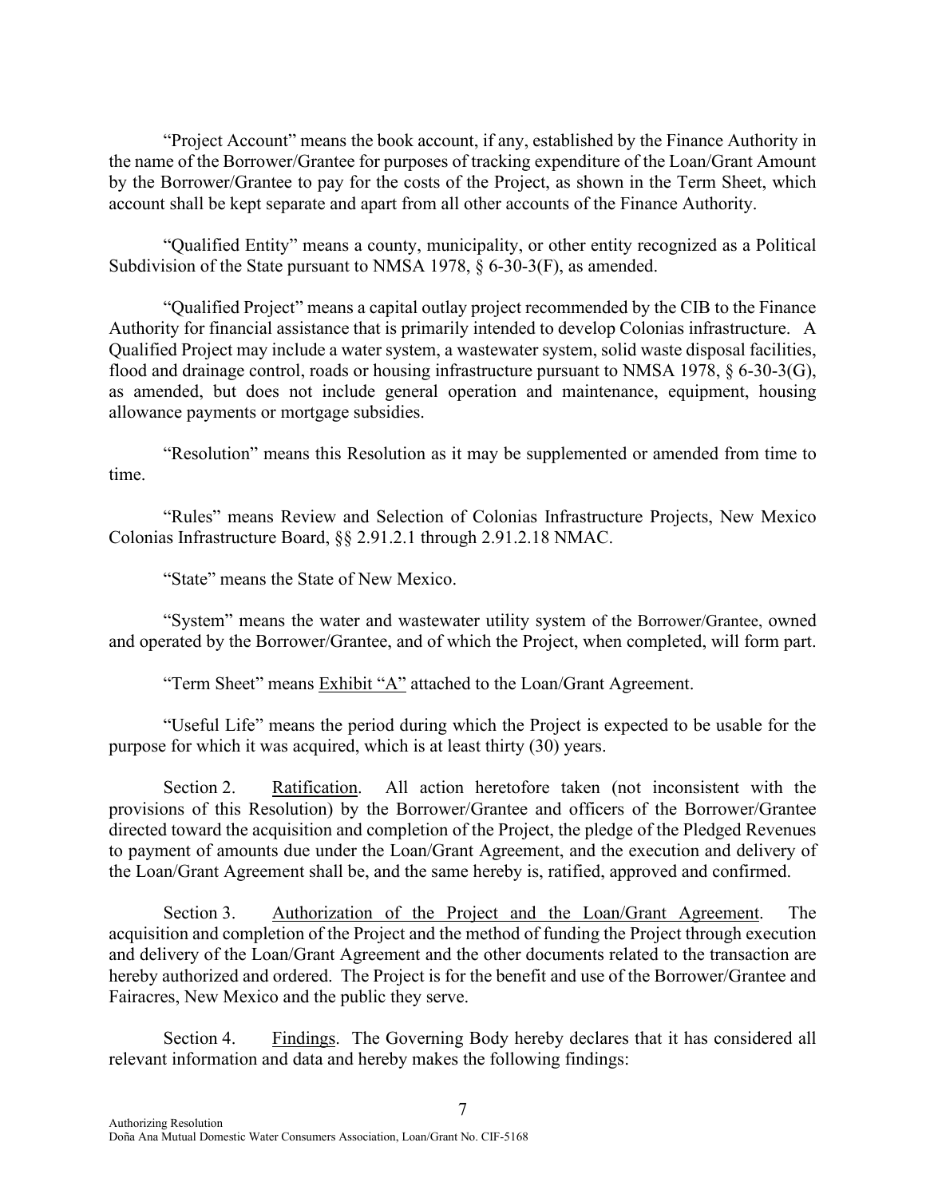"Project Account" means the book account, if any, established by the Finance Authority in the name of the Borrower/Grantee for purposes of tracking expenditure of the Loan/Grant Amount by the Borrower/Grantee to pay for the costs of the Project, as shown in the Term Sheet, which account shall be kept separate and apart from all other accounts of the Finance Authority.

"Qualified Entity" means a county, municipality, or other entity recognized as a Political Subdivision of the State pursuant to NMSA 1978, § 6-30-3(F), as amended.

"Qualified Project" means a capital outlay project recommended by the CIB to the Finance Authority for financial assistance that is primarily intended to develop Colonias infrastructure. A Qualified Project may include a water system, a wastewater system, solid waste disposal facilities, flood and drainage control, roads or housing infrastructure pursuant to NMSA 1978, § 6-30-3(G), as amended, but does not include general operation and maintenance, equipment, housing allowance payments or mortgage subsidies.

"Resolution" means this Resolution as it may be supplemented or amended from time to time.

"Rules" means Review and Selection of Colonias Infrastructure Projects, New Mexico Colonias Infrastructure Board, §§ 2.91.2.1 through 2.91.2.18 NMAC.

"State" means the State of New Mexico.

"System" means the water and wastewater utility system of the Borrower/Grantee, owned and operated by the Borrower/Grantee, and of which the Project, when completed, will form part.

"Term Sheet" means Exhibit "A" attached to the Loan/Grant Agreement.

"Useful Life" means the period during which the Project is expected to be usable for the purpose for which it was acquired, which is at least thirty (30) years.

Section 2. Ratification. All action heretofore taken (not inconsistent with the provisions of this Resolution) by the Borrower/Grantee and officers of the Borrower/Grantee directed toward the acquisition and completion of the Project, the pledge of the Pledged Revenues to payment of amounts due under the Loan/Grant Agreement, and the execution and delivery of the Loan/Grant Agreement shall be, and the same hereby is, ratified, approved and confirmed.

Section 3. Authorization of the Project and the Loan/Grant Agreement. The acquisition and completion of the Project and the method of funding the Project through execution and delivery of the Loan/Grant Agreement and the other documents related to the transaction are hereby authorized and ordered. The Project is for the benefit and use of the Borrower/Grantee and Fairacres, New Mexico and the public they serve.

Section 4. Findings. The Governing Body hereby declares that it has considered all relevant information and data and hereby makes the following findings: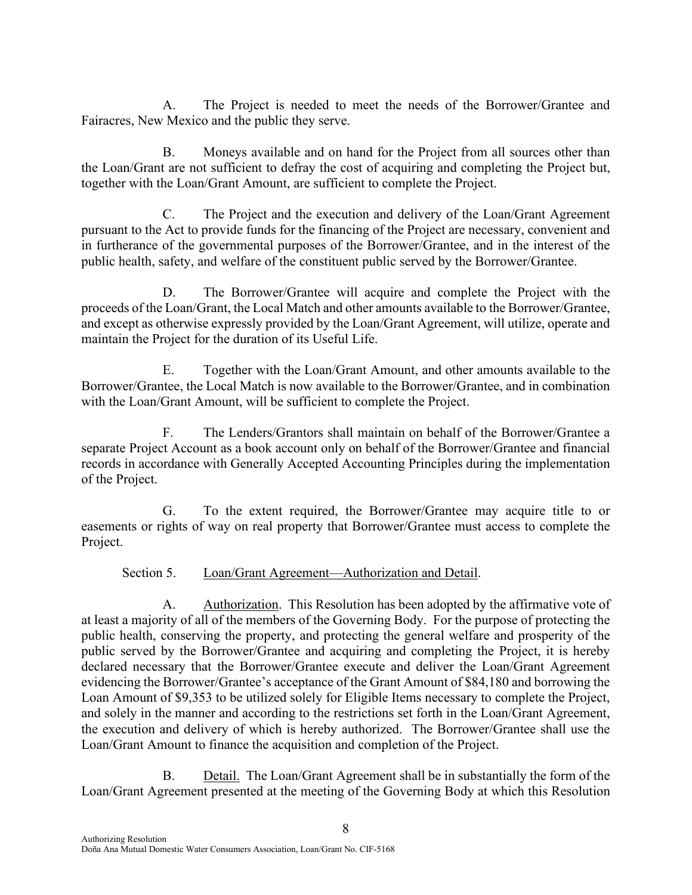A. The Project is needed to meet the needs of the Borrower/Grantee and Fairacres, New Mexico and the public they serve.

B. Moneys available and on hand for the Project from all sources other than the Loan/Grant are not sufficient to defray the cost of acquiring and completing the Project but, together with the Loan/Grant Amount, are sufficient to complete the Project.

C. The Project and the execution and delivery of the Loan/Grant Agreement pursuant to the Act to provide funds for the financing of the Project are necessary, convenient and in furtherance of the governmental purposes of the Borrower/Grantee, and in the interest of the public health, safety, and welfare of the constituent public served by the Borrower/Grantee.

D. The Borrower/Grantee will acquire and complete the Project with the proceeds of the Loan/Grant, the Local Match and other amounts available to the Borrower/Grantee, and except as otherwise expressly provided by the Loan/Grant Agreement, will utilize, operate and maintain the Project for the duration of its Useful Life.

E. Together with the Loan/Grant Amount, and other amounts available to the Borrower/Grantee, the Local Match is now available to the Borrower/Grantee, and in combination with the Loan/Grant Amount, will be sufficient to complete the Project.

F. The Lenders/Grantors shall maintain on behalf of the Borrower/Grantee a separate Project Account as a book account only on behalf of the Borrower/Grantee and financial records in accordance with Generally Accepted Accounting Principles during the implementation of the Project.

G. To the extent required, the Borrower/Grantee may acquire title to or easements or rights of way on real property that Borrower/Grantee must access to complete the Project.

Section 5. Loan/Grant Agreement—Authorization and Detail.

A. Authorization. This Resolution has been adopted by the affirmative vote of at least a majority of all of the members of the Governing Body. For the purpose of protecting the public health, conserving the property, and protecting the general welfare and prosperity of the public served by the Borrower/Grantee and acquiring and completing the Project, it is hereby declared necessary that the Borrower/Grantee execute and deliver the Loan/Grant Agreement evidencing the Borrower/Grantee's acceptance of the Grant Amount of $84,180 and borrowing the Loan Amount of $9,353 to be utilized solely for Eligible Items necessary to complete the Project, and solely in the manner and according to the restrictions set forth in the Loan/Grant Agreement, the execution and delivery of which is hereby authorized. The Borrower/Grantee shall use the Loan/Grant Amount to finance the acquisition and completion of the Project.

B. Detail. The Loan/Grant Agreement shall be in substantially the form of the Loan/Grant Agreement presented at the meeting of the Governing Body at which this Resolution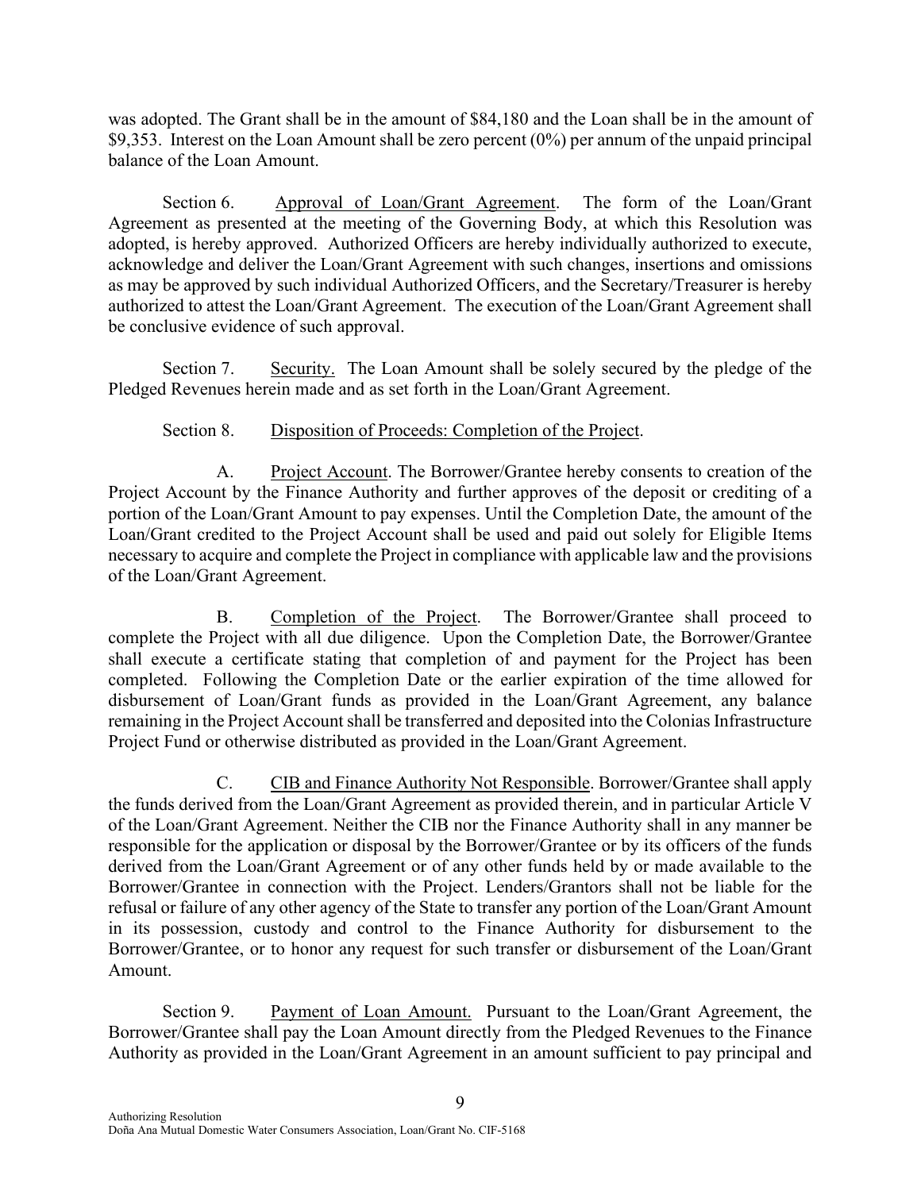was adopted. The Grant shall be in the amount of $84,180 and the Loan shall be in the amount of $9,353. Interest on the Loan Amount shall be zero percent (0%) per annum of the unpaid principal balance of the Loan Amount.

Section 6. Approval of Loan/Grant Agreement. The form of the Loan/Grant Agreement as presented at the meeting of the Governing Body, at which this Resolution was adopted, is hereby approved. Authorized Officers are hereby individually authorized to execute, acknowledge and deliver the Loan/Grant Agreement with such changes, insertions and omissions as may be approved by such individual Authorized Officers, and the Secretary/Treasurer is hereby authorized to attest the Loan/Grant Agreement. The execution of the Loan/Grant Agreement shall be conclusive evidence of such approval.

Section 7. Security. The Loan Amount shall be solely secured by the pledge of the Pledged Revenues herein made and as set forth in the Loan/Grant Agreement.

Section 8. Disposition of Proceeds: Completion of the Project.

A. Project Account. The Borrower/Grantee hereby consents to creation of the Project Account by the Finance Authority and further approves of the deposit or crediting of a portion of the Loan/Grant Amount to pay expenses. Until the Completion Date, the amount of the Loan/Grant credited to the Project Account shall be used and paid out solely for Eligible Items necessary to acquire and complete the Project in compliance with applicable law and the provisions of the Loan/Grant Agreement.

B. Completion of the Project. The Borrower/Grantee shall proceed to complete the Project with all due diligence. Upon the Completion Date, the Borrower/Grantee shall execute a certificate stating that completion of and payment for the Project has been completed. Following the Completion Date or the earlier expiration of the time allowed for disbursement of Loan/Grant funds as provided in the Loan/Grant Agreement, any balance remaining in the Project Account shall be transferred and deposited into the Colonias Infrastructure Project Fund or otherwise distributed as provided in the Loan/Grant Agreement.

C. CIB and Finance Authority Not Responsible. Borrower/Grantee shall apply the funds derived from the Loan/Grant Agreement as provided therein, and in particular Article V of the Loan/Grant Agreement. Neither the CIB nor the Finance Authority shall in any manner be responsible for the application or disposal by the Borrower/Grantee or by its officers of the funds derived from the Loan/Grant Agreement or of any other funds held by or made available to the Borrower/Grantee in connection with the Project. Lenders/Grantors shall not be liable for the refusal or failure of any other agency of the State to transfer any portion of the Loan/Grant Amount in its possession, custody and control to the Finance Authority for disbursement to the Borrower/Grantee, or to honor any request for such transfer or disbursement of the Loan/Grant Amount.

Section 9. Payment of Loan Amount. Pursuant to the Loan/Grant Agreement, the Borrower/Grantee shall pay the Loan Amount directly from the Pledged Revenues to the Finance Authority as provided in the Loan/Grant Agreement in an amount sufficient to pay principal and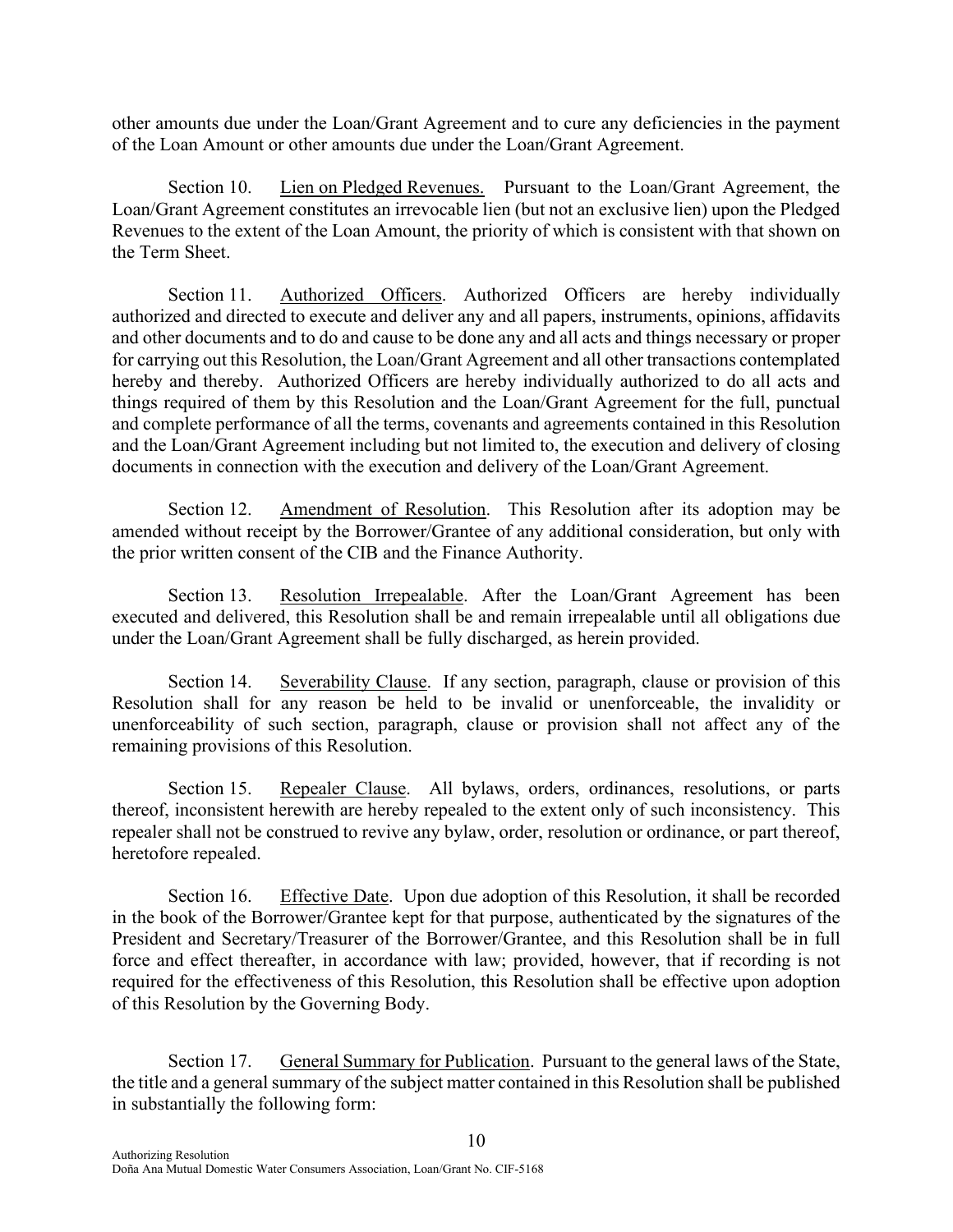other amounts due under the Loan/Grant Agreement and to cure any deficiencies in the payment of the Loan Amount or other amounts due under the Loan/Grant Agreement.

Section 10. Lien on Pledged Revenues. Pursuant to the Loan/Grant Agreement, the Loan/Grant Agreement constitutes an irrevocable lien (but not an exclusive lien) upon the Pledged Revenues to the extent of the Loan Amount, the priority of which is consistent with that shown on the Term Sheet.

Section 11. Authorized Officers. Authorized Officers are hereby individually authorized and directed to execute and deliver any and all papers, instruments, opinions, affidavits and other documents and to do and cause to be done any and all acts and things necessary or proper for carrying out this Resolution, the Loan/Grant Agreement and all other transactions contemplated hereby and thereby. Authorized Officers are hereby individually authorized to do all acts and things required of them by this Resolution and the Loan/Grant Agreement for the full, punctual and complete performance of all the terms, covenants and agreements contained in this Resolution and the Loan/Grant Agreement including but not limited to, the execution and delivery of closing documents in connection with the execution and delivery of the Loan/Grant Agreement.

Section 12. Amendment of Resolution. This Resolution after its adoption may be amended without receipt by the Borrower/Grantee of any additional consideration, but only with the prior written consent of the CIB and the Finance Authority.

Section 13. Resolution Irrepealable. After the Loan/Grant Agreement has been executed and delivered, this Resolution shall be and remain irrepealable until all obligations due under the Loan/Grant Agreement shall be fully discharged, as herein provided.

Section 14. Severability Clause. If any section, paragraph, clause or provision of this Resolution shall for any reason be held to be invalid or unenforceable, the invalidity or unenforceability of such section, paragraph, clause or provision shall not affect any of the remaining provisions of this Resolution.

Section 15. Repealer Clause. All bylaws, orders, ordinances, resolutions, or parts thereof, inconsistent herewith are hereby repealed to the extent only of such inconsistency. This repealer shall not be construed to revive any bylaw, order, resolution or ordinance, or part thereof, heretofore repealed.

Section 16. Effective Date. Upon due adoption of this Resolution, it shall be recorded in the book of the Borrower/Grantee kept for that purpose, authenticated by the signatures of the President and Secretary/Treasurer of the Borrower/Grantee, and this Resolution shall be in full force and effect thereafter, in accordance with law; provided, however, that if recording is not required for the effectiveness of this Resolution, this Resolution shall be effective upon adoption of this Resolution by the Governing Body.

Section 17. General Summary for Publication. Pursuant to the general laws of the State, the title and a general summary of the subject matter contained in this Resolution shall be published in substantially the following form: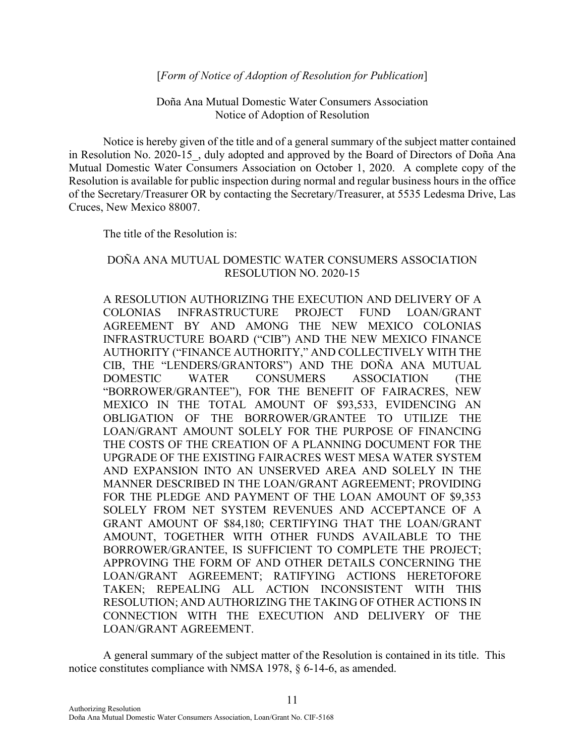[*Form of Notice of Adoption of Resolution for Publication*]

Doña Ana Mutual Domestic Water Consumers Association
Notice of Adoption of Resolution

Notice is hereby given of the title and of a general summary of the subject matter contained in Resolution No. 2020-15_, duly adopted and approved by the Board of Directors of Doña Ana Mutual Domestic Water Consumers Association on October 1, 2020. A complete copy of the Resolution is available for public inspection during normal and regular business hours in the office of the Secretary/Treasurer OR by contacting the Secretary/Treasurer, at 5535 Ledesma Drive, Las Cruces, New Mexico 88007.

The title of the Resolution is:

DOÑA ANA MUTUAL DOMESTIC WATER CONSUMERS ASSOCIATION
RESOLUTION NO. 2020-15

A RESOLUTION AUTHORIZING THE EXECUTION AND DELIVERY OF A COLONIAS INFRASTRUCTURE PROJECT FUND LOAN/GRANT AGREEMENT BY AND AMONG THE NEW MEXICO COLONIAS INFRASTRUCTURE BOARD ("CIB") AND THE NEW MEXICO FINANCE AUTHORITY ("FINANCE AUTHORITY," AND COLLECTIVELY WITH THE CIB, THE "LENDERS/GRANTORS") AND THE DOÑA ANA MUTUAL DOMESTIC WATER CONSUMERS ASSOCIATION (THE "BORROWER/GRANTEE"), FOR THE BENEFIT OF FAIRACRES, NEW MEXICO IN THE TOTAL AMOUNT OF $93,533, EVIDENCING AN OBLIGATION OF THE BORROWER/GRANTEE TO UTILIZE THE LOAN/GRANT AMOUNT SOLELY FOR THE PURPOSE OF FINANCING THE COSTS OF THE CREATION OF A PLANNING DOCUMENT FOR THE UPGRADE OF THE EXISTING FAIRACRES WEST MESA WATER SYSTEM AND EXPANSION INTO AN UNSERVED AREA AND SOLELY IN THE MANNER DESCRIBED IN THE LOAN/GRANT AGREEMENT; PROVIDING FOR THE PLEDGE AND PAYMENT OF THE LOAN AMOUNT OF $9,353 SOLELY FROM NET SYSTEM REVENUES AND ACCEPTANCE OF A GRANT AMOUNT OF $84,180; CERTIFYING THAT THE LOAN/GRANT AMOUNT, TOGETHER WITH OTHER FUNDS AVAILABLE TO THE BORROWER/GRANTEE, IS SUFFICIENT TO COMPLETE THE PROJECT; APPROVING THE FORM OF AND OTHER DETAILS CONCERNING THE LOAN/GRANT AGREEMENT; RATIFYING ACTIONS HERETOFORE TAKEN; REPEALING ALL ACTION INCONSISTENT WITH THIS RESOLUTION; AND AUTHORIZING THE TAKING OF OTHER ACTIONS IN CONNECTION WITH THE EXECUTION AND DELIVERY OF THE LOAN/GRANT AGREEMENT.

A general summary of the subject matter of the Resolution is contained in its title. This notice constitutes compliance with NMSA 1978, § 6-14-6, as amended.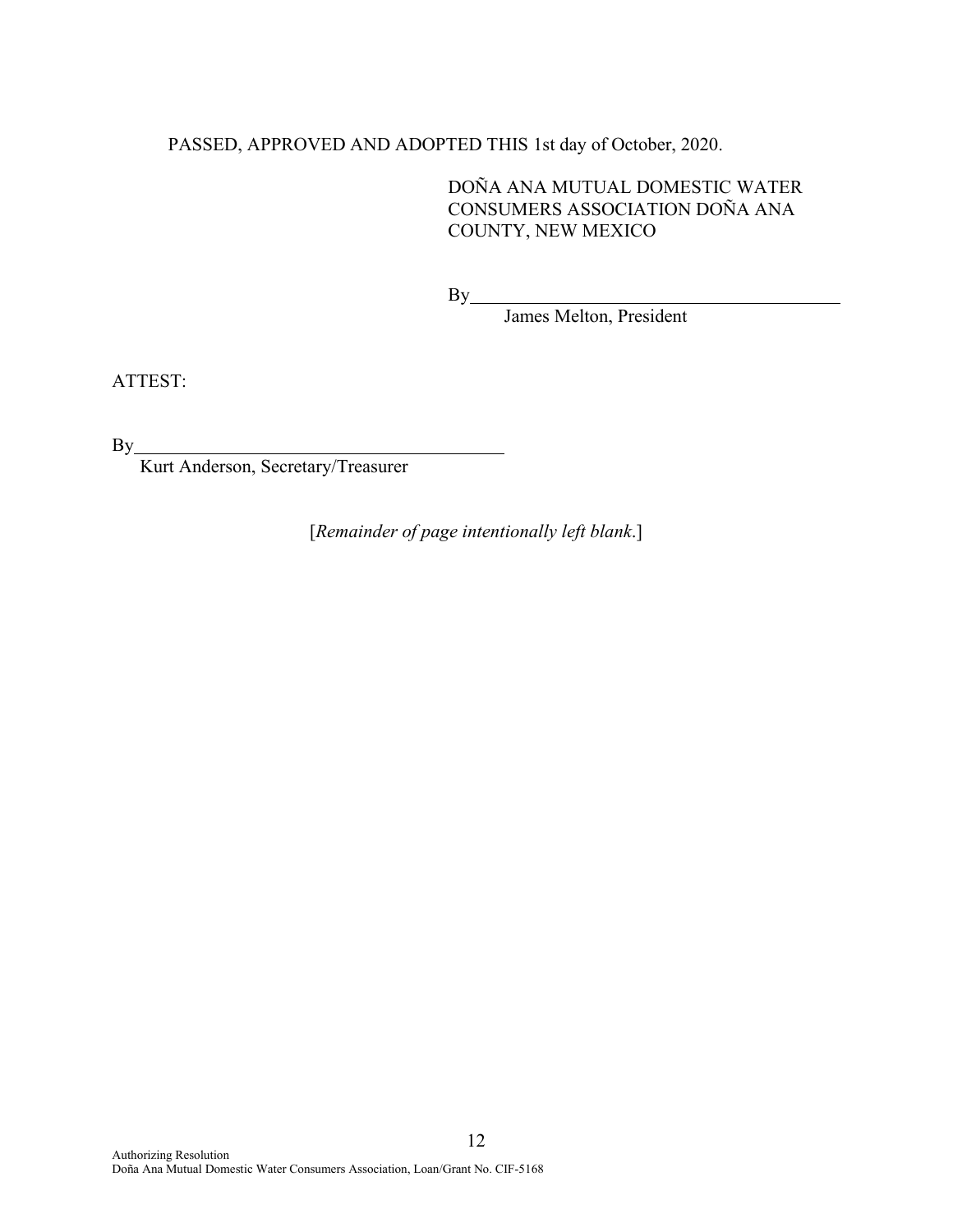PASSED, APPROVED AND ADOPTED THIS 1st day of October, 2020.

DOÑA ANA MUTUAL DOMESTIC WATER CONSUMERS ASSOCIATION DOÑA ANA COUNTY, NEW MEXICO

By________________________________________
James Melton, President

ATTEST:

By________________________________________
Kurt Anderson, Secretary/Treasurer

[*Remainder of page intentionally left blank*.]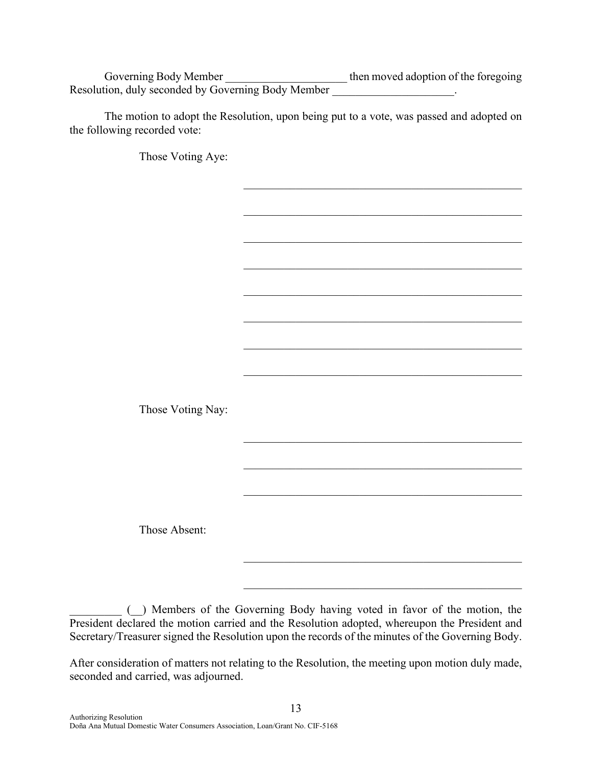Governing Body Member _____________________ then moved adoption of the foregoing Resolution, duly seconded by Governing Body Member _____________________.

The motion to adopt the Resolution, upon being put to a vote, was passed and adopted on the following recorded vote:

Those Voting Aye:

_______________________________________________

_______________________________________________

_______________________________________________

_______________________________________________

_______________________________________________

_______________________________________________

_______________________________________________

_______________________________________________

Those Voting Nay:

_______________________________________________

_______________________________________________

_______________________________________________

Those Absent:

_______________________________________________

_______________________________________________

_________ (__) Members of the Governing Body having voted in favor of the motion, the President declared the motion carried and the Resolution adopted, whereupon the President and Secretary/Treasurer signed the Resolution upon the records of the minutes of the Governing Body.

After consideration of matters not relating to the Resolution, the meeting upon motion duly made, seconded and carried, was adjourned.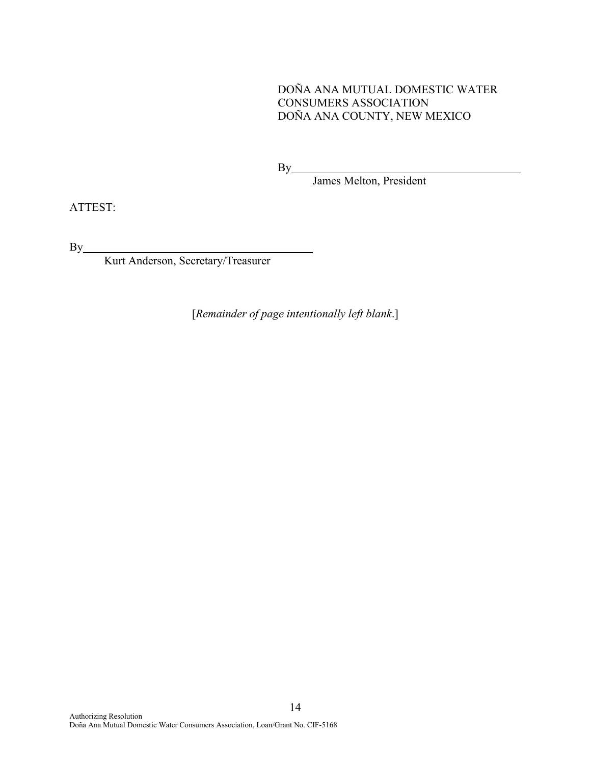DOÑA ANA MUTUAL DOMESTIC WATER
CONSUMERS ASSOCIATION
DOÑA ANA COUNTY, NEW MEXICO

By\_\_\_\_\_\_\_\_\_\_\_\_\_\_\_\_\_\_\_\_\_\_\_\_\_\_\_\_\_\_\_\_\_\_\_\_\_\_\_\_
James Melton, President

ATTEST:

By\_\_\_\_\_\_\_\_\_\_\_\_\_\_\_\_\_\_\_\_\_\_\_\_\_\_\_\_\_\_\_\_\_\_\_\_\_\_\_\_
Kurt Anderson, Secretary/Treasurer

[*Remainder of page intentionally left blank*.]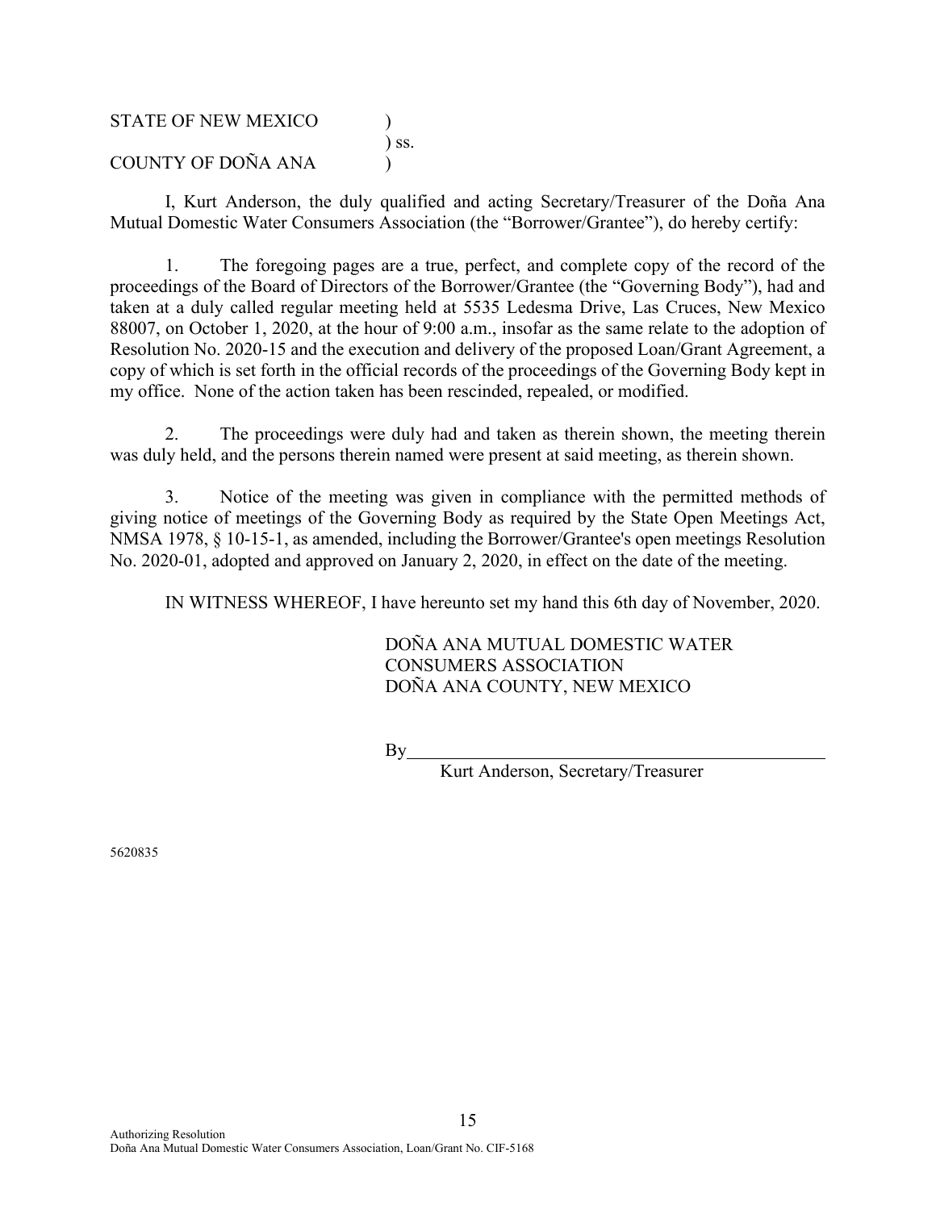STATE OF NEW MEXICO )
) ss.
COUNTY OF DOÑA ANA )

I, Kurt Anderson, the duly qualified and acting Secretary/Treasurer of the Doña Ana Mutual Domestic Water Consumers Association (the "Borrower/Grantee"), do hereby certify:

1. The foregoing pages are a true, perfect, and complete copy of the record of the proceedings of the Board of Directors of the Borrower/Grantee (the "Governing Body"), had and taken at a duly called regular meeting held at 5535 Ledesma Drive, Las Cruces, New Mexico 88007, on October 1, 2020, at the hour of 9:00 a.m., insofar as the same relate to the adoption of Resolution No. 2020-15 and the execution and delivery of the proposed Loan/Grant Agreement, a copy of which is set forth in the official records of the proceedings of the Governing Body kept in my office. None of the action taken has been rescinded, repealed, or modified.

2. The proceedings were duly had and taken as therein shown, the meeting therein was duly held, and the persons therein named were present at said meeting, as therein shown.

3. Notice of the meeting was given in compliance with the permitted methods of giving notice of meetings of the Governing Body as required by the State Open Meetings Act, NMSA 1978, § 10-15-1, as amended, including the Borrower/Grantee's open meetings Resolution No. 2020-01, adopted and approved on January 2, 2020, in effect on the date of the meeting.

IN WITNESS WHEREOF, I have hereunto set my hand this 6th day of November, 2020.

DOÑA ANA MUTUAL DOMESTIC WATER CONSUMERS ASSOCIATION
DOÑA ANA COUNTY, NEW MEXICO

By________________________________________
Kurt Anderson, Secretary/Treasurer

5620835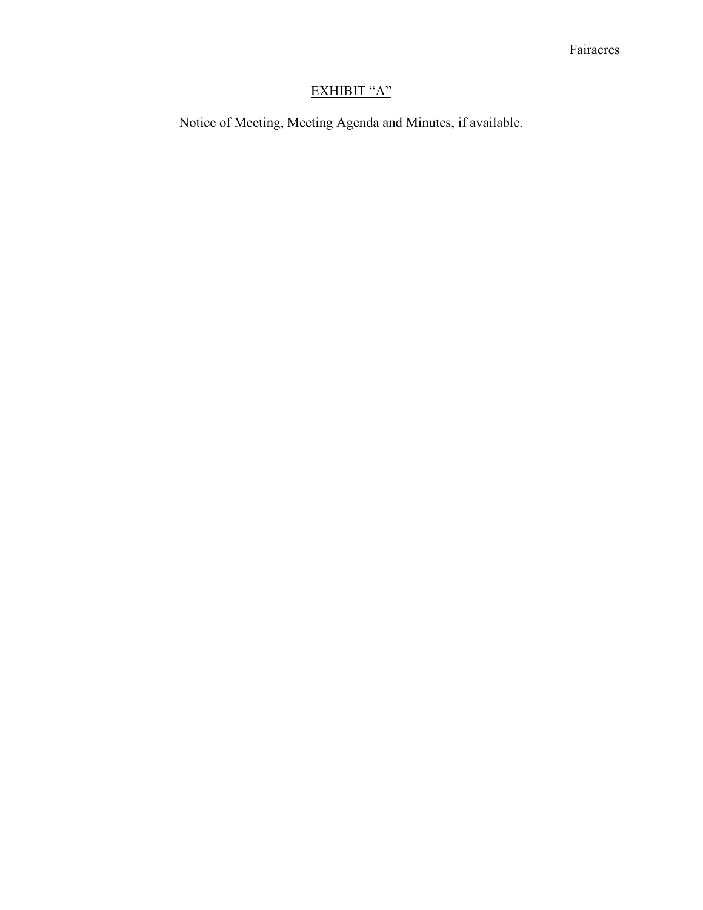<u>EXHIBIT "A"</u>

Notice of Meeting, Meeting Agenda and Minutes, if available.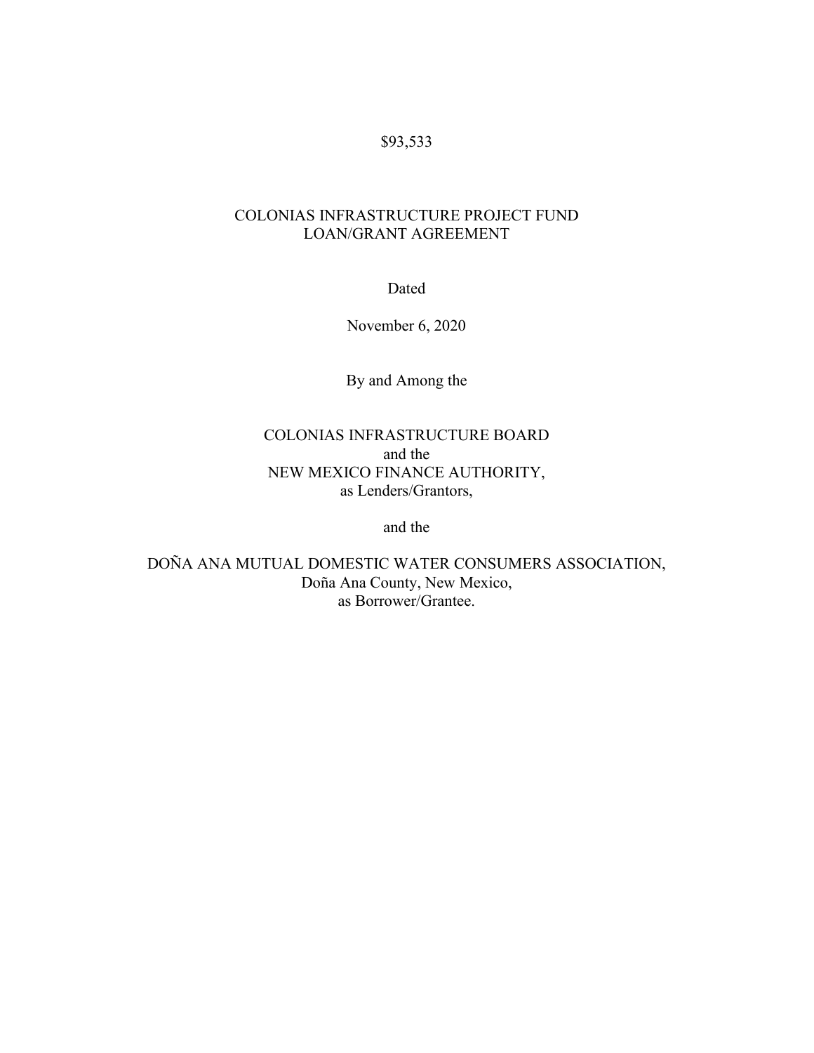$93,533

COLONIAS INFRASTRUCTURE PROJECT FUND
LOAN/GRANT AGREEMENT

Dated

November 6, 2020

By and Among the

COLONIAS INFRASTRUCTURE BOARD
and the
NEW MEXICO FINANCE AUTHORITY,
as Lenders/Grantors,

and the

DOÑA ANA MUTUAL DOMESTIC WATER CONSUMERS ASSOCIATION,
Doña Ana County, New Mexico,
as Borrower/Grantee.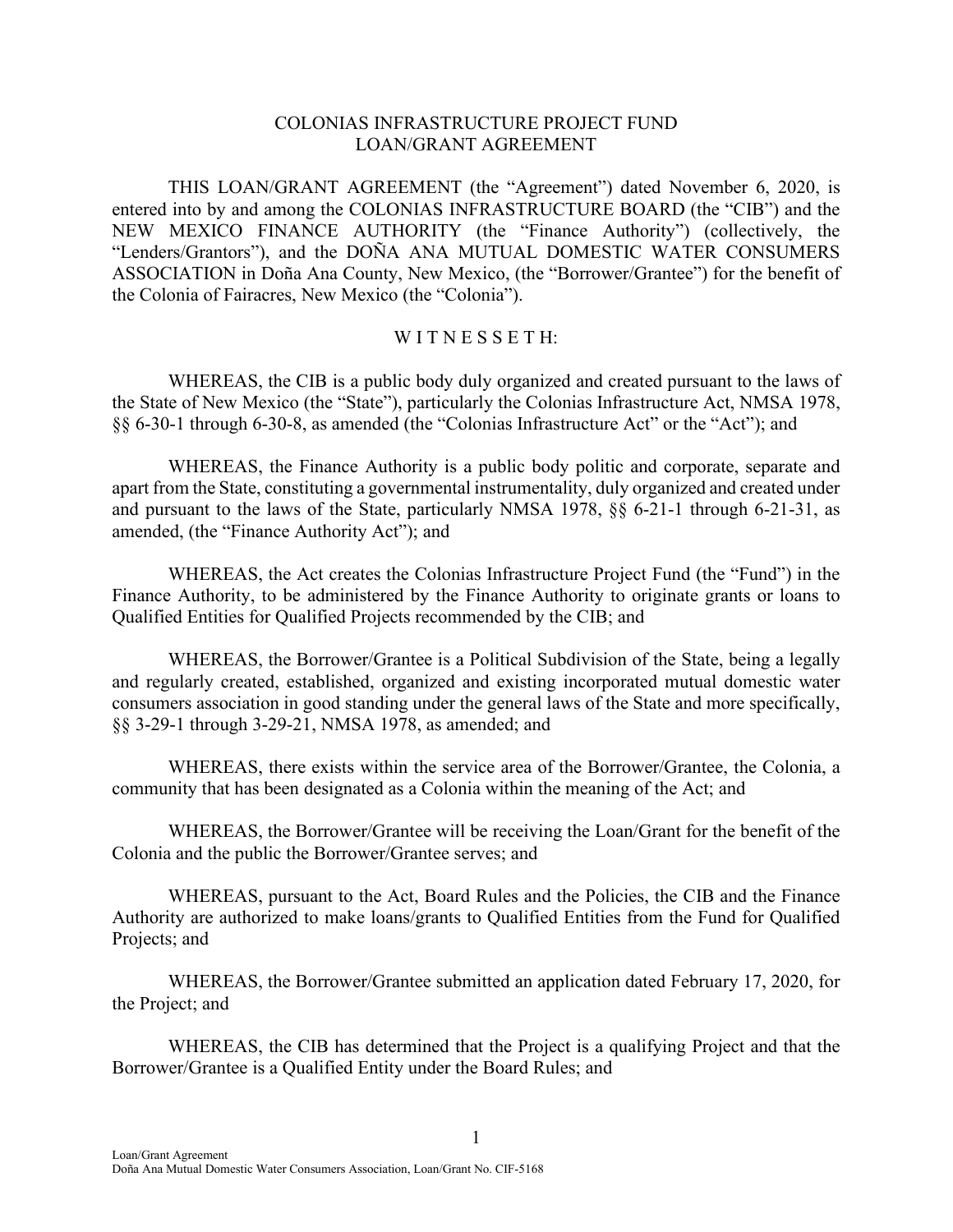# COLONIAS INFRASTRUCTURE PROJECT FUND
# LOAN/GRANT AGREEMENT

THIS LOAN/GRANT AGREEMENT (the "Agreement") dated November 6, 2020, is entered into by and among the COLONIAS INFRASTRUCTURE BOARD (the "CIB") and the NEW MEXICO FINANCE AUTHORITY (the "Finance Authority") (collectively, the "Lenders/Grantors"), and the DOÑA ANA MUTUAL DOMESTIC WATER CONSUMERS ASSOCIATION in Doña Ana County, New Mexico, (the "Borrower/Grantee") for the benefit of the Colonia of Fairacres, New Mexico (the "Colonia").

W I T N E S S E T H:

WHEREAS, the CIB is a public body duly organized and created pursuant to the laws of the State of New Mexico (the "State"), particularly the Colonias Infrastructure Act, NMSA 1978, §§ 6-30-1 through 6-30-8, as amended (the "Colonias Infrastructure Act" or the "Act"); and

WHEREAS, the Finance Authority is a public body politic and corporate, separate and apart from the State, constituting a governmental instrumentality, duly organized and created under and pursuant to the laws of the State, particularly NMSA 1978, §§ 6-21-1 through 6-21-31, as amended, (the "Finance Authority Act"); and

WHEREAS, the Act creates the Colonias Infrastructure Project Fund (the "Fund") in the Finance Authority, to be administered by the Finance Authority to originate grants or loans to Qualified Entities for Qualified Projects recommended by the CIB; and

WHEREAS, the Borrower/Grantee is a Political Subdivision of the State, being a legally and regularly created, established, organized and existing incorporated mutual domestic water consumers association in good standing under the general laws of the State and more specifically, §§ 3-29-1 through 3-29-21, NMSA 1978, as amended; and

WHEREAS, there exists within the service area of the Borrower/Grantee, the Colonia, a community that has been designated as a Colonia within the meaning of the Act; and

WHEREAS, the Borrower/Grantee will be receiving the Loan/Grant for the benefit of the Colonia and the public the Borrower/Grantee serves; and

WHEREAS, pursuant to the Act, Board Rules and the Policies, the CIB and the Finance Authority are authorized to make loans/grants to Qualified Entities from the Fund for Qualified Projects; and

WHEREAS, the Borrower/Grantee submitted an application dated February 17, 2020, for the Project; and

WHEREAS, the CIB has determined that the Project is a qualifying Project and that the Borrower/Grantee is a Qualified Entity under the Board Rules; and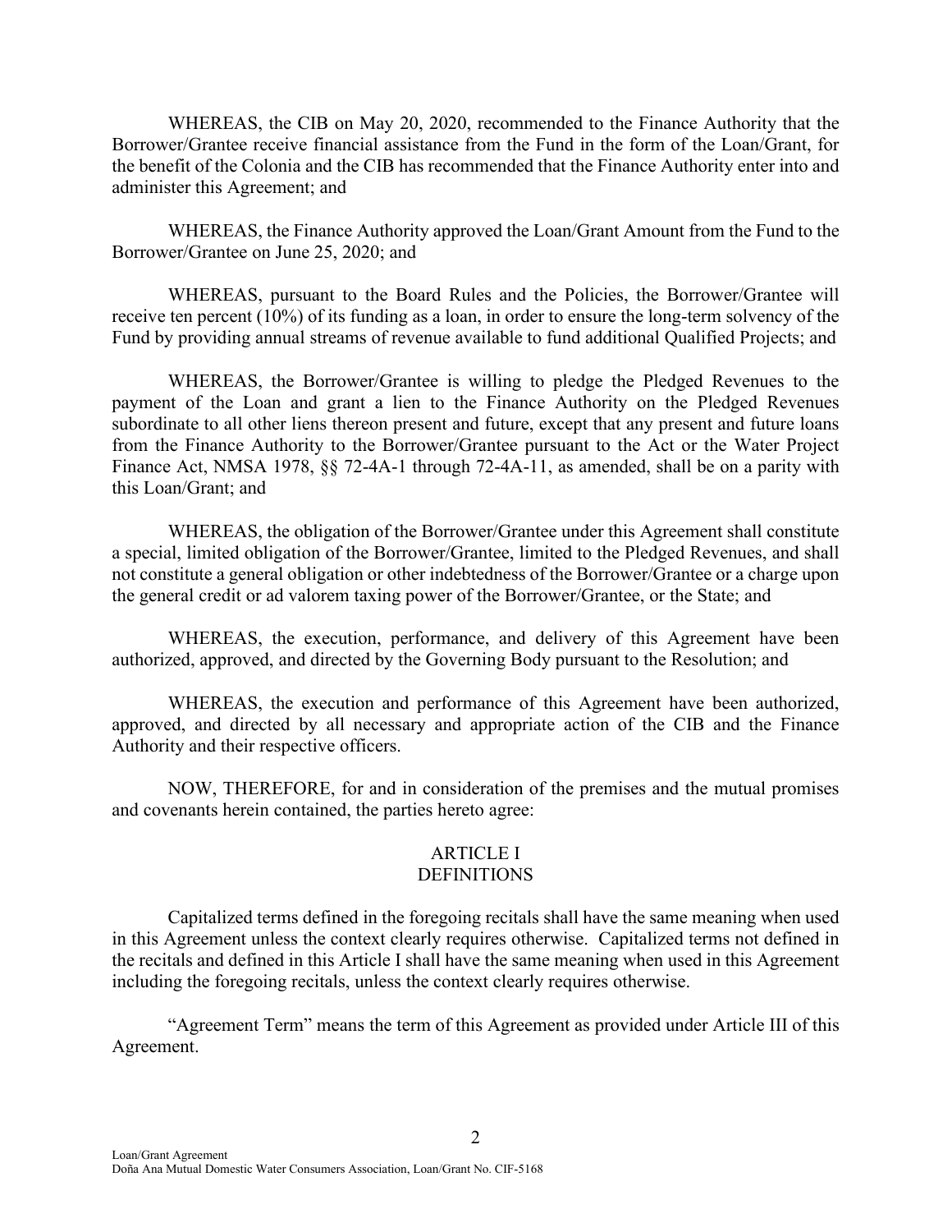WHEREAS, the CIB on May 20, 2020, recommended to the Finance Authority that the Borrower/Grantee receive financial assistance from the Fund in the form of the Loan/Grant, for the benefit of the Colonia and the CIB has recommended that the Finance Authority enter into and administer this Agreement; and

WHEREAS, the Finance Authority approved the Loan/Grant Amount from the Fund to the Borrower/Grantee on June 25, 2020; and

WHEREAS, pursuant to the Board Rules and the Policies, the Borrower/Grantee will receive ten percent (10%) of its funding as a loan, in order to ensure the long-term solvency of the Fund by providing annual streams of revenue available to fund additional Qualified Projects; and

WHEREAS, the Borrower/Grantee is willing to pledge the Pledged Revenues to the payment of the Loan and grant a lien to the Finance Authority on the Pledged Revenues subordinate to all other liens thereon present and future, except that any present and future loans from the Finance Authority to the Borrower/Grantee pursuant to the Act or the Water Project Finance Act, NMSA 1978, §§ 72-4A-1 through 72-4A-11, as amended, shall be on a parity with this Loan/Grant; and

WHEREAS, the obligation of the Borrower/Grantee under this Agreement shall constitute a special, limited obligation of the Borrower/Grantee, limited to the Pledged Revenues, and shall not constitute a general obligation or other indebtedness of the Borrower/Grantee or a charge upon the general credit or ad valorem taxing power of the Borrower/Grantee, or the State; and

WHEREAS, the execution, performance, and delivery of this Agreement have been authorized, approved, and directed by the Governing Body pursuant to the Resolution; and

WHEREAS, the execution and performance of this Agreement have been authorized, approved, and directed by all necessary and appropriate action of the CIB and the Finance Authority and their respective officers.

NOW, THEREFORE, for and in consideration of the premises and the mutual promises and covenants herein contained, the parties hereto agree:

## ARTICLE I
## DEFINITIONS

Capitalized terms defined in the foregoing recitals shall have the same meaning when used in this Agreement unless the context clearly requires otherwise. Capitalized terms not defined in the recitals and defined in this Article I shall have the same meaning when used in this Agreement including the foregoing recitals, unless the context clearly requires otherwise.

"Agreement Term" means the term of this Agreement as provided under Article III of this Agreement.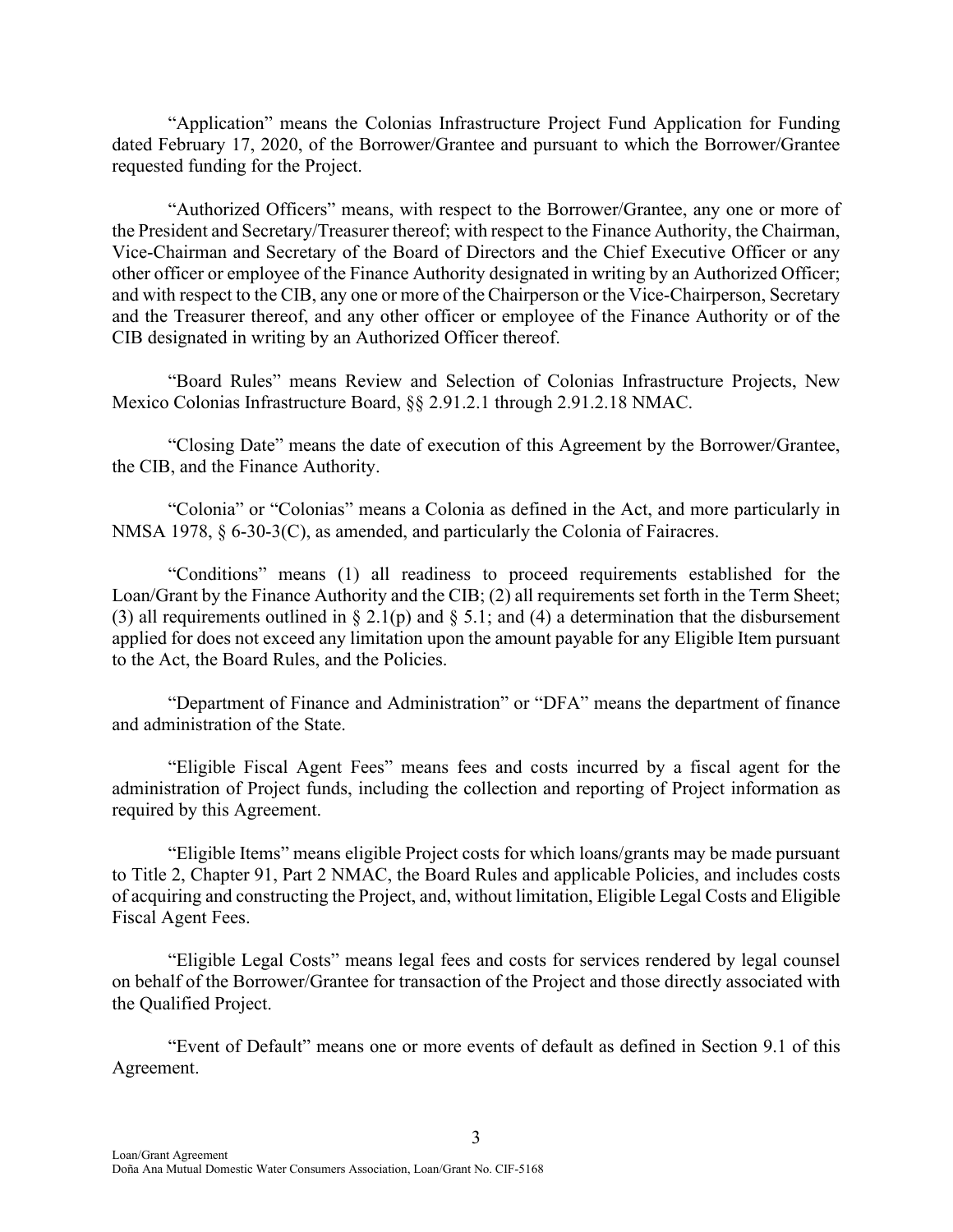"Application" means the Colonias Infrastructure Project Fund Application for Funding dated February 17, 2020, of the Borrower/Grantee and pursuant to which the Borrower/Grantee requested funding for the Project.

"Authorized Officers" means, with respect to the Borrower/Grantee, any one or more of the President and Secretary/Treasurer thereof; with respect to the Finance Authority, the Chairman, Vice-Chairman and Secretary of the Board of Directors and the Chief Executive Officer or any other officer or employee of the Finance Authority designated in writing by an Authorized Officer; and with respect to the CIB, any one or more of the Chairperson or the Vice-Chairperson, Secretary and the Treasurer thereof, and any other officer or employee of the Finance Authority or of the CIB designated in writing by an Authorized Officer thereof.

"Board Rules" means Review and Selection of Colonias Infrastructure Projects, New Mexico Colonias Infrastructure Board, §§ 2.91.2.1 through 2.91.2.18 NMAC.

"Closing Date" means the date of execution of this Agreement by the Borrower/Grantee, the CIB, and the Finance Authority.

"Colonia" or "Colonias" means a Colonia as defined in the Act, and more particularly in NMSA 1978, § 6-30-3(C), as amended, and particularly the Colonia of Fairacres.

"Conditions" means (1) all readiness to proceed requirements established for the Loan/Grant by the Finance Authority and the CIB; (2) all requirements set forth in the Term Sheet; (3) all requirements outlined in § 2.1(p) and § 5.1; and (4) a determination that the disbursement applied for does not exceed any limitation upon the amount payable for any Eligible Item pursuant to the Act, the Board Rules, and the Policies.

"Department of Finance and Administration" or "DFA" means the department of finance and administration of the State.

"Eligible Fiscal Agent Fees" means fees and costs incurred by a fiscal agent for the administration of Project funds, including the collection and reporting of Project information as required by this Agreement.

"Eligible Items" means eligible Project costs for which loans/grants may be made pursuant to Title 2, Chapter 91, Part 2 NMAC, the Board Rules and applicable Policies, and includes costs of acquiring and constructing the Project, and, without limitation, Eligible Legal Costs and Eligible Fiscal Agent Fees.

"Eligible Legal Costs" means legal fees and costs for services rendered by legal counsel on behalf of the Borrower/Grantee for transaction of the Project and those directly associated with the Qualified Project.

"Event of Default" means one or more events of default as defined in Section 9.1 of this Agreement.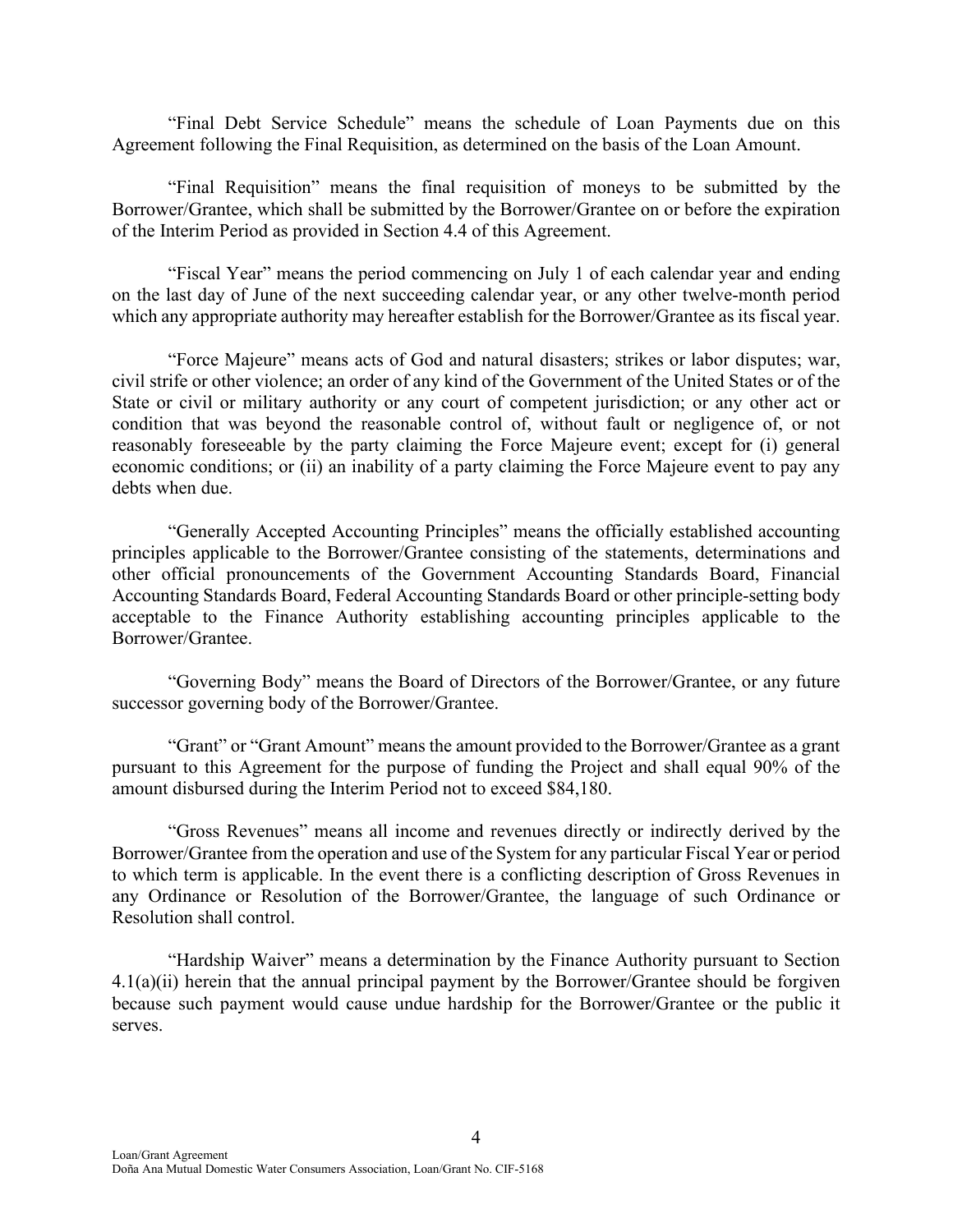"Final Debt Service Schedule" means the schedule of Loan Payments due on this Agreement following the Final Requisition, as determined on the basis of the Loan Amount.

"Final Requisition" means the final requisition of moneys to be submitted by the Borrower/Grantee, which shall be submitted by the Borrower/Grantee on or before the expiration of the Interim Period as provided in Section 4.4 of this Agreement.

"Fiscal Year" means the period commencing on July 1 of each calendar year and ending on the last day of June of the next succeeding calendar year, or any other twelve-month period which any appropriate authority may hereafter establish for the Borrower/Grantee as its fiscal year.

"Force Majeure" means acts of God and natural disasters; strikes or labor disputes; war, civil strife or other violence; an order of any kind of the Government of the United States or of the State or civil or military authority or any court of competent jurisdiction; or any other act or condition that was beyond the reasonable control of, without fault or negligence of, or not reasonably foreseeable by the party claiming the Force Majeure event; except for (i) general economic conditions; or (ii) an inability of a party claiming the Force Majeure event to pay any debts when due.

"Generally Accepted Accounting Principles" means the officially established accounting principles applicable to the Borrower/Grantee consisting of the statements, determinations and other official pronouncements of the Government Accounting Standards Board, Financial Accounting Standards Board, Federal Accounting Standards Board or other principle-setting body acceptable to the Finance Authority establishing accounting principles applicable to the Borrower/Grantee.

"Governing Body" means the Board of Directors of the Borrower/Grantee, or any future successor governing body of the Borrower/Grantee.

"Grant" or "Grant Amount" means the amount provided to the Borrower/Grantee as a grant pursuant to this Agreement for the purpose of funding the Project and shall equal 90% of the amount disbursed during the Interim Period not to exceed $84,180.

"Gross Revenues" means all income and revenues directly or indirectly derived by the Borrower/Grantee from the operation and use of the System for any particular Fiscal Year or period to which term is applicable. In the event there is a conflicting description of Gross Revenues in any Ordinance or Resolution of the Borrower/Grantee, the language of such Ordinance or Resolution shall control.

"Hardship Waiver" means a determination by the Finance Authority pursuant to Section 4.1(a)(ii) herein that the annual principal payment by the Borrower/Grantee should be forgiven because such payment would cause undue hardship for the Borrower/Grantee or the public it serves.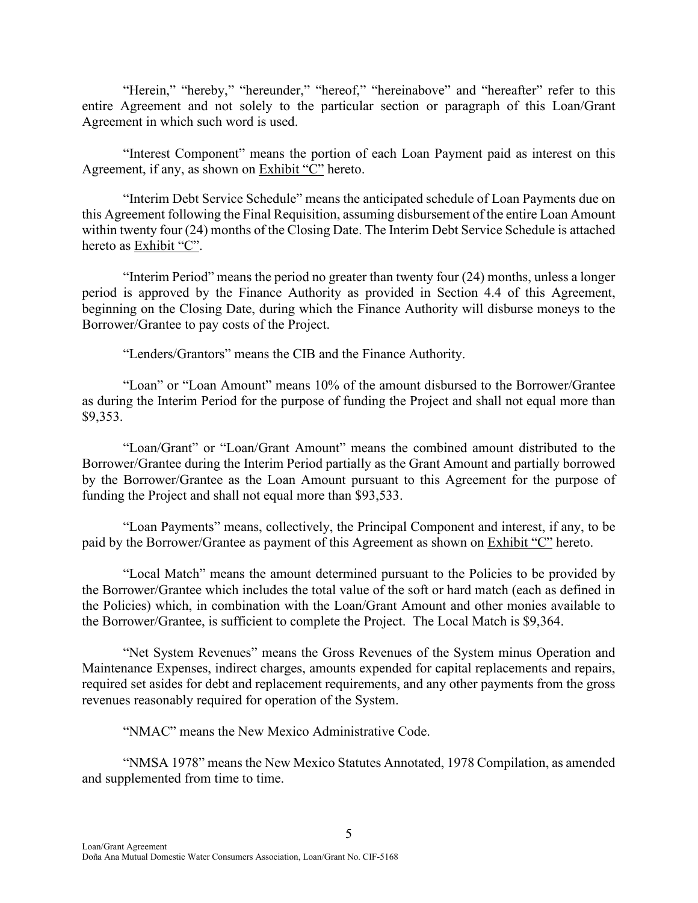"Herein," "hereby," "hereunder," "hereof," "hereinabove" and "hereafter" refer to this entire Agreement and not solely to the particular section or paragraph of this Loan/Grant Agreement in which such word is used.

"Interest Component" means the portion of each Loan Payment paid as interest on this Agreement, if any, as shown on Exhibit "C" hereto.

"Interim Debt Service Schedule" means the anticipated schedule of Loan Payments due on this Agreement following the Final Requisition, assuming disbursement of the entire Loan Amount within twenty four (24) months of the Closing Date. The Interim Debt Service Schedule is attached hereto as Exhibit "C".

"Interim Period" means the period no greater than twenty four (24) months, unless a longer period is approved by the Finance Authority as provided in Section 4.4 of this Agreement, beginning on the Closing Date, during which the Finance Authority will disburse moneys to the Borrower/Grantee to pay costs of the Project.

"Lenders/Grantors" means the CIB and the Finance Authority.

"Loan" or "Loan Amount" means 10% of the amount disbursed to the Borrower/Grantee as during the Interim Period for the purpose of funding the Project and shall not equal more than $9,353.

"Loan/Grant" or "Loan/Grant Amount" means the combined amount distributed to the Borrower/Grantee during the Interim Period partially as the Grant Amount and partially borrowed by the Borrower/Grantee as the Loan Amount pursuant to this Agreement for the purpose of funding the Project and shall not equal more than $93,533.

"Loan Payments" means, collectively, the Principal Component and interest, if any, to be paid by the Borrower/Grantee as payment of this Agreement as shown on Exhibit "C" hereto.

"Local Match" means the amount determined pursuant to the Policies to be provided by the Borrower/Grantee which includes the total value of the soft or hard match (each as defined in the Policies) which, in combination with the Loan/Grant Amount and other monies available to the Borrower/Grantee, is sufficient to complete the Project. The Local Match is $9,364.

"Net System Revenues" means the Gross Revenues of the System minus Operation and Maintenance Expenses, indirect charges, amounts expended for capital replacements and repairs, required set asides for debt and replacement requirements, and any other payments from the gross revenues reasonably required for operation of the System.

"NMAC" means the New Mexico Administrative Code.

"NMSA 1978" means the New Mexico Statutes Annotated, 1978 Compilation, as amended and supplemented from time to time.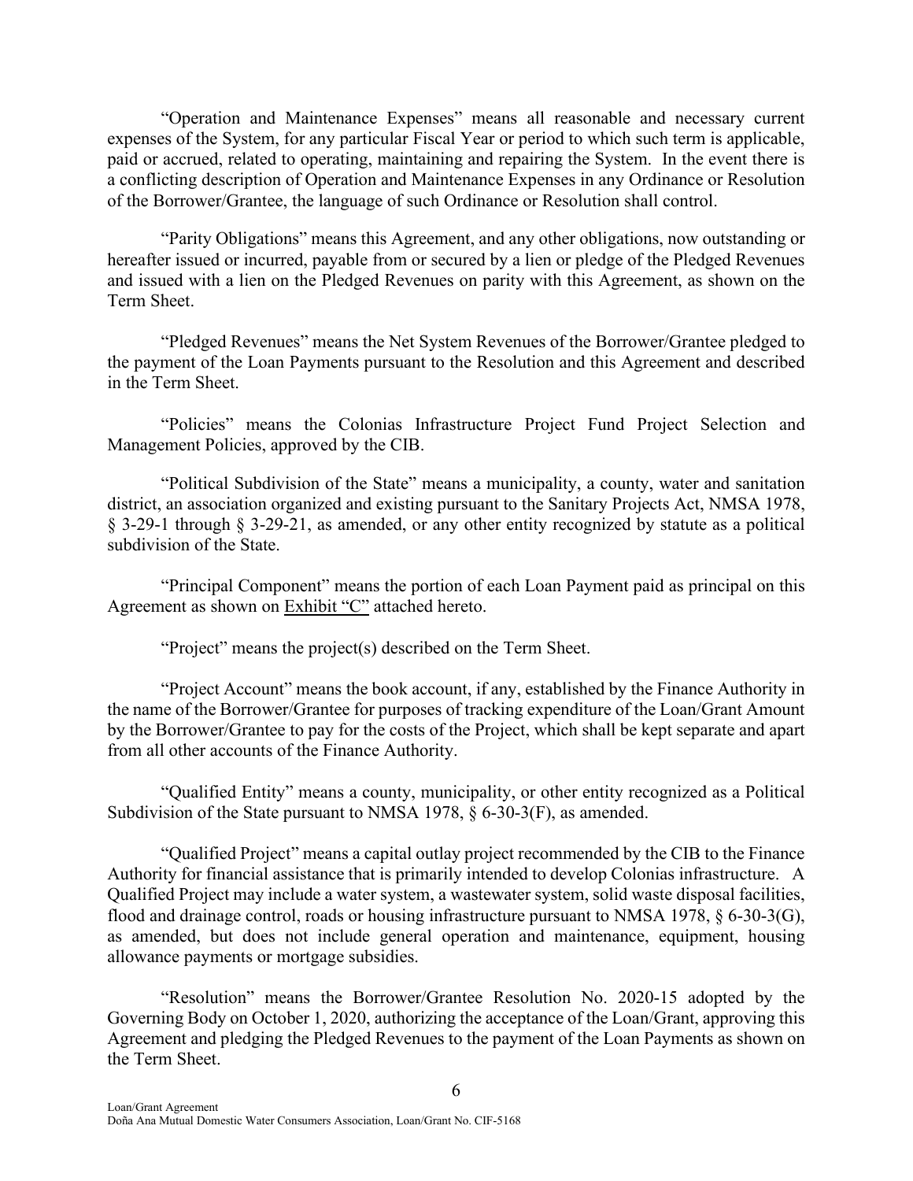"Operation and Maintenance Expenses" means all reasonable and necessary current expenses of the System, for any particular Fiscal Year or period to which such term is applicable, paid or accrued, related to operating, maintaining and repairing the System. In the event there is a conflicting description of Operation and Maintenance Expenses in any Ordinance or Resolution of the Borrower/Grantee, the language of such Ordinance or Resolution shall control.

"Parity Obligations" means this Agreement, and any other obligations, now outstanding or hereafter issued or incurred, payable from or secured by a lien or pledge of the Pledged Revenues and issued with a lien on the Pledged Revenues on parity with this Agreement, as shown on the Term Sheet.

"Pledged Revenues" means the Net System Revenues of the Borrower/Grantee pledged to the payment of the Loan Payments pursuant to the Resolution and this Agreement and described in the Term Sheet.

"Policies" means the Colonias Infrastructure Project Fund Project Selection and Management Policies, approved by the CIB.

"Political Subdivision of the State" means a municipality, a county, water and sanitation district, an association organized and existing pursuant to the Sanitary Projects Act, NMSA 1978, § 3-29-1 through § 3-29-21, as amended, or any other entity recognized by statute as a political subdivision of the State.

"Principal Component" means the portion of each Loan Payment paid as principal on this Agreement as shown on Exhibit "C" attached hereto.

"Project" means the project(s) described on the Term Sheet.

"Project Account" means the book account, if any, established by the Finance Authority in the name of the Borrower/Grantee for purposes of tracking expenditure of the Loan/Grant Amount by the Borrower/Grantee to pay for the costs of the Project, which shall be kept separate and apart from all other accounts of the Finance Authority.

"Qualified Entity" means a county, municipality, or other entity recognized as a Political Subdivision of the State pursuant to NMSA 1978, § 6-30-3(F), as amended.

"Qualified Project" means a capital outlay project recommended by the CIB to the Finance Authority for financial assistance that is primarily intended to develop Colonias infrastructure. A Qualified Project may include a water system, a wastewater system, solid waste disposal facilities, flood and drainage control, roads or housing infrastructure pursuant to NMSA 1978, § 6-30-3(G), as amended, but does not include general operation and maintenance, equipment, housing allowance payments or mortgage subsidies.

"Resolution" means the Borrower/Grantee Resolution No. 2020-15 adopted by the Governing Body on October 1, 2020, authorizing the acceptance of the Loan/Grant, approving this Agreement and pledging the Pledged Revenues to the payment of the Loan Payments as shown on the Term Sheet.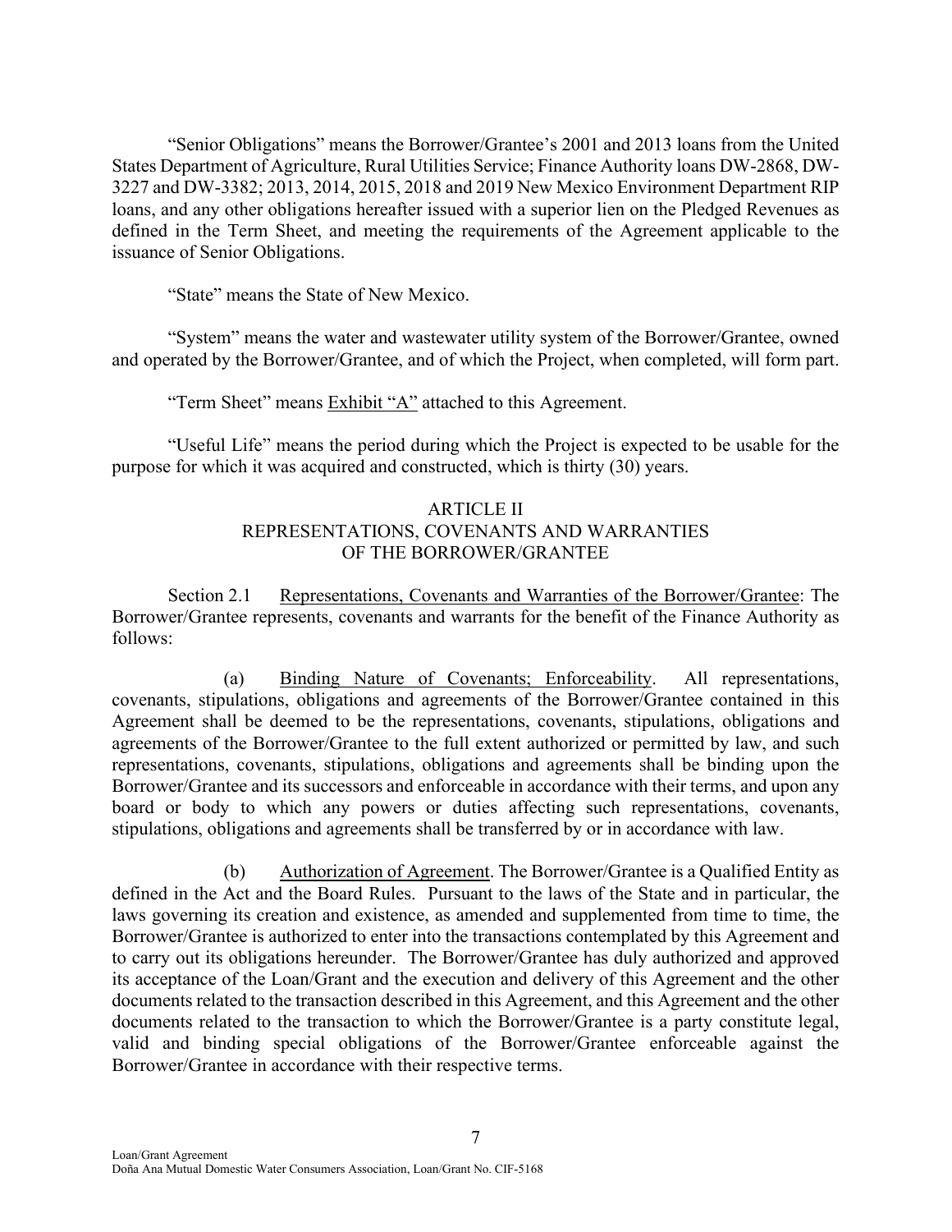"Senior Obligations" means the Borrower/Grantee's 2001 and 2013 loans from the United States Department of Agriculture, Rural Utilities Service; Finance Authority loans DW-2868, DW-3227 and DW-3382; 2013, 2014, 2015, 2018 and 2019 New Mexico Environment Department RIP loans, and any other obligations hereafter issued with a superior lien on the Pledged Revenues as defined in the Term Sheet, and meeting the requirements of the Agreement applicable to the issuance of Senior Obligations.

"State" means the State of New Mexico.

"System" means the water and wastewater utility system of the Borrower/Grantee, owned and operated by the Borrower/Grantee, and of which the Project, when completed, will form part.

"Term Sheet" means Exhibit "A" attached to this Agreement.

"Useful Life" means the period during which the Project is expected to be usable for the purpose for which it was acquired and constructed, which is thirty (30) years.

## ARTICLE II
## REPRESENTATIONS, COVENANTS AND WARRANTIES OF THE BORROWER/GRANTEE

Section 2.1 Representations, Covenants and Warranties of the Borrower/Grantee: The Borrower/Grantee represents, covenants and warrants for the benefit of the Finance Authority as follows:

(a) Binding Nature of Covenants; Enforceability. All representations, covenants, stipulations, obligations and agreements of the Borrower/Grantee contained in this Agreement shall be deemed to be the representations, covenants, stipulations, obligations and agreements of the Borrower/Grantee to the full extent authorized or permitted by law, and such representations, covenants, stipulations, obligations and agreements shall be binding upon the Borrower/Grantee and its successors and enforceable in accordance with their terms, and upon any board or body to which any powers or duties affecting such representations, covenants, stipulations, obligations and agreements shall be transferred by or in accordance with law.

(b) Authorization of Agreement. The Borrower/Grantee is a Qualified Entity as defined in the Act and the Board Rules. Pursuant to the laws of the State and in particular, the laws governing its creation and existence, as amended and supplemented from time to time, the Borrower/Grantee is authorized to enter into the transactions contemplated by this Agreement and to carry out its obligations hereunder. The Borrower/Grantee has duly authorized and approved its acceptance of the Loan/Grant and the execution and delivery of this Agreement and the other documents related to the transaction described in this Agreement, and this Agreement and the other documents related to the transaction to which the Borrower/Grantee is a party constitute legal, valid and binding special obligations of the Borrower/Grantee enforceable against the Borrower/Grantee in accordance with their respective terms.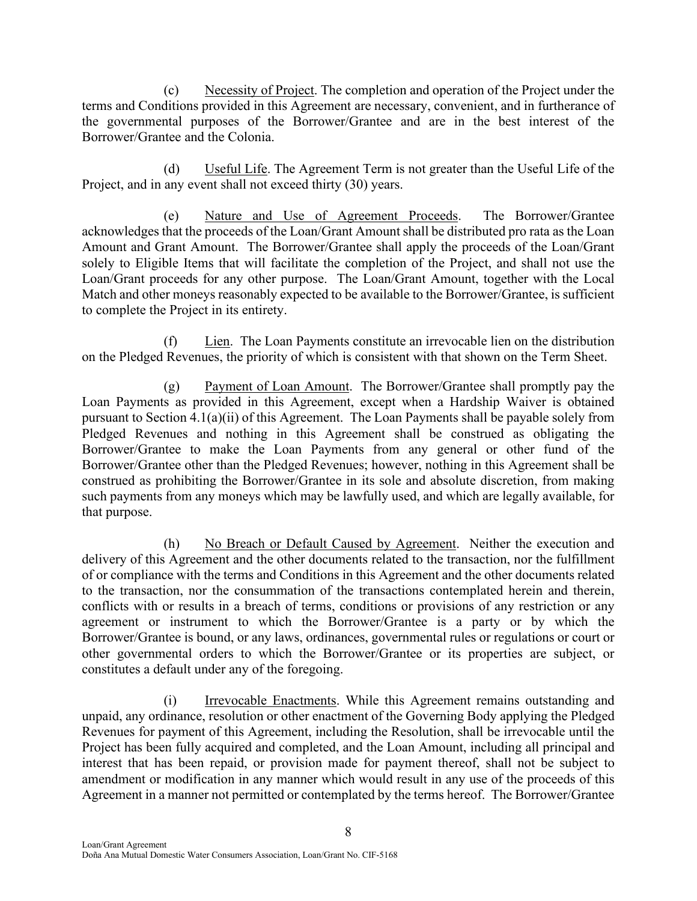(c) Necessity of Project. The completion and operation of the Project under the terms and Conditions provided in this Agreement are necessary, convenient, and in furtherance of the governmental purposes of the Borrower/Grantee and are in the best interest of the Borrower/Grantee and the Colonia.

(d) Useful Life. The Agreement Term is not greater than the Useful Life of the Project, and in any event shall not exceed thirty (30) years.

(e) Nature and Use of Agreement Proceeds. The Borrower/Grantee acknowledges that the proceeds of the Loan/Grant Amount shall be distributed pro rata as the Loan Amount and Grant Amount. The Borrower/Grantee shall apply the proceeds of the Loan/Grant solely to Eligible Items that will facilitate the completion of the Project, and shall not use the Loan/Grant proceeds for any other purpose. The Loan/Grant Amount, together with the Local Match and other moneys reasonably expected to be available to the Borrower/Grantee, is sufficient to complete the Project in its entirety.

(f) Lien. The Loan Payments constitute an irrevocable lien on the distribution on the Pledged Revenues, the priority of which is consistent with that shown on the Term Sheet.

(g) Payment of Loan Amount. The Borrower/Grantee shall promptly pay the Loan Payments as provided in this Agreement, except when a Hardship Waiver is obtained pursuant to Section 4.1(a)(ii) of this Agreement. The Loan Payments shall be payable solely from Pledged Revenues and nothing in this Agreement shall be construed as obligating the Borrower/Grantee to make the Loan Payments from any general or other fund of the Borrower/Grantee other than the Pledged Revenues; however, nothing in this Agreement shall be construed as prohibiting the Borrower/Grantee in its sole and absolute discretion, from making such payments from any moneys which may be lawfully used, and which are legally available, for that purpose.

(h) No Breach or Default Caused by Agreement. Neither the execution and delivery of this Agreement and the other documents related to the transaction, nor the fulfillment of or compliance with the terms and Conditions in this Agreement and the other documents related to the transaction, nor the consummation of the transactions contemplated herein and therein, conflicts with or results in a breach of terms, conditions or provisions of any restriction or any agreement or instrument to which the Borrower/Grantee is a party or by which the Borrower/Grantee is bound, or any laws, ordinances, governmental rules or regulations or court or other governmental orders to which the Borrower/Grantee or its properties are subject, or constitutes a default under any of the foregoing.

(i) Irrevocable Enactments. While this Agreement remains outstanding and unpaid, any ordinance, resolution or other enactment of the Governing Body applying the Pledged Revenues for payment of this Agreement, including the Resolution, shall be irrevocable until the Project has been fully acquired and completed, and the Loan Amount, including all principal and interest that has been repaid, or provision made for payment thereof, shall not be subject to amendment or modification in any manner which would result in any use of the proceeds of this Agreement in a manner not permitted or contemplated by the terms hereof. The Borrower/Grantee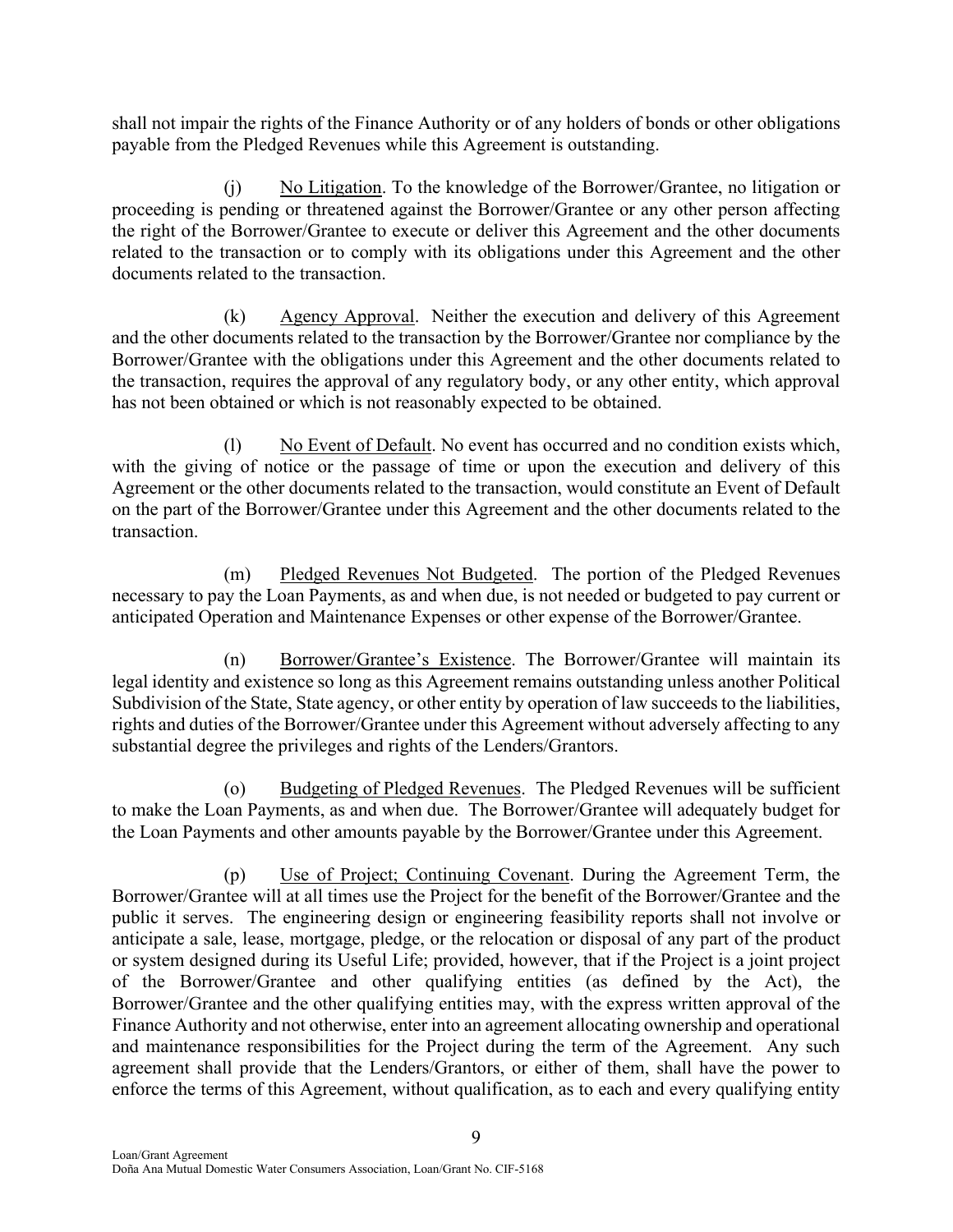shall not impair the rights of the Finance Authority or of any holders of bonds or other obligations payable from the Pledged Revenues while this Agreement is outstanding.

(j) No Litigation. To the knowledge of the Borrower/Grantee, no litigation or proceeding is pending or threatened against the Borrower/Grantee or any other person affecting the right of the Borrower/Grantee to execute or deliver this Agreement and the other documents related to the transaction or to comply with its obligations under this Agreement and the other documents related to the transaction.

(k) Agency Approval. Neither the execution and delivery of this Agreement and the other documents related to the transaction by the Borrower/Grantee nor compliance by the Borrower/Grantee with the obligations under this Agreement and the other documents related to the transaction, requires the approval of any regulatory body, or any other entity, which approval has not been obtained or which is not reasonably expected to be obtained.

(l) No Event of Default. No event has occurred and no condition exists which, with the giving of notice or the passage of time or upon the execution and delivery of this Agreement or the other documents related to the transaction, would constitute an Event of Default on the part of the Borrower/Grantee under this Agreement and the other documents related to the transaction.

(m) Pledged Revenues Not Budgeted. The portion of the Pledged Revenues necessary to pay the Loan Payments, as and when due, is not needed or budgeted to pay current or anticipated Operation and Maintenance Expenses or other expense of the Borrower/Grantee.

(n) Borrower/Grantee's Existence. The Borrower/Grantee will maintain its legal identity and existence so long as this Agreement remains outstanding unless another Political Subdivision of the State, State agency, or other entity by operation of law succeeds to the liabilities, rights and duties of the Borrower/Grantee under this Agreement without adversely affecting to any substantial degree the privileges and rights of the Lenders/Grantors.

(o) Budgeting of Pledged Revenues. The Pledged Revenues will be sufficient to make the Loan Payments, as and when due. The Borrower/Grantee will adequately budget for the Loan Payments and other amounts payable by the Borrower/Grantee under this Agreement.

(p) Use of Project; Continuing Covenant. During the Agreement Term, the Borrower/Grantee will at all times use the Project for the benefit of the Borrower/Grantee and the public it serves. The engineering design or engineering feasibility reports shall not involve or anticipate a sale, lease, mortgage, pledge, or the relocation or disposal of any part of the product or system designed during its Useful Life; provided, however, that if the Project is a joint project of the Borrower/Grantee and other qualifying entities (as defined by the Act), the Borrower/Grantee and the other qualifying entities may, with the express written approval of the Finance Authority and not otherwise, enter into an agreement allocating ownership and operational and maintenance responsibilities for the Project during the term of the Agreement. Any such agreement shall provide that the Lenders/Grantors, or either of them, shall have the power to enforce the terms of this Agreement, without qualification, as to each and every qualifying entity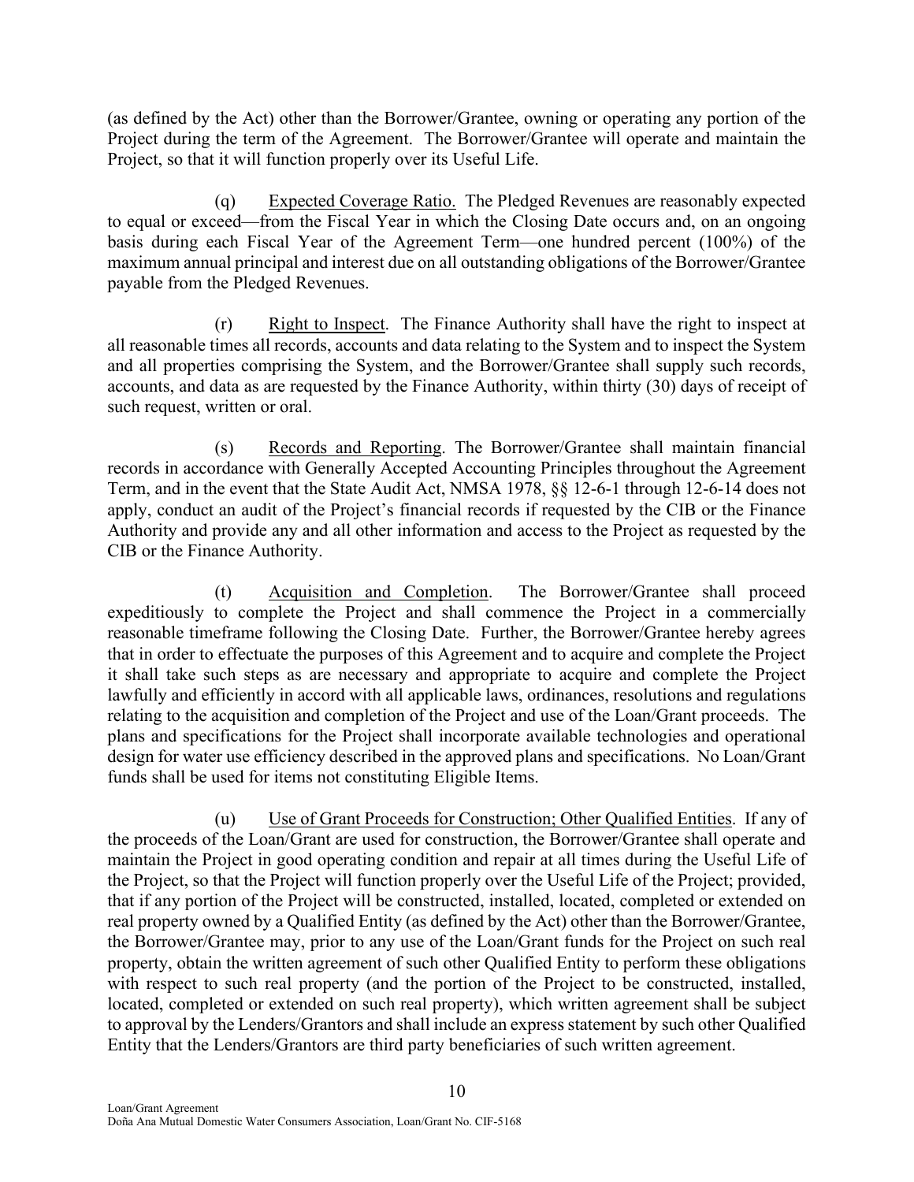(as defined by the Act) other than the Borrower/Grantee, owning or operating any portion of the Project during the term of the Agreement. The Borrower/Grantee will operate and maintain the Project, so that it will function properly over its Useful Life.

(q) Expected Coverage Ratio. The Pledged Revenues are reasonably expected to equal or exceed—from the Fiscal Year in which the Closing Date occurs and, on an ongoing basis during each Fiscal Year of the Agreement Term—one hundred percent (100%) of the maximum annual principal and interest due on all outstanding obligations of the Borrower/Grantee payable from the Pledged Revenues.

(r) Right to Inspect. The Finance Authority shall have the right to inspect at all reasonable times all records, accounts and data relating to the System and to inspect the System and all properties comprising the System, and the Borrower/Grantee shall supply such records, accounts, and data as are requested by the Finance Authority, within thirty (30) days of receipt of such request, written or oral.

(s) Records and Reporting. The Borrower/Grantee shall maintain financial records in accordance with Generally Accepted Accounting Principles throughout the Agreement Term, and in the event that the State Audit Act, NMSA 1978, §§ 12-6-1 through 12-6-14 does not apply, conduct an audit of the Project's financial records if requested by the CIB or the Finance Authority and provide any and all other information and access to the Project as requested by the CIB or the Finance Authority.

(t) Acquisition and Completion. The Borrower/Grantee shall proceed expeditiously to complete the Project and shall commence the Project in a commercially reasonable timeframe following the Closing Date. Further, the Borrower/Grantee hereby agrees that in order to effectuate the purposes of this Agreement and to acquire and complete the Project it shall take such steps as are necessary and appropriate to acquire and complete the Project lawfully and efficiently in accord with all applicable laws, ordinances, resolutions and regulations relating to the acquisition and completion of the Project and use of the Loan/Grant proceeds. The plans and specifications for the Project shall incorporate available technologies and operational design for water use efficiency described in the approved plans and specifications. No Loan/Grant funds shall be used for items not constituting Eligible Items.

(u) Use of Grant Proceeds for Construction; Other Qualified Entities. If any of the proceeds of the Loan/Grant are used for construction, the Borrower/Grantee shall operate and maintain the Project in good operating condition and repair at all times during the Useful Life of the Project, so that the Project will function properly over the Useful Life of the Project; provided, that if any portion of the Project will be constructed, installed, located, completed or extended on real property owned by a Qualified Entity (as defined by the Act) other than the Borrower/Grantee, the Borrower/Grantee may, prior to any use of the Loan/Grant funds for the Project on such real property, obtain the written agreement of such other Qualified Entity to perform these obligations with respect to such real property (and the portion of the Project to be constructed, installed, located, completed or extended on such real property), which written agreement shall be subject to approval by the Lenders/Grantors and shall include an express statement by such other Qualified Entity that the Lenders/Grantors are third party beneficiaries of such written agreement.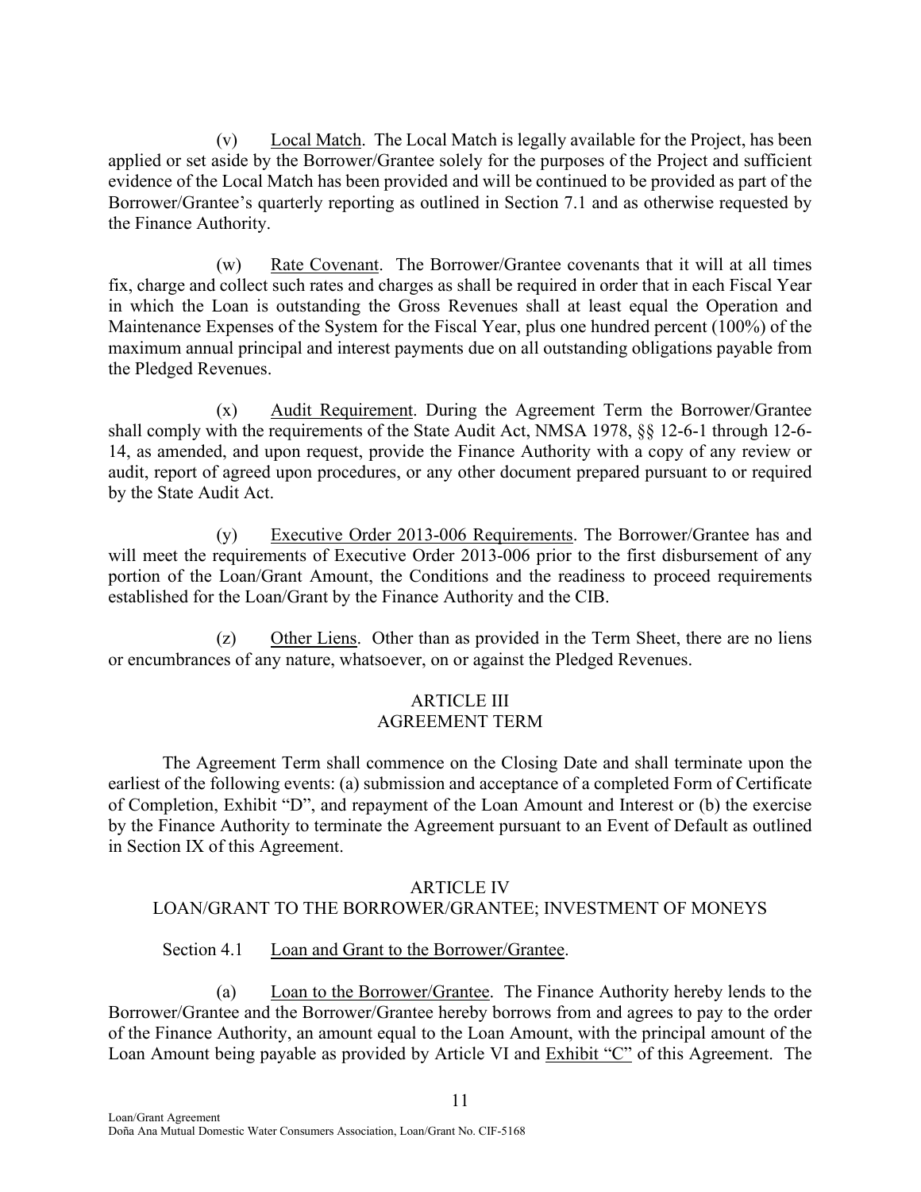(v) Local Match. The Local Match is legally available for the Project, has been applied or set aside by the Borrower/Grantee solely for the purposes of the Project and sufficient evidence of the Local Match has been provided and will be continued to be provided as part of the Borrower/Grantee's quarterly reporting as outlined in Section 7.1 and as otherwise requested by the Finance Authority.

(w) Rate Covenant. The Borrower/Grantee covenants that it will at all times fix, charge and collect such rates and charges as shall be required in order that in each Fiscal Year in which the Loan is outstanding the Gross Revenues shall at least equal the Operation and Maintenance Expenses of the System for the Fiscal Year, plus one hundred percent (100%) of the maximum annual principal and interest payments due on all outstanding obligations payable from the Pledged Revenues.

(x) Audit Requirement. During the Agreement Term the Borrower/Grantee shall comply with the requirements of the State Audit Act, NMSA 1978, §§ 12-6-1 through 12-6-14, as amended, and upon request, provide the Finance Authority with a copy of any review or audit, report of agreed upon procedures, or any other document prepared pursuant to or required by the State Audit Act.

(y) Executive Order 2013-006 Requirements. The Borrower/Grantee has and will meet the requirements of Executive Order 2013-006 prior to the first disbursement of any portion of the Loan/Grant Amount, the Conditions and the readiness to proceed requirements established for the Loan/Grant by the Finance Authority and the CIB.

(z) Other Liens. Other than as provided in the Term Sheet, there are no liens or encumbrances of any nature, whatsoever, on or against the Pledged Revenues.

## ARTICLE III
## AGREEMENT TERM

The Agreement Term shall commence on the Closing Date and shall terminate upon the earliest of the following events: (a) submission and acceptance of a completed Form of Certificate of Completion, Exhibit "D", and repayment of the Loan Amount and Interest or (b) the exercise by the Finance Authority to terminate the Agreement pursuant to an Event of Default as outlined in Section IX of this Agreement.

## ARTICLE IV
## LOAN/GRANT TO THE BORROWER/GRANTEE; INVESTMENT OF MONEYS

Section 4.1 Loan and Grant to the Borrower/Grantee.

(a) Loan to the Borrower/Grantee. The Finance Authority hereby lends to the Borrower/Grantee and the Borrower/Grantee hereby borrows from and agrees to pay to the order of the Finance Authority, an amount equal to the Loan Amount, with the principal amount of the Loan Amount being payable as provided by Article VI and Exhibit "C" of this Agreement. The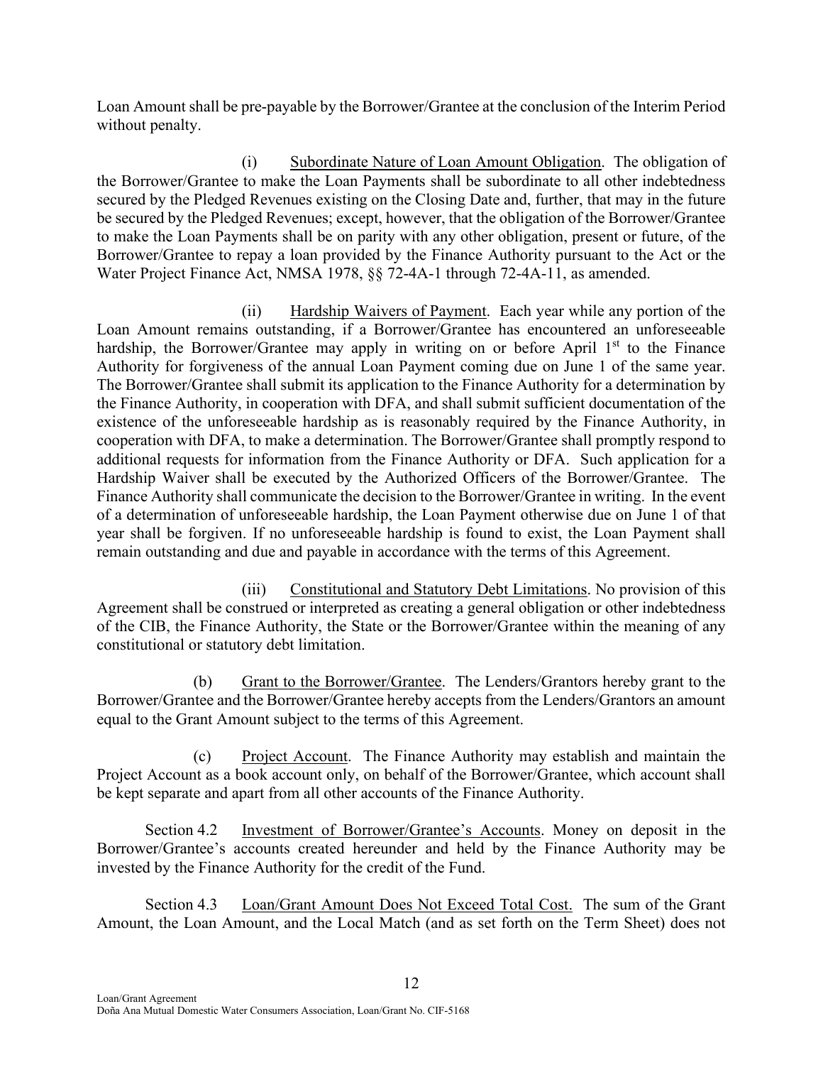Loan Amount shall be pre-payable by the Borrower/Grantee at the conclusion of the Interim Period without penalty.

(i) Subordinate Nature of Loan Amount Obligation. The obligation of the Borrower/Grantee to make the Loan Payments shall be subordinate to all other indebtedness secured by the Pledged Revenues existing on the Closing Date and, further, that may in the future be secured by the Pledged Revenues; except, however, that the obligation of the Borrower/Grantee to make the Loan Payments shall be on parity with any other obligation, present or future, of the Borrower/Grantee to repay a loan provided by the Finance Authority pursuant to the Act or the Water Project Finance Act, NMSA 1978, §§ 72-4A-1 through 72-4A-11, as amended.

(ii) Hardship Waivers of Payment. Each year while any portion of the Loan Amount remains outstanding, if a Borrower/Grantee has encountered an unforeseeable hardship, the Borrower/Grantee may apply in writing on or before April 1st to the Finance Authority for forgiveness of the annual Loan Payment coming due on June 1 of the same year. The Borrower/Grantee shall submit its application to the Finance Authority for a determination by the Finance Authority, in cooperation with DFA, and shall submit sufficient documentation of the existence of the unforeseeable hardship as is reasonably required by the Finance Authority, in cooperation with DFA, to make a determination. The Borrower/Grantee shall promptly respond to additional requests for information from the Finance Authority or DFA. Such application for a Hardship Waiver shall be executed by the Authorized Officers of the Borrower/Grantee. The Finance Authority shall communicate the decision to the Borrower/Grantee in writing. In the event of a determination of unforeseeable hardship, the Loan Payment otherwise due on June 1 of that year shall be forgiven. If no unforeseeable hardship is found to exist, the Loan Payment shall remain outstanding and due and payable in accordance with the terms of this Agreement.

(iii) Constitutional and Statutory Debt Limitations. No provision of this Agreement shall be construed or interpreted as creating a general obligation or other indebtedness of the CIB, the Finance Authority, the State or the Borrower/Grantee within the meaning of any constitutional or statutory debt limitation.

(b) Grant to the Borrower/Grantee. The Lenders/Grantors hereby grant to the Borrower/Grantee and the Borrower/Grantee hereby accepts from the Lenders/Grantors an amount equal to the Grant Amount subject to the terms of this Agreement.

(c) Project Account. The Finance Authority may establish and maintain the Project Account as a book account only, on behalf of the Borrower/Grantee, which account shall be kept separate and apart from all other accounts of the Finance Authority.

Section 4.2 Investment of Borrower/Grantee's Accounts. Money on deposit in the Borrower/Grantee's accounts created hereunder and held by the Finance Authority may be invested by the Finance Authority for the credit of the Fund.

Section 4.3 Loan/Grant Amount Does Not Exceed Total Cost. The sum of the Grant Amount, the Loan Amount, and the Local Match (and as set forth on the Term Sheet) does not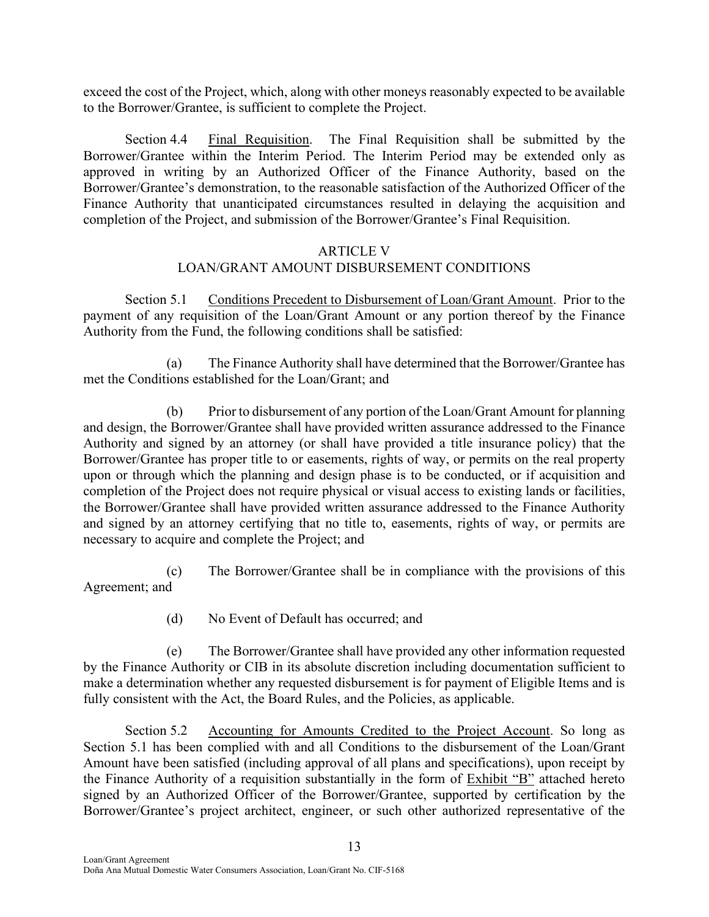exceed the cost of the Project, which, along with other moneys reasonably expected to be available to the Borrower/Grantee, is sufficient to complete the Project.

Section 4.4 Final Requisition. The Final Requisition shall be submitted by the Borrower/Grantee within the Interim Period. The Interim Period may be extended only as approved in writing by an Authorized Officer of the Finance Authority, based on the Borrower/Grantee's demonstration, to the reasonable satisfaction of the Authorized Officer of the Finance Authority that unanticipated circumstances resulted in delaying the acquisition and completion of the Project, and submission of the Borrower/Grantee's Final Requisition.

## ARTICLE V
## LOAN/GRANT AMOUNT DISBURSEMENT CONDITIONS

Section 5.1 Conditions Precedent to Disbursement of Loan/Grant Amount. Prior to the payment of any requisition of the Loan/Grant Amount or any portion thereof by the Finance Authority from the Fund, the following conditions shall be satisfied:

(a) The Finance Authority shall have determined that the Borrower/Grantee has met the Conditions established for the Loan/Grant; and

(b) Prior to disbursement of any portion of the Loan/Grant Amount for planning and design, the Borrower/Grantee shall have provided written assurance addressed to the Finance Authority and signed by an attorney (or shall have provided a title insurance policy) that the Borrower/Grantee has proper title to or easements, rights of way, or permits on the real property upon or through which the planning and design phase is to be conducted, or if acquisition and completion of the Project does not require physical or visual access to existing lands or facilities, the Borrower/Grantee shall have provided written assurance addressed to the Finance Authority and signed by an attorney certifying that no title to, easements, rights of way, or permits are necessary to acquire and complete the Project; and

(c) The Borrower/Grantee shall be in compliance with the provisions of this Agreement; and

(d) No Event of Default has occurred; and

(e) The Borrower/Grantee shall have provided any other information requested by the Finance Authority or CIB in its absolute discretion including documentation sufficient to make a determination whether any requested disbursement is for payment of Eligible Items and is fully consistent with the Act, the Board Rules, and the Policies, as applicable.

Section 5.2 Accounting for Amounts Credited to the Project Account. So long as Section 5.1 has been complied with and all Conditions to the disbursement of the Loan/Grant Amount have been satisfied (including approval of all plans and specifications), upon receipt by the Finance Authority of a requisition substantially in the form of Exhibit "B" attached hereto signed by an Authorized Officer of the Borrower/Grantee, supported by certification by the Borrower/Grantee's project architect, engineer, or such other authorized representative of the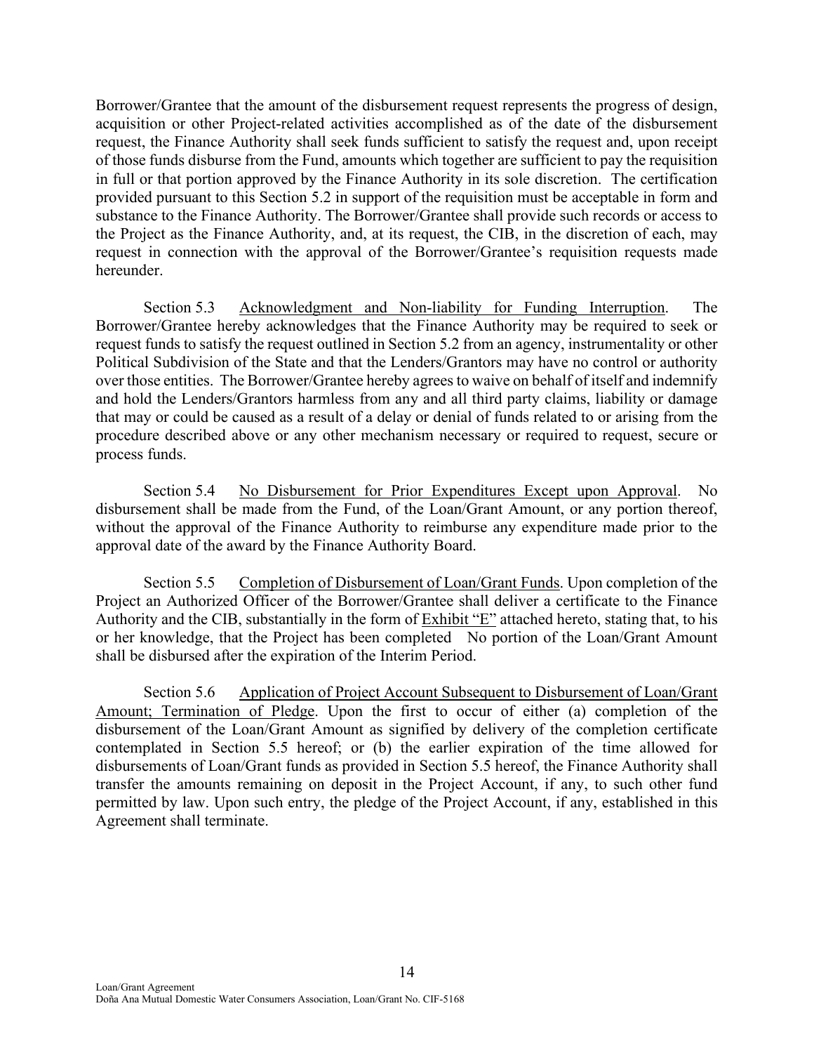Borrower/Grantee that the amount of the disbursement request represents the progress of design, acquisition or other Project-related activities accomplished as of the date of the disbursement request, the Finance Authority shall seek funds sufficient to satisfy the request and, upon receipt of those funds disburse from the Fund, amounts which together are sufficient to pay the requisition in full or that portion approved by the Finance Authority in its sole discretion. The certification provided pursuant to this Section 5.2 in support of the requisition must be acceptable in form and substance to the Finance Authority. The Borrower/Grantee shall provide such records or access to the Project as the Finance Authority, and, at its request, the CIB, in the discretion of each, may request in connection with the approval of the Borrower/Grantee's requisition requests made hereunder.

Section 5.3 Acknowledgment and Non-liability for Funding Interruption. The Borrower/Grantee hereby acknowledges that the Finance Authority may be required to seek or request funds to satisfy the request outlined in Section 5.2 from an agency, instrumentality or other Political Subdivision of the State and that the Lenders/Grantors may have no control or authority over those entities. The Borrower/Grantee hereby agrees to waive on behalf of itself and indemnify and hold the Lenders/Grantors harmless from any and all third party claims, liability or damage that may or could be caused as a result of a delay or denial of funds related to or arising from the procedure described above or any other mechanism necessary or required to request, secure or process funds.

Section 5.4 No Disbursement for Prior Expenditures Except upon Approval. No disbursement shall be made from the Fund, of the Loan/Grant Amount, or any portion thereof, without the approval of the Finance Authority to reimburse any expenditure made prior to the approval date of the award by the Finance Authority Board.

Section 5.5 Completion of Disbursement of Loan/Grant Funds. Upon completion of the Project an Authorized Officer of the Borrower/Grantee shall deliver a certificate to the Finance Authority and the CIB, substantially in the form of Exhibit "E" attached hereto, stating that, to his or her knowledge, that the Project has been completed No portion of the Loan/Grant Amount shall be disbursed after the expiration of the Interim Period.

Section 5.6 Application of Project Account Subsequent to Disbursement of Loan/Grant Amount; Termination of Pledge. Upon the first to occur of either (a) completion of the disbursement of the Loan/Grant Amount as signified by delivery of the completion certificate contemplated in Section 5.5 hereof; or (b) the earlier expiration of the time allowed for disbursements of Loan/Grant funds as provided in Section 5.5 hereof, the Finance Authority shall transfer the amounts remaining on deposit in the Project Account, if any, to such other fund permitted by law. Upon such entry, the pledge of the Project Account, if any, established in this Agreement shall terminate.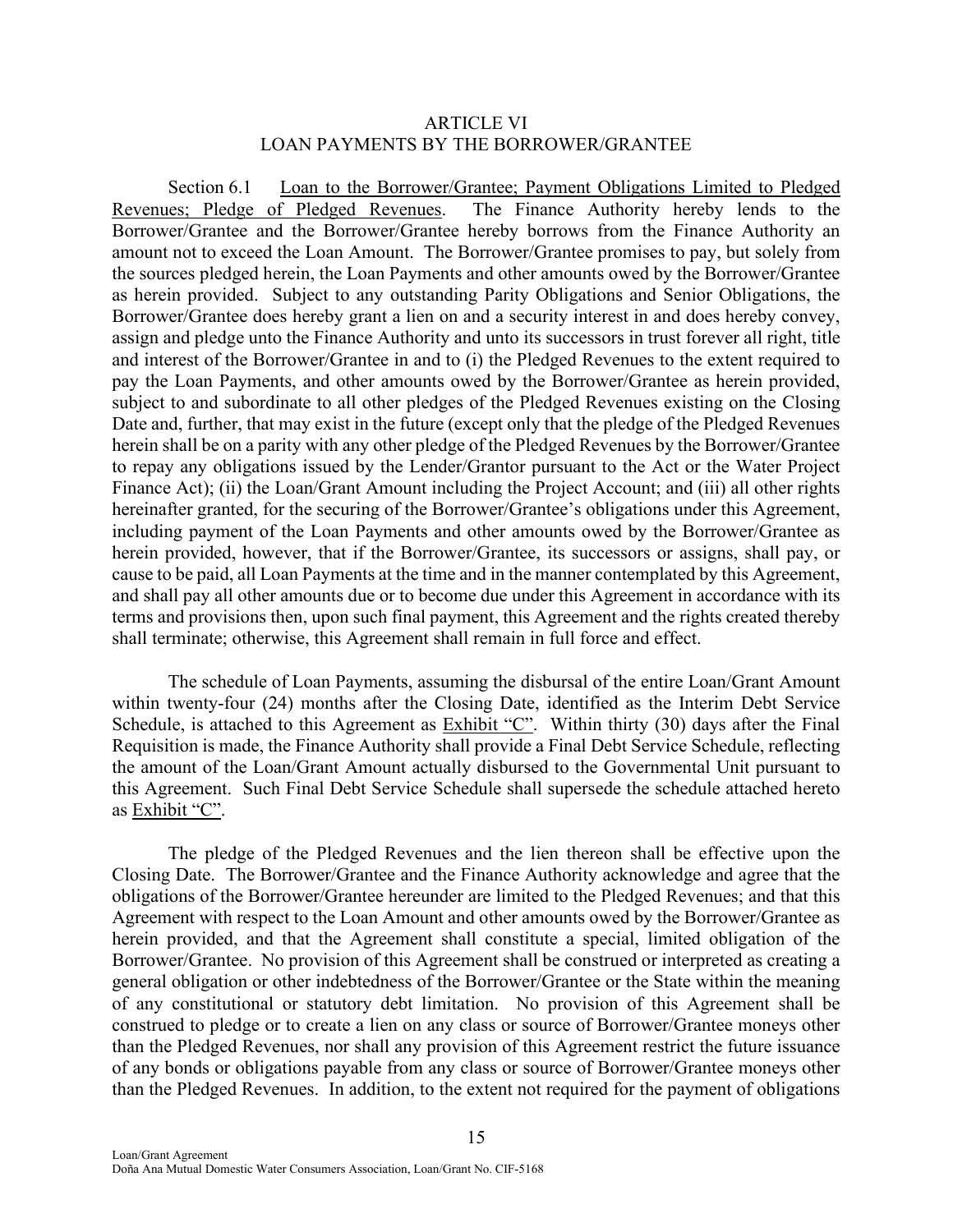# ARTICLE VI
## LOAN PAYMENTS BY THE BORROWER/GRANTEE

Section 6.1 Loan to the Borrower/Grantee; Payment Obligations Limited to Pledged Revenues; Pledge of Pledged Revenues. The Finance Authority hereby lends to the Borrower/Grantee and the Borrower/Grantee hereby borrows from the Finance Authority an amount not to exceed the Loan Amount. The Borrower/Grantee promises to pay, but solely from the sources pledged herein, the Loan Payments and other amounts owed by the Borrower/Grantee as herein provided. Subject to any outstanding Parity Obligations and Senior Obligations, the Borrower/Grantee does hereby grant a lien on and a security interest in and does hereby convey, assign and pledge unto the Finance Authority and unto its successors in trust forever all right, title and interest of the Borrower/Grantee in and to (i) the Pledged Revenues to the extent required to pay the Loan Payments, and other amounts owed by the Borrower/Grantee as herein provided, subject to and subordinate to all other pledges of the Pledged Revenues existing on the Closing Date and, further, that may exist in the future (except only that the pledge of the Pledged Revenues herein shall be on a parity with any other pledge of the Pledged Revenues by the Borrower/Grantee to repay any obligations issued by the Lender/Grantor pursuant to the Act or the Water Project Finance Act); (ii) the Loan/Grant Amount including the Project Account; and (iii) all other rights hereinafter granted, for the securing of the Borrower/Grantee's obligations under this Agreement, including payment of the Loan Payments and other amounts owed by the Borrower/Grantee as herein provided, however, that if the Borrower/Grantee, its successors or assigns, shall pay, or cause to be paid, all Loan Payments at the time and in the manner contemplated by this Agreement, and shall pay all other amounts due or to become due under this Agreement in accordance with its terms and provisions then, upon such final payment, this Agreement and the rights created thereby shall terminate; otherwise, this Agreement shall remain in full force and effect.

The schedule of Loan Payments, assuming the disbursal of the entire Loan/Grant Amount within twenty-four (24) months after the Closing Date, identified as the Interim Debt Service Schedule, is attached to this Agreement as Exhibit "C". Within thirty (30) days after the Final Requisition is made, the Finance Authority shall provide a Final Debt Service Schedule, reflecting the amount of the Loan/Grant Amount actually disbursed to the Governmental Unit pursuant to this Agreement. Such Final Debt Service Schedule shall supersede the schedule attached hereto as Exhibit "C".

The pledge of the Pledged Revenues and the lien thereon shall be effective upon the Closing Date. The Borrower/Grantee and the Finance Authority acknowledge and agree that the obligations of the Borrower/Grantee hereunder are limited to the Pledged Revenues; and that this Agreement with respect to the Loan Amount and other amounts owed by the Borrower/Grantee as herein provided, and that the Agreement shall constitute a special, limited obligation of the Borrower/Grantee. No provision of this Agreement shall be construed or interpreted as creating a general obligation or other indebtedness of the Borrower/Grantee or the State within the meaning of any constitutional or statutory debt limitation. No provision of this Agreement shall be construed to pledge or to create a lien on any class or source of Borrower/Grantee moneys other than the Pledged Revenues, nor shall any provision of this Agreement restrict the future issuance of any bonds or obligations payable from any class or source of Borrower/Grantee moneys other than the Pledged Revenues. In addition, to the extent not required for the payment of obligations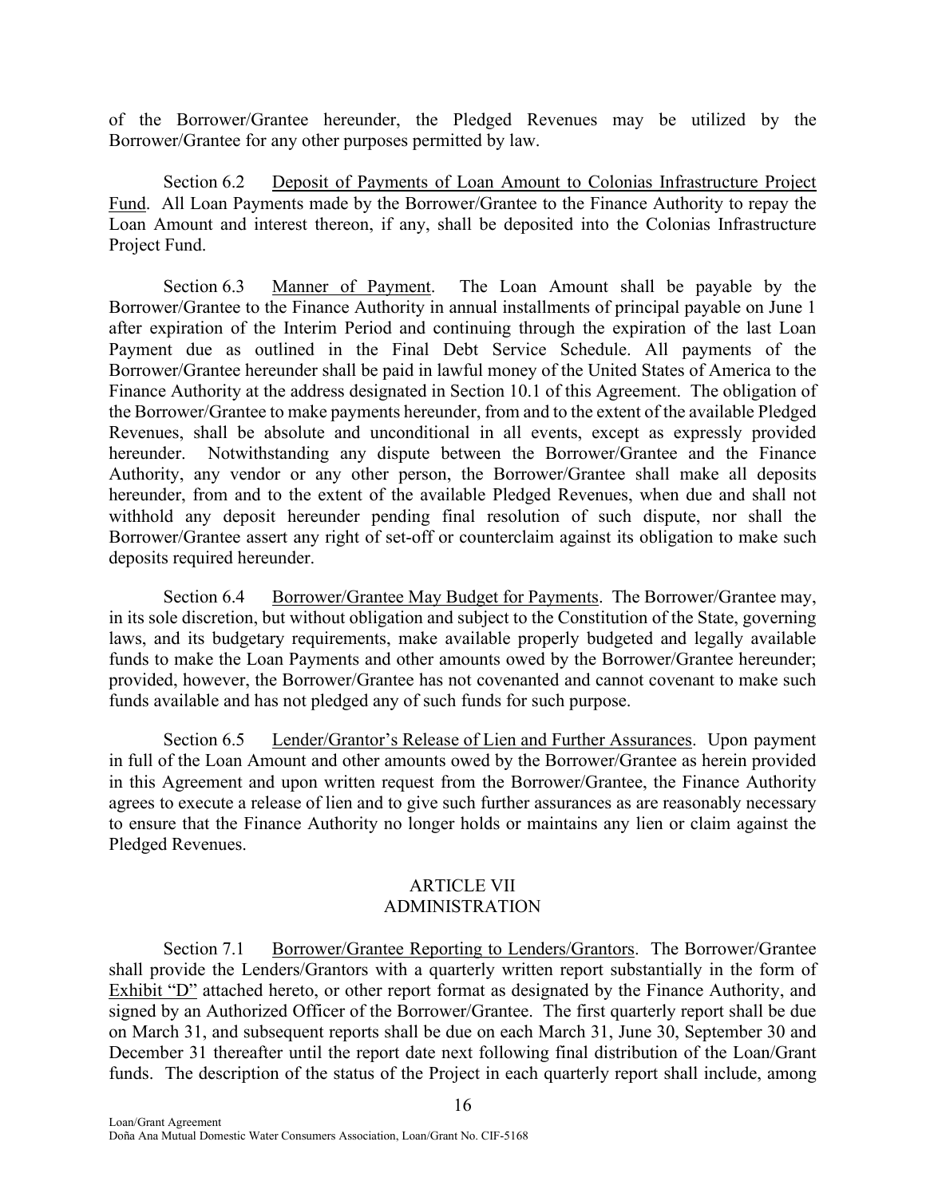of the Borrower/Grantee hereunder, the Pledged Revenues may be utilized by the Borrower/Grantee for any other purposes permitted by law.

Section 6.2 Deposit of Payments of Loan Amount to Colonias Infrastructure Project Fund. All Loan Payments made by the Borrower/Grantee to the Finance Authority to repay the Loan Amount and interest thereon, if any, shall be deposited into the Colonias Infrastructure Project Fund.

Section 6.3 Manner of Payment. The Loan Amount shall be payable by the Borrower/Grantee to the Finance Authority in annual installments of principal payable on June 1 after expiration of the Interim Period and continuing through the expiration of the last Loan Payment due as outlined in the Final Debt Service Schedule. All payments of the Borrower/Grantee hereunder shall be paid in lawful money of the United States of America to the Finance Authority at the address designated in Section 10.1 of this Agreement. The obligation of the Borrower/Grantee to make payments hereunder, from and to the extent of the available Pledged Revenues, shall be absolute and unconditional in all events, except as expressly provided hereunder. Notwithstanding any dispute between the Borrower/Grantee and the Finance Authority, any vendor or any other person, the Borrower/Grantee shall make all deposits hereunder, from and to the extent of the available Pledged Revenues, when due and shall not withhold any deposit hereunder pending final resolution of such dispute, nor shall the Borrower/Grantee assert any right of set-off or counterclaim against its obligation to make such deposits required hereunder.

Section 6.4 Borrower/Grantee May Budget for Payments. The Borrower/Grantee may, in its sole discretion, but without obligation and subject to the Constitution of the State, governing laws, and its budgetary requirements, make available properly budgeted and legally available funds to make the Loan Payments and other amounts owed by the Borrower/Grantee hereunder; provided, however, the Borrower/Grantee has not covenanted and cannot covenant to make such funds available and has not pledged any of such funds for such purpose.

Section 6.5 Lender/Grantor's Release of Lien and Further Assurances. Upon payment in full of the Loan Amount and other amounts owed by the Borrower/Grantee as herein provided in this Agreement and upon written request from the Borrower/Grantee, the Finance Authority agrees to execute a release of lien and to give such further assurances as are reasonably necessary to ensure that the Finance Authority no longer holds or maintains any lien or claim against the Pledged Revenues.

## ARTICLE VII
## ADMINISTRATION

Section 7.1 Borrower/Grantee Reporting to Lenders/Grantors. The Borrower/Grantee shall provide the Lenders/Grantors with a quarterly written report substantially in the form of Exhibit "D" attached hereto, or other report format as designated by the Finance Authority, and signed by an Authorized Officer of the Borrower/Grantee. The first quarterly report shall be due on March 31, and subsequent reports shall be due on each March 31, June 30, September 30 and December 31 thereafter until the report date next following final distribution of the Loan/Grant funds. The description of the status of the Project in each quarterly report shall include, among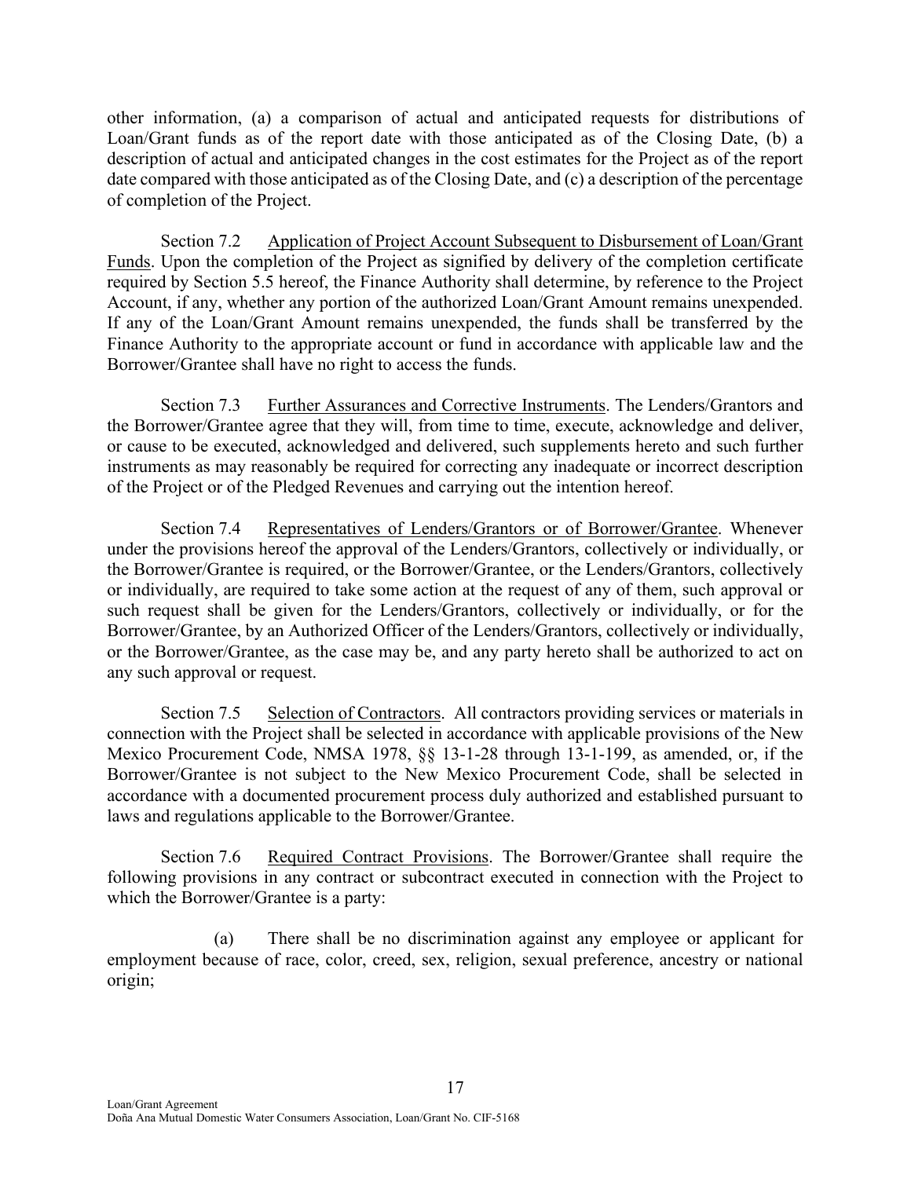other information, (a) a comparison of actual and anticipated requests for distributions of Loan/Grant funds as of the report date with those anticipated as of the Closing Date, (b) a description of actual and anticipated changes in the cost estimates for the Project as of the report date compared with those anticipated as of the Closing Date, and (c) a description of the percentage of completion of the Project.

Section 7.2 Application of Project Account Subsequent to Disbursement of Loan/Grant Funds. Upon the completion of the Project as signified by delivery of the completion certificate required by Section 5.5 hereof, the Finance Authority shall determine, by reference to the Project Account, if any, whether any portion of the authorized Loan/Grant Amount remains unexpended. If any of the Loan/Grant Amount remains unexpended, the funds shall be transferred by the Finance Authority to the appropriate account or fund in accordance with applicable law and the Borrower/Grantee shall have no right to access the funds.

Section 7.3 Further Assurances and Corrective Instruments. The Lenders/Grantors and the Borrower/Grantee agree that they will, from time to time, execute, acknowledge and deliver, or cause to be executed, acknowledged and delivered, such supplements hereto and such further instruments as may reasonably be required for correcting any inadequate or incorrect description of the Project or of the Pledged Revenues and carrying out the intention hereof.

Section 7.4 Representatives of Lenders/Grantors or of Borrower/Grantee. Whenever under the provisions hereof the approval of the Lenders/Grantors, collectively or individually, or the Borrower/Grantee is required, or the Borrower/Grantee, or the Lenders/Grantors, collectively or individually, are required to take some action at the request of any of them, such approval or such request shall be given for the Lenders/Grantors, collectively or individually, or for the Borrower/Grantee, by an Authorized Officer of the Lenders/Grantors, collectively or individually, or the Borrower/Grantee, as the case may be, and any party hereto shall be authorized to act on any such approval or request.

Section 7.5 Selection of Contractors. All contractors providing services or materials in connection with the Project shall be selected in accordance with applicable provisions of the New Mexico Procurement Code, NMSA 1978, §§ 13-1-28 through 13-1-199, as amended, or, if the Borrower/Grantee is not subject to the New Mexico Procurement Code, shall be selected in accordance with a documented procurement process duly authorized and established pursuant to laws and regulations applicable to the Borrower/Grantee.

Section 7.6 Required Contract Provisions. The Borrower/Grantee shall require the following provisions in any contract or subcontract executed in connection with the Project to which the Borrower/Grantee is a party:

(a) There shall be no discrimination against any employee or applicant for employment because of race, color, creed, sex, religion, sexual preference, ancestry or national origin;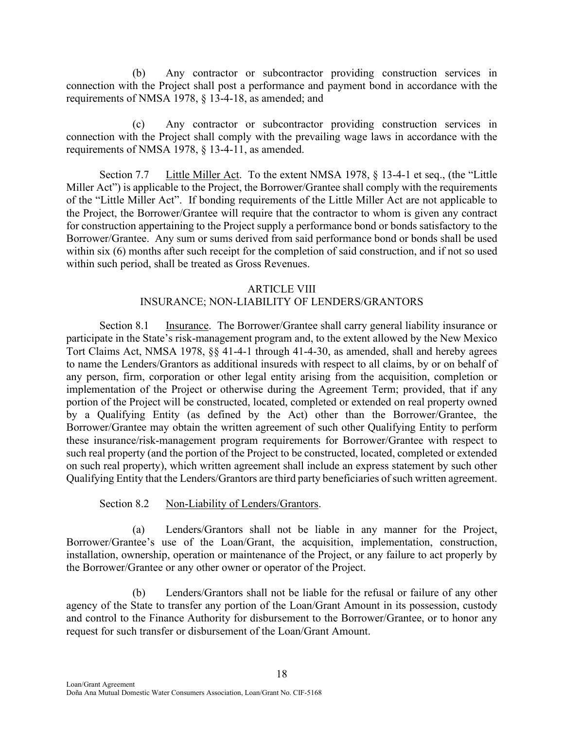(b) Any contractor or subcontractor providing construction services in connection with the Project shall post a performance and payment bond in accordance with the requirements of NMSA 1978, § 13-4-18, as amended; and

(c) Any contractor or subcontractor providing construction services in connection with the Project shall comply with the prevailing wage laws in accordance with the requirements of NMSA 1978, § 13-4-11, as amended.

Section 7.7 Little Miller Act. To the extent NMSA 1978, § 13-4-1 et seq., (the "Little Miller Act") is applicable to the Project, the Borrower/Grantee shall comply with the requirements of the "Little Miller Act". If bonding requirements of the Little Miller Act are not applicable to the Project, the Borrower/Grantee will require that the contractor to whom is given any contract for construction appertaining to the Project supply a performance bond or bonds satisfactory to the Borrower/Grantee. Any sum or sums derived from said performance bond or bonds shall be used within six (6) months after such receipt for the completion of said construction, and if not so used within such period, shall be treated as Gross Revenues.

## ARTICLE VIII
## INSURANCE; NON-LIABILITY OF LENDERS/GRANTORS

Section 8.1 Insurance. The Borrower/Grantee shall carry general liability insurance or participate in the State's risk-management program and, to the extent allowed by the New Mexico Tort Claims Act, NMSA 1978, §§ 41-4-1 through 41-4-30, as amended, shall and hereby agrees to name the Lenders/Grantors as additional insureds with respect to all claims, by or on behalf of any person, firm, corporation or other legal entity arising from the acquisition, completion or implementation of the Project or otherwise during the Agreement Term; provided, that if any portion of the Project will be constructed, located, completed or extended on real property owned by a Qualifying Entity (as defined by the Act) other than the Borrower/Grantee, the Borrower/Grantee may obtain the written agreement of such other Qualifying Entity to perform these insurance/risk-management program requirements for Borrower/Grantee with respect to such real property (and the portion of the Project to be constructed, located, completed or extended on such real property), which written agreement shall include an express statement by such other Qualifying Entity that the Lenders/Grantors are third party beneficiaries of such written agreement.

Section 8.2 Non-Liability of Lenders/Grantors.

(a) Lenders/Grantors shall not be liable in any manner for the Project, Borrower/Grantee's use of the Loan/Grant, the acquisition, implementation, construction, installation, ownership, operation or maintenance of the Project, or any failure to act properly by the Borrower/Grantee or any other owner or operator of the Project.

(b) Lenders/Grantors shall not be liable for the refusal or failure of any other agency of the State to transfer any portion of the Loan/Grant Amount in its possession, custody and control to the Finance Authority for disbursement to the Borrower/Grantee, or to honor any request for such transfer or disbursement of the Loan/Grant Amount.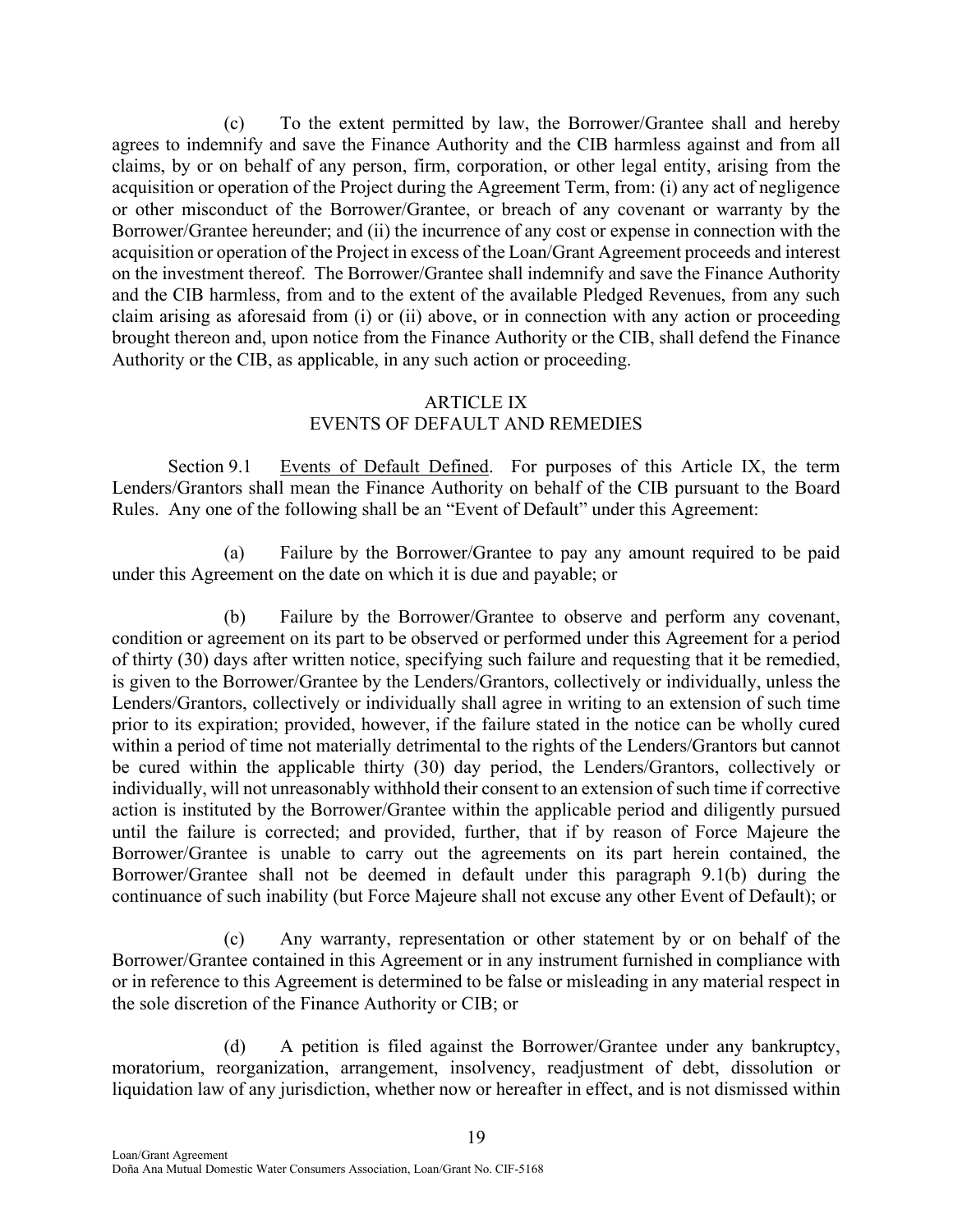(c) To the extent permitted by law, the Borrower/Grantee shall and hereby agrees to indemnify and save the Finance Authority and the CIB harmless against and from all claims, by or on behalf of any person, firm, corporation, or other legal entity, arising from the acquisition or operation of the Project during the Agreement Term, from: (i) any act of negligence or other misconduct of the Borrower/Grantee, or breach of any covenant or warranty by the Borrower/Grantee hereunder; and (ii) the incurrence of any cost or expense in connection with the acquisition or operation of the Project in excess of the Loan/Grant Agreement proceeds and interest on the investment thereof. The Borrower/Grantee shall indemnify and save the Finance Authority and the CIB harmless, from and to the extent of the available Pledged Revenues, from any such claim arising as aforesaid from (i) or (ii) above, or in connection with any action or proceeding brought thereon and, upon notice from the Finance Authority or the CIB, shall defend the Finance Authority or the CIB, as applicable, in any such action or proceeding.

## ARTICLE IX
## EVENTS OF DEFAULT AND REMEDIES

Section 9.1 Events of Default Defined. For purposes of this Article IX, the term Lenders/Grantors shall mean the Finance Authority on behalf of the CIB pursuant to the Board Rules. Any one of the following shall be an "Event of Default" under this Agreement:

(a) Failure by the Borrower/Grantee to pay any amount required to be paid under this Agreement on the date on which it is due and payable; or

(b) Failure by the Borrower/Grantee to observe and perform any covenant, condition or agreement on its part to be observed or performed under this Agreement for a period of thirty (30) days after written notice, specifying such failure and requesting that it be remedied, is given to the Borrower/Grantee by the Lenders/Grantors, collectively or individually, unless the Lenders/Grantors, collectively or individually shall agree in writing to an extension of such time prior to its expiration; provided, however, if the failure stated in the notice can be wholly cured within a period of time not materially detrimental to the rights of the Lenders/Grantors but cannot be cured within the applicable thirty (30) day period, the Lenders/Grantors, collectively or individually, will not unreasonably withhold their consent to an extension of such time if corrective action is instituted by the Borrower/Grantee within the applicable period and diligently pursued until the failure is corrected; and provided, further, that if by reason of Force Majeure the Borrower/Grantee is unable to carry out the agreements on its part herein contained, the Borrower/Grantee shall not be deemed in default under this paragraph 9.1(b) during the continuance of such inability (but Force Majeure shall not excuse any other Event of Default); or

(c) Any warranty, representation or other statement by or on behalf of the Borrower/Grantee contained in this Agreement or in any instrument furnished in compliance with or in reference to this Agreement is determined to be false or misleading in any material respect in the sole discretion of the Finance Authority or CIB; or

(d) A petition is filed against the Borrower/Grantee under any bankruptcy, moratorium, reorganization, arrangement, insolvency, readjustment of debt, dissolution or liquidation law of any jurisdiction, whether now or hereafter in effect, and is not dismissed within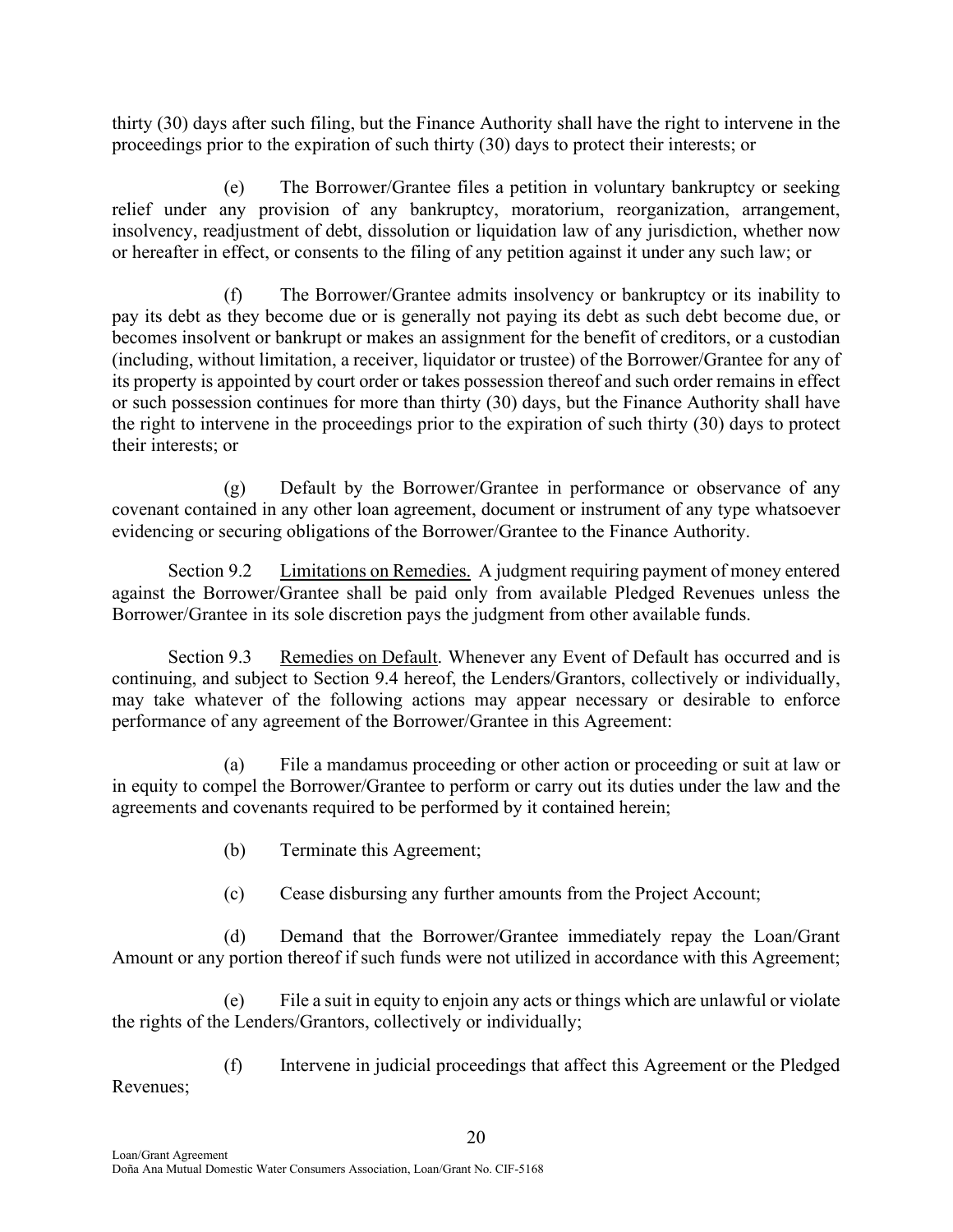thirty (30) days after such filing, but the Finance Authority shall have the right to intervene in the proceedings prior to the expiration of such thirty (30) days to protect their interests; or

(e) The Borrower/Grantee files a petition in voluntary bankruptcy or seeking relief under any provision of any bankruptcy, moratorium, reorganization, arrangement, insolvency, readjustment of debt, dissolution or liquidation law of any jurisdiction, whether now or hereafter in effect, or consents to the filing of any petition against it under any such law; or

(f) The Borrower/Grantee admits insolvency or bankruptcy or its inability to pay its debt as they become due or is generally not paying its debt as such debt become due, or becomes insolvent or bankrupt or makes an assignment for the benefit of creditors, or a custodian (including, without limitation, a receiver, liquidator or trustee) of the Borrower/Grantee for any of its property is appointed by court order or takes possession thereof and such order remains in effect or such possession continues for more than thirty (30) days, but the Finance Authority shall have the right to intervene in the proceedings prior to the expiration of such thirty (30) days to protect their interests; or

(g) Default by the Borrower/Grantee in performance or observance of any covenant contained in any other loan agreement, document or instrument of any type whatsoever evidencing or securing obligations of the Borrower/Grantee to the Finance Authority.

Section 9.2 Limitations on Remedies. A judgment requiring payment of money entered against the Borrower/Grantee shall be paid only from available Pledged Revenues unless the Borrower/Grantee in its sole discretion pays the judgment from other available funds.

Section 9.3 Remedies on Default. Whenever any Event of Default has occurred and is continuing, and subject to Section 9.4 hereof, the Lenders/Grantors, collectively or individually, may take whatever of the following actions may appear necessary or desirable to enforce performance of any agreement of the Borrower/Grantee in this Agreement:

(a) File a mandamus proceeding or other action or proceeding or suit at law or in equity to compel the Borrower/Grantee to perform or carry out its duties under the law and the agreements and covenants required to be performed by it contained herein;

(b) Terminate this Agreement;

(c) Cease disbursing any further amounts from the Project Account;

(d) Demand that the Borrower/Grantee immediately repay the Loan/Grant Amount or any portion thereof if such funds were not utilized in accordance with this Agreement;

(e) File a suit in equity to enjoin any acts or things which are unlawful or violate the rights of the Lenders/Grantors, collectively or individually;

(f) Intervene in judicial proceedings that affect this Agreement or the Pledged Revenues;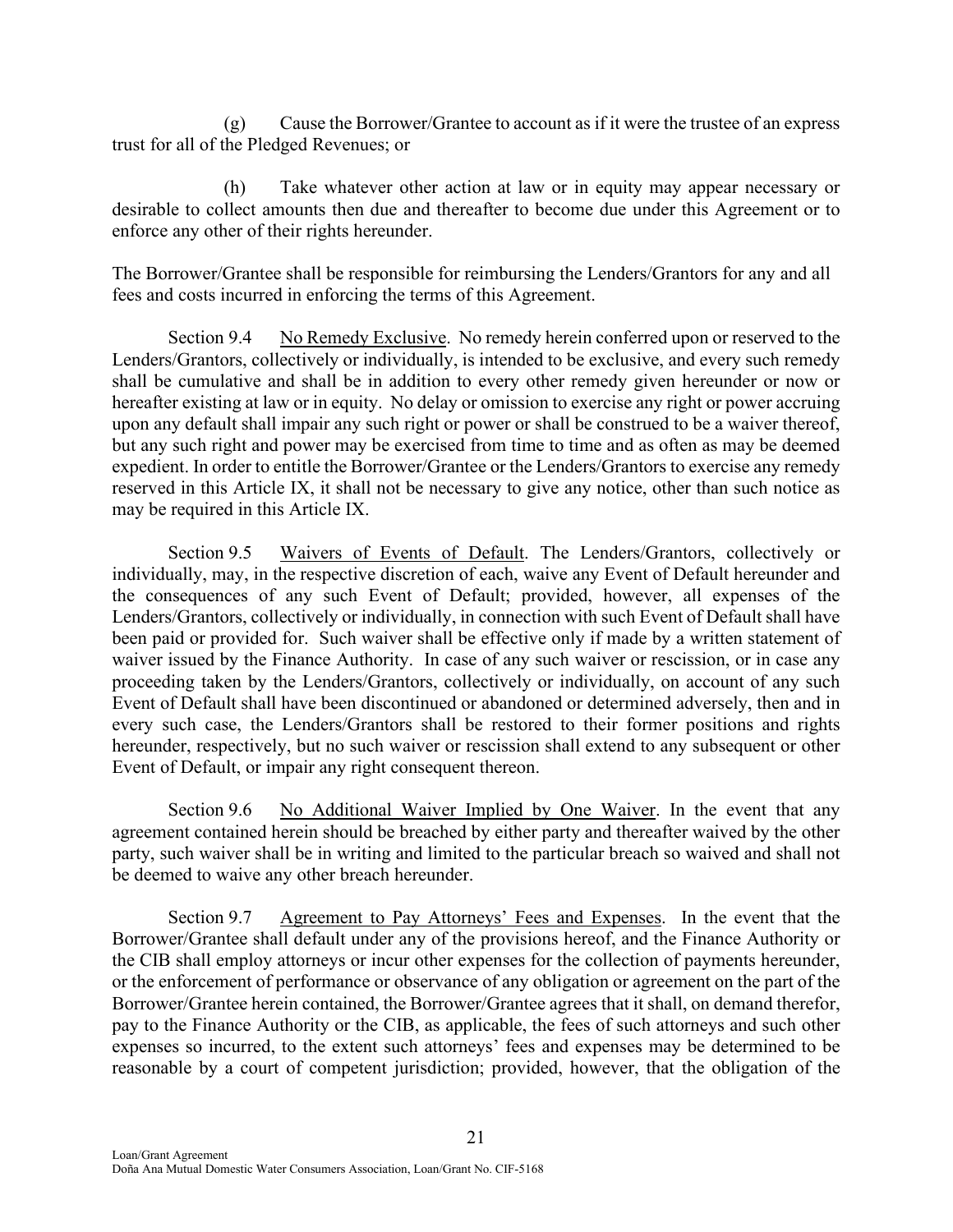(g) Cause the Borrower/Grantee to account as if it were the trustee of an express trust for all of the Pledged Revenues; or

(h) Take whatever other action at law or in equity may appear necessary or desirable to collect amounts then due and thereafter to become due under this Agreement or to enforce any other of their rights hereunder.

The Borrower/Grantee shall be responsible for reimbursing the Lenders/Grantors for any and all fees and costs incurred in enforcing the terms of this Agreement.

Section 9.4 No Remedy Exclusive. No remedy herein conferred upon or reserved to the Lenders/Grantors, collectively or individually, is intended to be exclusive, and every such remedy shall be cumulative and shall be in addition to every other remedy given hereunder or now or hereafter existing at law or in equity. No delay or omission to exercise any right or power accruing upon any default shall impair any such right or power or shall be construed to be a waiver thereof, but any such right and power may be exercised from time to time and as often as may be deemed expedient. In order to entitle the Borrower/Grantee or the Lenders/Grantors to exercise any remedy reserved in this Article IX, it shall not be necessary to give any notice, other than such notice as may be required in this Article IX.

Section 9.5 Waivers of Events of Default. The Lenders/Grantors, collectively or individually, may, in the respective discretion of each, waive any Event of Default hereunder and the consequences of any such Event of Default; provided, however, all expenses of the Lenders/Grantors, collectively or individually, in connection with such Event of Default shall have been paid or provided for. Such waiver shall be effective only if made by a written statement of waiver issued by the Finance Authority. In case of any such waiver or rescission, or in case any proceeding taken by the Lenders/Grantors, collectively or individually, on account of any such Event of Default shall have been discontinued or abandoned or determined adversely, then and in every such case, the Lenders/Grantors shall be restored to their former positions and rights hereunder, respectively, but no such waiver or rescission shall extend to any subsequent or other Event of Default, or impair any right consequent thereon.

Section 9.6 No Additional Waiver Implied by One Waiver. In the event that any agreement contained herein should be breached by either party and thereafter waived by the other party, such waiver shall be in writing and limited to the particular breach so waived and shall not be deemed to waive any other breach hereunder.

Section 9.7 Agreement to Pay Attorneys' Fees and Expenses. In the event that the Borrower/Grantee shall default under any of the provisions hereof, and the Finance Authority or the CIB shall employ attorneys or incur other expenses for the collection of payments hereunder, or the enforcement of performance or observance of any obligation or agreement on the part of the Borrower/Grantee herein contained, the Borrower/Grantee agrees that it shall, on demand therefor, pay to the Finance Authority or the CIB, as applicable, the fees of such attorneys and such other expenses so incurred, to the extent such attorneys' fees and expenses may be determined to be reasonable by a court of competent jurisdiction; provided, however, that the obligation of the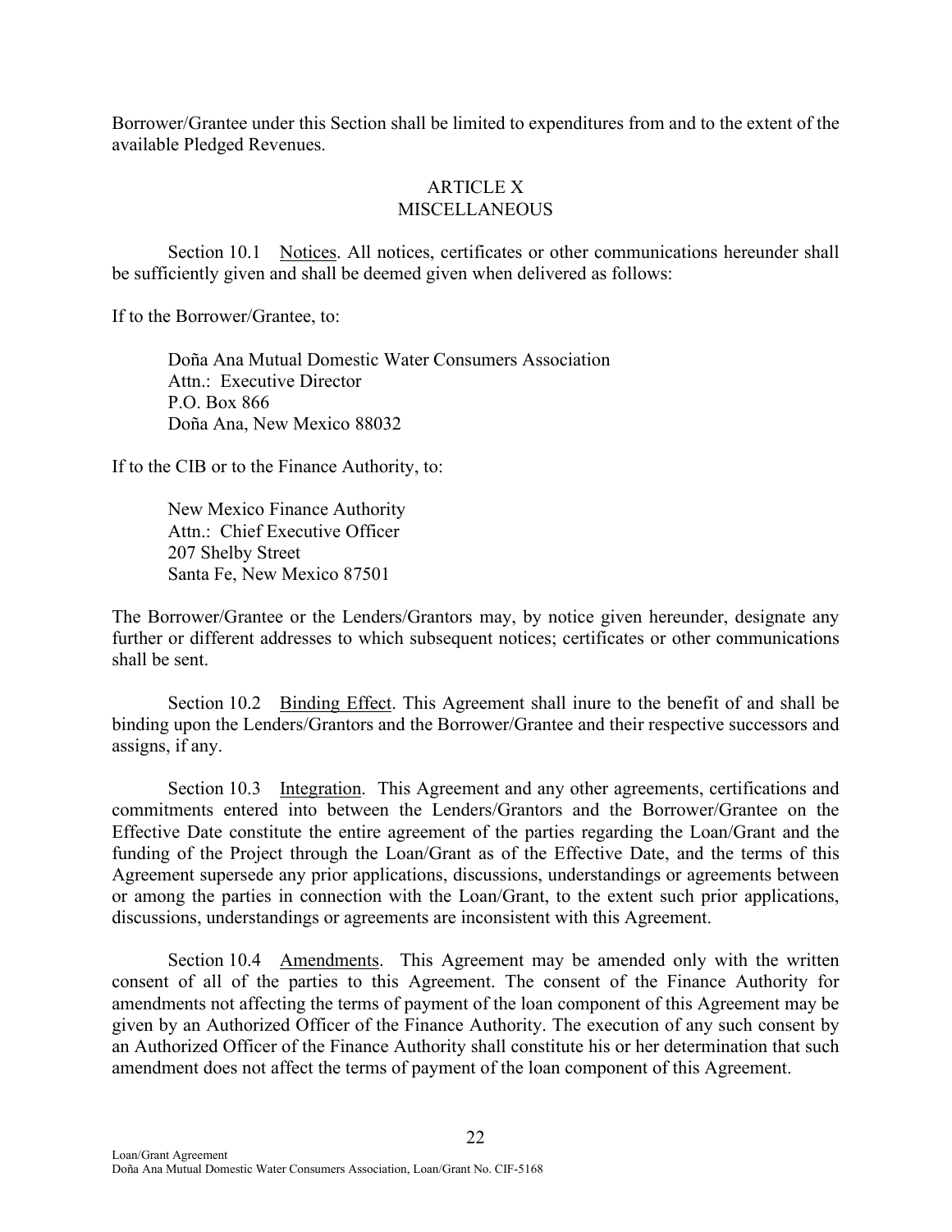Borrower/Grantee under this Section shall be limited to expenditures from and to the extent of the available Pledged Revenues.

## ARTICLE X
## MISCELLANEOUS

Section 10.1 Notices. All notices, certificates or other communications hereunder shall be sufficiently given and shall be deemed given when delivered as follows:

If to the Borrower/Grantee, to:

> Doña Ana Mutual Domestic Water Consumers Association
> Attn.: Executive Director
> P.O. Box 866
> Doña Ana, New Mexico 88032

If to the CIB or to the Finance Authority, to:

> New Mexico Finance Authority
> Attn.: Chief Executive Officer
> 207 Shelby Street
> Santa Fe, New Mexico 87501

The Borrower/Grantee or the Lenders/Grantors may, by notice given hereunder, designate any further or different addresses to which subsequent notices; certificates or other communications shall be sent.

Section 10.2 Binding Effect. This Agreement shall inure to the benefit of and shall be binding upon the Lenders/Grantors and the Borrower/Grantee and their respective successors and assigns, if any.

Section 10.3 Integration. This Agreement and any other agreements, certifications and commitments entered into between the Lenders/Grantors and the Borrower/Grantee on the Effective Date constitute the entire agreement of the parties regarding the Loan/Grant and the funding of the Project through the Loan/Grant as of the Effective Date, and the terms of this Agreement supersede any prior applications, discussions, understandings or agreements between or among the parties in connection with the Loan/Grant, to the extent such prior applications, discussions, understandings or agreements are inconsistent with this Agreement.

Section 10.4 Amendments. This Agreement may be amended only with the written consent of all of the parties to this Agreement. The consent of the Finance Authority for amendments not affecting the terms of payment of the loan component of this Agreement may be given by an Authorized Officer of the Finance Authority. The execution of any such consent by an Authorized Officer of the Finance Authority shall constitute his or her determination that such amendment does not affect the terms of payment of the loan component of this Agreement.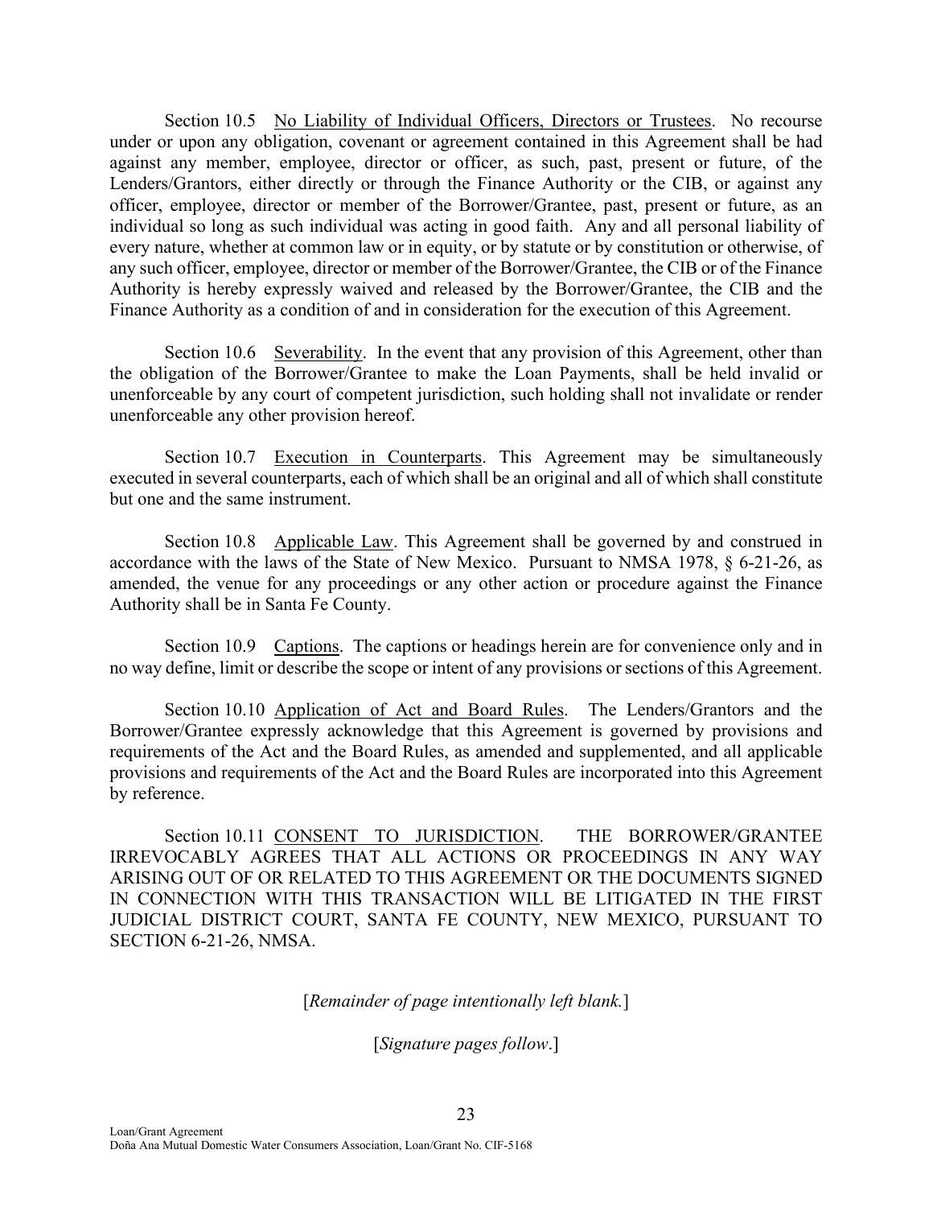Section 10.5 No Liability of Individual Officers, Directors or Trustees. No recourse under or upon any obligation, covenant or agreement contained in this Agreement shall be had against any member, employee, director or officer, as such, past, present or future, of the Lenders/Grantors, either directly or through the Finance Authority or the CIB, or against any officer, employee, director or member of the Borrower/Grantee, past, present or future, as an individual so long as such individual was acting in good faith. Any and all personal liability of every nature, whether at common law or in equity, or by statute or by constitution or otherwise, of any such officer, employee, director or member of the Borrower/Grantee, the CIB or of the Finance Authority is hereby expressly waived and released by the Borrower/Grantee, the CIB and the Finance Authority as a condition of and in consideration for the execution of this Agreement.

Section 10.6 Severability. In the event that any provision of this Agreement, other than the obligation of the Borrower/Grantee to make the Loan Payments, shall be held invalid or unenforceable by any court of competent jurisdiction, such holding shall not invalidate or render unenforceable any other provision hereof.

Section 10.7 Execution in Counterparts. This Agreement may be simultaneously executed in several counterparts, each of which shall be an original and all of which shall constitute but one and the same instrument.

Section 10.8 Applicable Law. This Agreement shall be governed by and construed in accordance with the laws of the State of New Mexico. Pursuant to NMSA 1978, § 6-21-26, as amended, the venue for any proceedings or any other action or procedure against the Finance Authority shall be in Santa Fe County.

Section 10.9 Captions. The captions or headings herein are for convenience only and in no way define, limit or describe the scope or intent of any provisions or sections of this Agreement.

Section 10.10 Application of Act and Board Rules. The Lenders/Grantors and the Borrower/Grantee expressly acknowledge that this Agreement is governed by provisions and requirements of the Act and the Board Rules, as amended and supplemented, and all applicable provisions and requirements of the Act and the Board Rules are incorporated into this Agreement by reference.

Section 10.11 CONSENT TO JURISDICTION. THE BORROWER/GRANTEE IRREVOCABLY AGREES THAT ALL ACTIONS OR PROCEEDINGS IN ANY WAY ARISING OUT OF OR RELATED TO THIS AGREEMENT OR THE DOCUMENTS SIGNED IN CONNECTION WITH THIS TRANSACTION WILL BE LITIGATED IN THE FIRST JUDICIAL DISTRICT COURT, SANTA FE COUNTY, NEW MEXICO, PURSUANT TO SECTION 6-21-26, NMSA.

[*Remainder of page intentionally left blank.*]

[*Signature pages follow*.]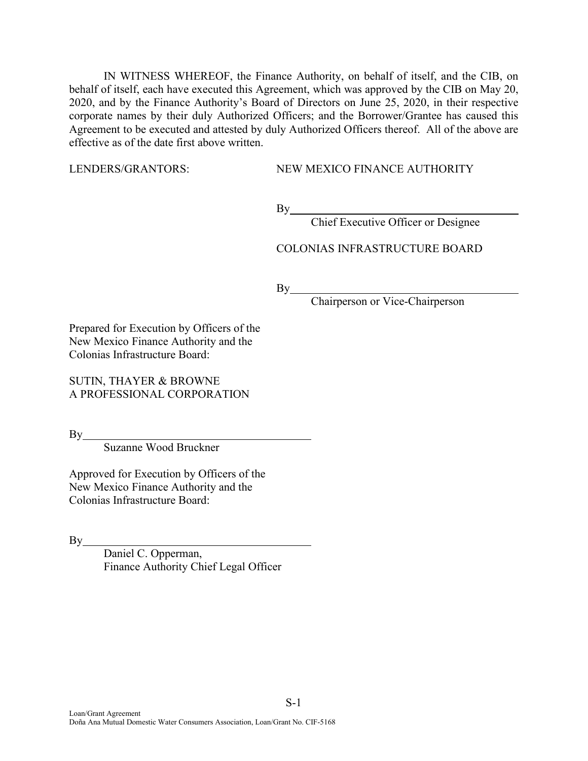IN WITNESS WHEREOF, the Finance Authority, on behalf of itself, and the CIB, on behalf of itself, each have executed this Agreement, which was approved by the CIB on May 20, 2020, and by the Finance Authority's Board of Directors on June 25, 2020, in their respective corporate names by their duly Authorized Officers; and the Borrower/Grantee has caused this Agreement to be executed and attested by duly Authorized Officers thereof. All of the above are effective as of the date first above written.

LENDERS/GRANTORS: NEW MEXICO FINANCE AUTHORITY

By\_\_\_\_\_\_\_\_\_\_\_\_\_\_\_\_\_\_\_\_\_\_\_\_\_\_\_\_\_\_\_\_\_\_\_\_\_\_\_\_
Chief Executive Officer or Designee

COLONIAS INFRASTRUCTURE BOARD

By\_\_\_\_\_\_\_\_\_\_\_\_\_\_\_\_\_\_\_\_\_\_\_\_\_\_\_\_\_\_\_\_\_\_\_\_\_\_\_\_
Chairperson or Vice-Chairperson

Prepared for Execution by Officers of the New Mexico Finance Authority and the Colonias Infrastructure Board:

SUTIN, THAYER & BROWNE
A PROFESSIONAL CORPORATION

By\_\_\_\_\_\_\_\_\_\_\_\_\_\_\_\_\_\_\_\_\_\_\_\_\_\_\_\_\_\_\_\_\_\_\_\_\_\_\_\_
Suzanne Wood Bruckner

Approved for Execution by Officers of the New Mexico Finance Authority and the Colonias Infrastructure Board:

By\_\_\_\_\_\_\_\_\_\_\_\_\_\_\_\_\_\_\_\_\_\_\_\_\_\_\_\_\_\_\_\_\_\_\_\_\_\_\_\_
Daniel C. Opperman,
Finance Authority Chief Legal Officer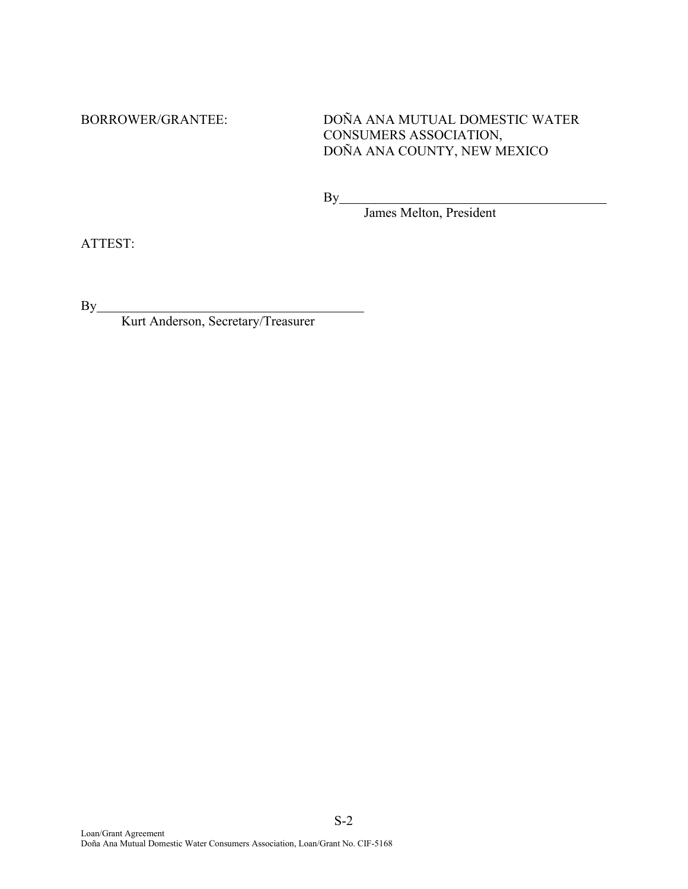BORROWER/GRANTEE: DOÑA ANA MUTUAL DOMESTIC WATER CONSUMERS ASSOCIATION, DOÑA ANA COUNTY, NEW MEXICO

By\_\_\_\_\_\_\_\_\_\_\_\_\_\_\_\_\_\_\_\_\_\_\_\_\_\_\_\_\_\_\_\_\_\_\_\_\_\_\_\_
James Melton, President

ATTEST:

By\_\_\_\_\_\_\_\_\_\_\_\_\_\_\_\_\_\_\_\_\_\_\_\_\_\_\_\_\_\_\_\_\_\_\_\_\_\_\_\_
Kurt Anderson, Secretary/Treasurer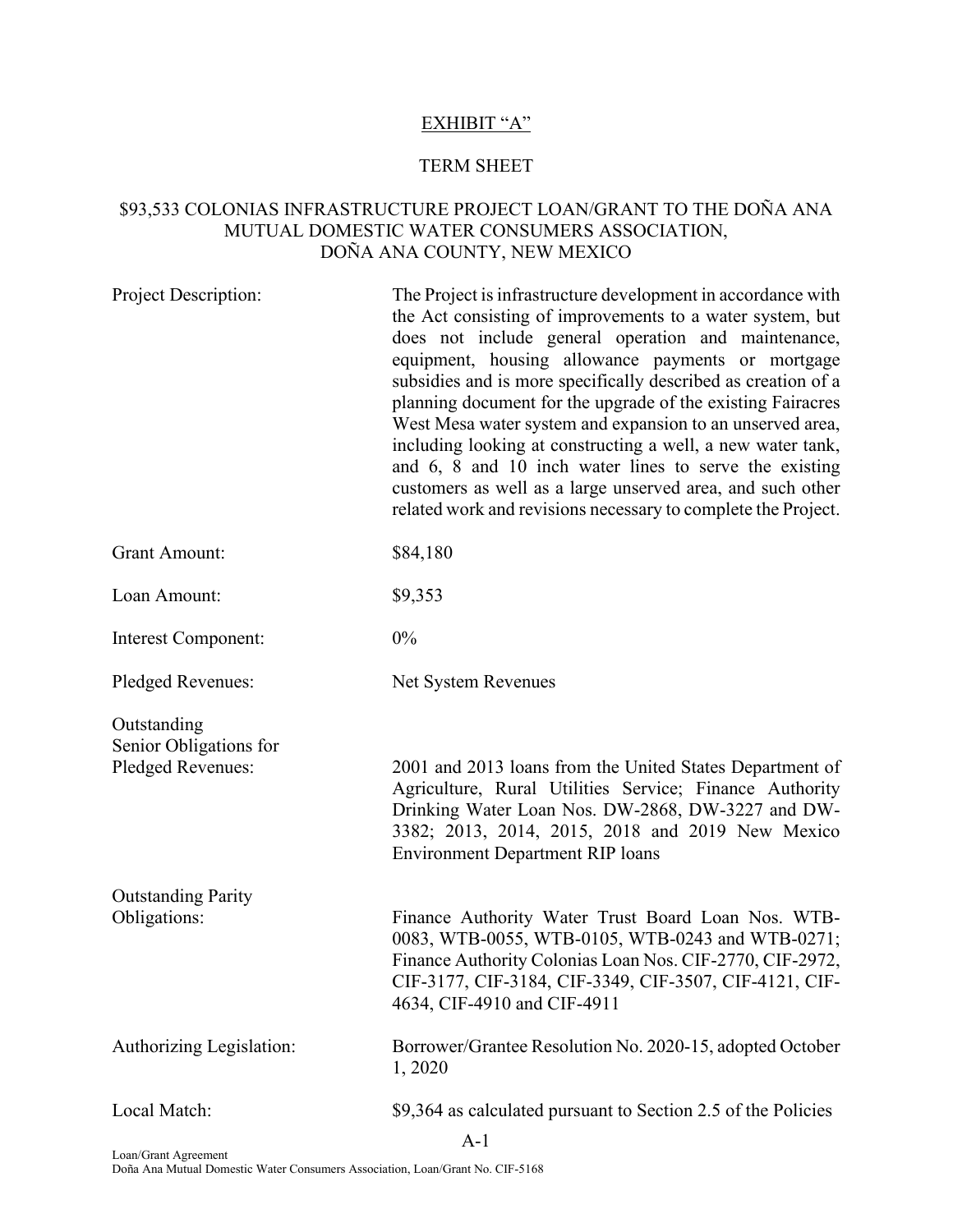EXHIBIT "A"

TERM SHEET

$93,533 COLONIAS INFRASTRUCTURE PROJECT LOAN/GRANT TO THE DOÑA ANA MUTUAL DOMESTIC WATER CONSUMERS ASSOCIATION, DOÑA ANA COUNTY, NEW MEXICO

| | |
|---|---|
| Project Description: | The Project is infrastructure development in accordance with the Act consisting of improvements to a water system, but does not include general operation and maintenance, equipment, housing allowance payments or mortgage subsidies and is more specifically described as creation of a planning document for the upgrade of the existing Fairacres West Mesa water system and expansion to an unserved area, including looking at constructing a well, a new water tank, and 6, 8 and 10 inch water lines to serve the existing customers as well as a large unserved area, and such other related work and revisions necessary to complete the Project. |
| Grant Amount: | $84,180 |
| Loan Amount: | $9,353 |
| Interest Component: | 0% |
| Pledged Revenues: | Net System Revenues |
| Outstanding Senior Obligations for Pledged Revenues: | 2001 and 2013 loans from the United States Department of Agriculture, Rural Utilities Service; Finance Authority Drinking Water Loan Nos. DW-2868, DW-3227 and DW-3382; 2013, 2014, 2015, 2018 and 2019 New Mexico Environment Department RIP loans |
| Outstanding Parity Obligations: | Finance Authority Water Trust Board Loan Nos. WTB-0083, WTB-0055, WTB-0105, WTB-0243 and WTB-0271; Finance Authority Colonias Loan Nos. CIF-2770, CIF-2972, CIF-3177, CIF-3184, CIF-3349, CIF-3507, CIF-4121, CIF-4634, CIF-4910 and CIF-4911 |
| Authorizing Legislation: | Borrower/Grantee Resolution No. 2020-15, adopted October 1, 2020 |
| Local Match: | $9,364 as calculated pursuant to Section 2.5 of the Policies |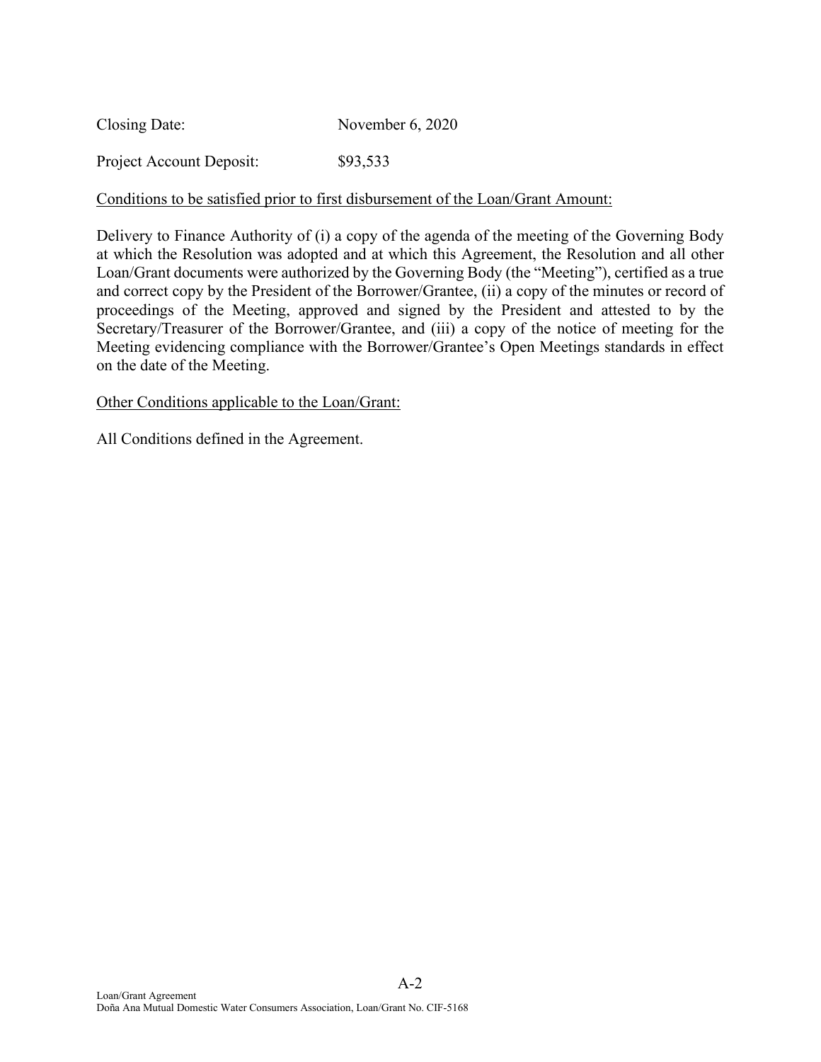Closing Date: November 6, 2020

Project Account Deposit: $93,533

Conditions to be satisfied prior to first disbursement of the Loan/Grant Amount:

Delivery to Finance Authority of (i) a copy of the agenda of the meeting of the Governing Body at which the Resolution was adopted and at which this Agreement, the Resolution and all other Loan/Grant documents were authorized by the Governing Body (the "Meeting"), certified as a true and correct copy by the President of the Borrower/Grantee, (ii) a copy of the minutes or record of proceedings of the Meeting, approved and signed by the President and attested to by the Secretary/Treasurer of the Borrower/Grantee, and (iii) a copy of the notice of meeting for the Meeting evidencing compliance with the Borrower/Grantee's Open Meetings standards in effect on the date of the Meeting.

Other Conditions applicable to the Loan/Grant:

All Conditions defined in the Agreement.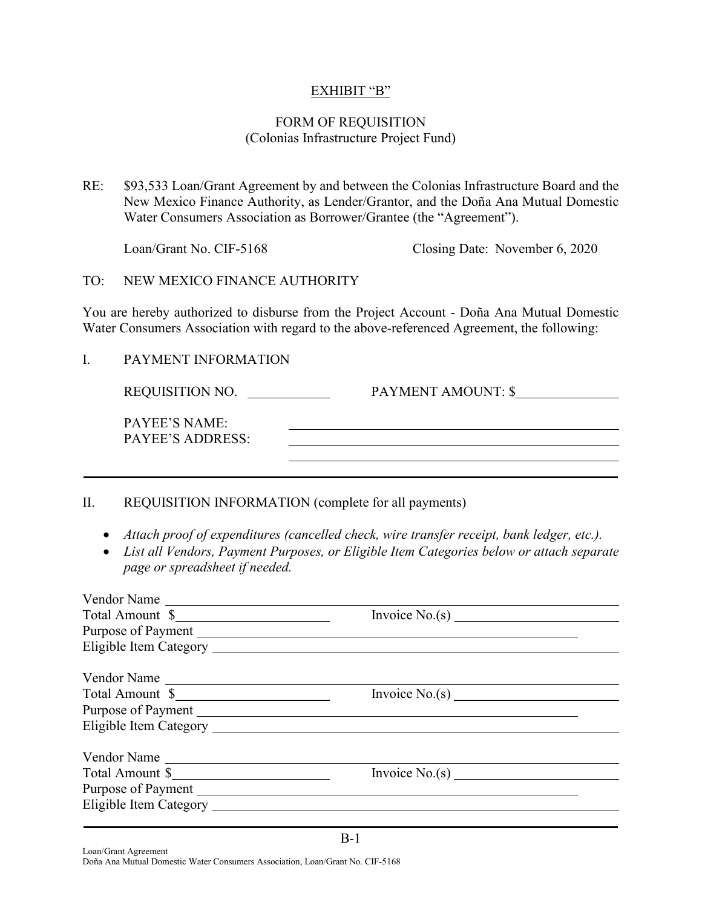EXHIBIT "B"

FORM OF REQUISITION
(Colonias Infrastructure Project Fund)

RE: $93,533 Loan/Grant Agreement by and between the Colonias Infrastructure Board and the New Mexico Finance Authority, as Lender/Grantor, and the Doña Ana Mutual Domestic Water Consumers Association as Borrower/Grantee (the "Agreement").

Loan/Grant No. CIF-5168 Closing Date: November 6, 2020

TO: NEW MEXICO FINANCE AUTHORITY

You are hereby authorized to disburse from the Project Account - Doña Ana Mutual Domestic Water Consumers Association with regard to the above-referenced Agreement, the following:

I. PAYMENT INFORMATION

REQUISITION NO. ____________ PAYMENT AMOUNT: $______________

PAYEE'S NAME: ______________________________________________
PAYEE'S ADDRESS: ______________________________________________
______________________________________________

---

II. REQUISITION INFORMATION (complete for all payments)

- *Attach proof of expenditures (cancelled check, wire transfer receipt, bank ledger, etc.).*
- *List all Vendors, Payment Purposes, or Eligible Item Categories below or attach separate page or spreadsheet if needed.*

Vendor Name ______________________________________________
Total Amount $______________________ Invoice No.(s) ______________________
Purpose of Payment ______________________________________________
Eligible Item Category ______________________________________________

Vendor Name ______________________________________________
Total Amount $______________________ Invoice No.(s) ______________________
Purpose of Payment ______________________________________________
Eligible Item Category ______________________________________________

Vendor Name ______________________________________________
Total Amount $______________________ Invoice No.(s) ______________________
Purpose of Payment ______________________________________________
Eligible Item Category ______________________________________________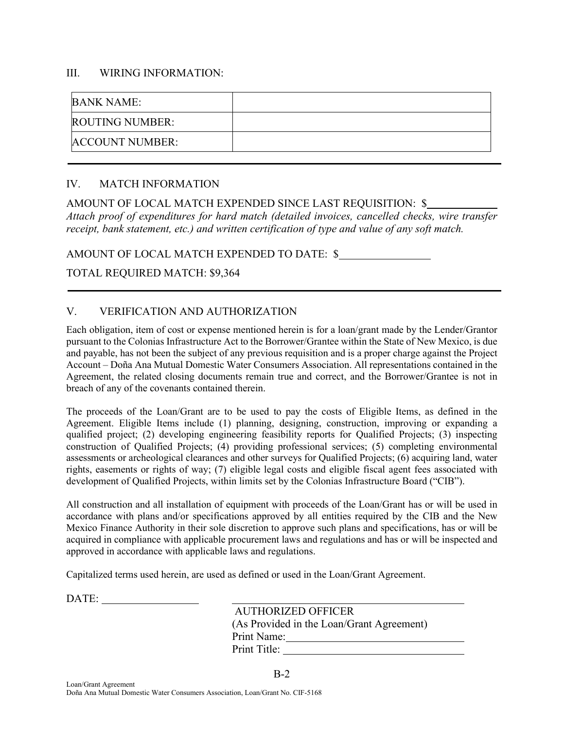## III. WIRING INFORMATION:

| BANK NAME: | |
|---|---|
| ROUTING NUMBER: | |
| ACCOUNT NUMBER: | |

---

## IV. MATCH INFORMATION

AMOUNT OF LOCAL MATCH EXPENDED SINCE LAST REQUISITION: $____________

*Attach proof of expenditures for hard match (detailed invoices, cancelled checks, wire transfer receipt, bank statement, etc.) and written certification of type and value of any soft match.*

AMOUNT OF LOCAL MATCH EXPENDED TO DATE: $________________

TOTAL REQUIRED MATCH: $9,364

---

## V. VERIFICATION AND AUTHORIZATION

Each obligation, item of cost or expense mentioned herein is for a loan/grant made by the Lender/Grantor pursuant to the Colonias Infrastructure Act to the Borrower/Grantee within the State of New Mexico, is due and payable, has not been the subject of any previous requisition and is a proper charge against the Project Account – Doña Ana Mutual Domestic Water Consumers Association. All representations contained in the Agreement, the related closing documents remain true and correct, and the Borrower/Grantee is not in breach of any of the covenants contained therein.

The proceeds of the Loan/Grant are to be used to pay the costs of Eligible Items, as defined in the Agreement. Eligible Items include (1) planning, designing, construction, improving or expanding a qualified project; (2) developing engineering feasibility reports for Qualified Projects; (3) inspecting construction of Qualified Projects; (4) providing professional services; (5) completing environmental assessments or archeological clearances and other surveys for Qualified Projects; (6) acquiring land, water rights, easements or rights of way; (7) eligible legal costs and eligible fiscal agent fees associated with development of Qualified Projects, within limits set by the Colonias Infrastructure Board ("CIB").

All construction and all installation of equipment with proceeds of the Loan/Grant has or will be used in accordance with plans and/or specifications approved by all entities required by the CIB and the New Mexico Finance Authority in their sole discretion to approve such plans and specifications, has or will be acquired in compliance with applicable procurement laws and regulations and has or will be inspected and approved in accordance with applicable laws and regulations.

Capitalized terms used herein, are used as defined or used in the Loan/Grant Agreement.

DATE: ________________

________________________________________
AUTHORIZED OFFICER
(As Provided in the Loan/Grant Agreement)
Print Name: ____________________________
Print Title: ____________________________

Loan/Grant Agreement
Doña Ana Mutual Domestic Water Consumers Association, Loan/Grant No. CIF-5168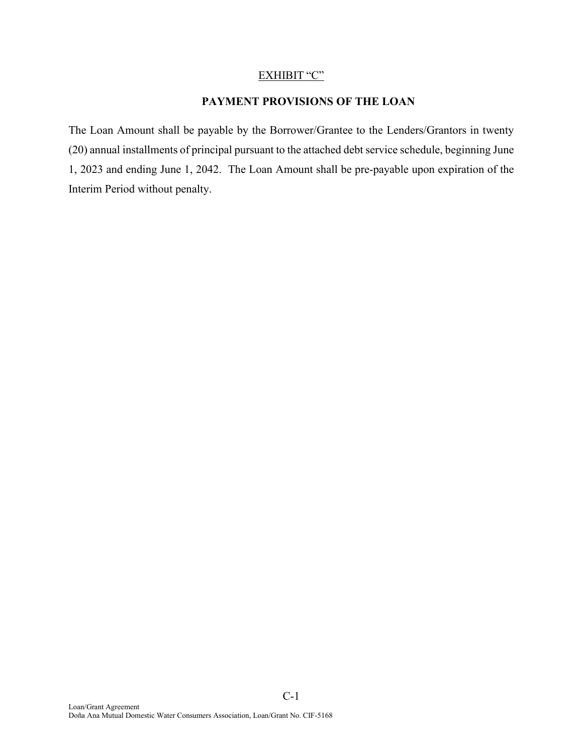EXHIBIT “C”

**PAYMENT PROVISIONS OF THE LOAN**

The Loan Amount shall be payable by the Borrower/Grantee to the Lenders/Grantors in twenty (20) annual installments of principal pursuant to the attached debt service schedule, beginning June 1, 2023 and ending June 1, 2042. The Loan Amount shall be pre-payable upon expiration of the Interim Period without penalty.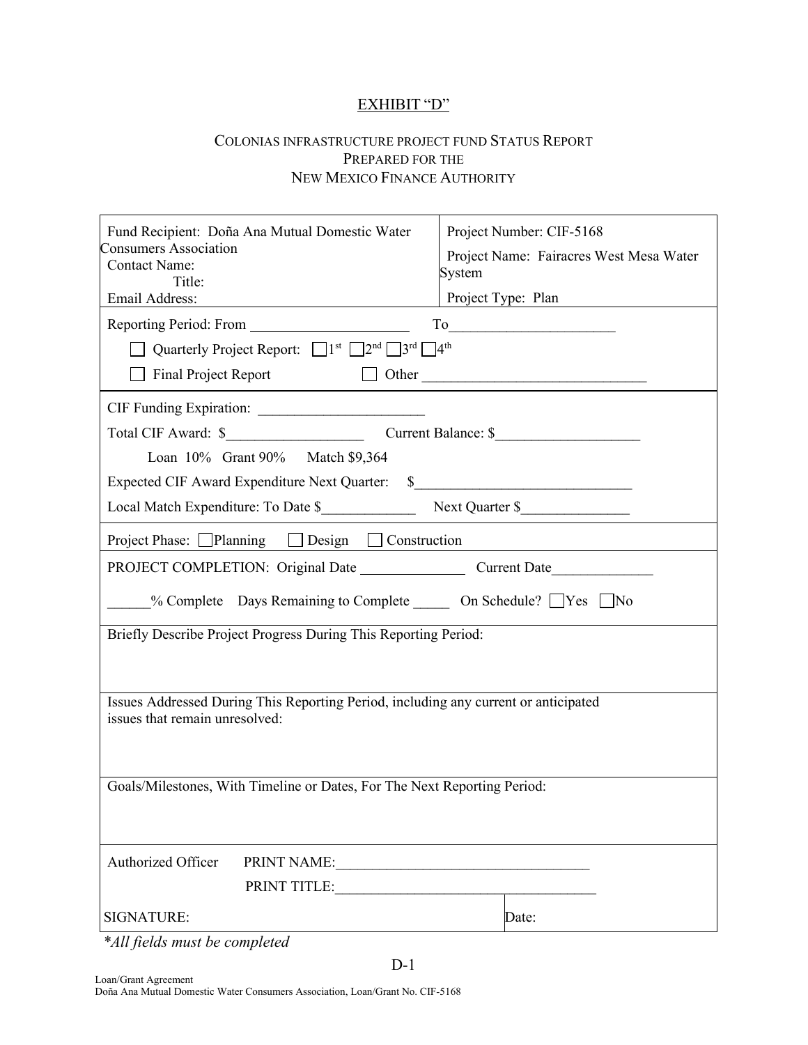# EXHIBIT "D"

## COLONIAS INFRASTRUCTURE PROJECT FUND STATUS REPORT
## PREPARED FOR THE
## NEW MEXICO FINANCE AUTHORITY

| Fund Recipient: Doña Ana Mutual Domestic Water Consumers Association<br>Contact Name:<br>Title:<br>Email Address: | Project Number: CIF-5168<br>Project Name: Fairacres West Mesa Water System<br>Project Type: Plan |
|---|---|

Reporting Period: From ____________________ To____________________

☐ Quarterly Project Report: ☐1st ☐2nd ☐3rd ☐4th

☐ Final Project Report ☐ Other ______________________________

CIF Funding Expiration: ______________________

Total CIF Award: $__________________ Current Balance: $___________________

Loan 10% Grant 90% Match $9,364

Expected CIF Award Expenditure Next Quarter: $_____________________________

Local Match Expenditure: To Date $_____________ Next Quarter $______________

Project Phase: ☐Planning ☐ Design ☐ Construction

PROJECT COMPLETION: Original Date ______________ Current Date______________

______% Complete Days Remaining to Complete _____ On Schedule? ☐Yes ☐No

Briefly Describe Project Progress During This Reporting Period:

Issues Addressed During This Reporting Period, including any current or anticipated issues that remain unresolved:

Goals/Milestones, With Timeline or Dates, For The Next Reporting Period:

Authorized Officer PRINT NAME:___________________________________

PRINT TITLE:___________________________________

SIGNATURE: Date:

*All fields must be completed*

D-1

Loan/Grant Agreement
Doña Ana Mutual Domestic Water Consumers Association, Loan/Grant No. CIF-5168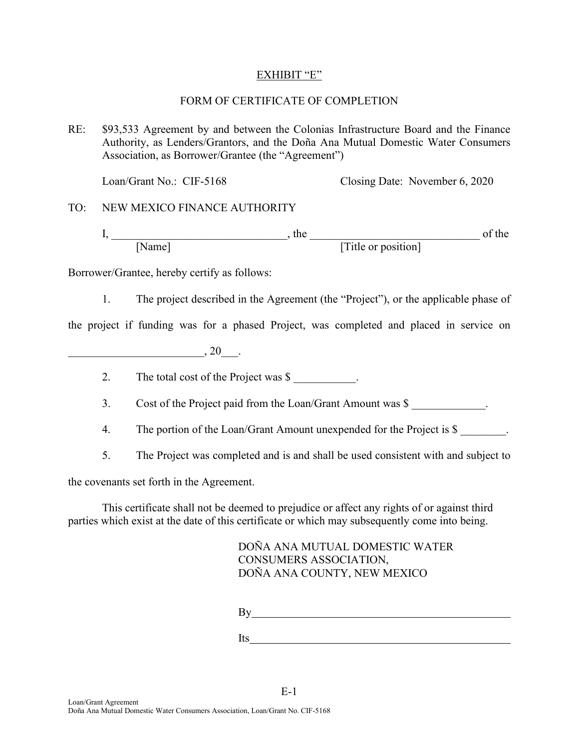EXHIBIT "E"

FORM OF CERTIFICATE OF COMPLETION

RE: $93,533 Agreement by and between the Colonias Infrastructure Board and the Finance Authority, as Lenders/Grantors, and the Doña Ana Mutual Domestic Water Consumers Association, as Borrower/Grantee (the "Agreement")

Loan/Grant No.: CIF-5168 Closing Date: November 6, 2020

TO: NEW MEXICO FINANCE AUTHORITY

I, ______________________________, the ______________________________ of the
[Name] [Title or position]

Borrower/Grantee, hereby certify as follows:

1. The project described in the Agreement (the "Project"), or the applicable phase of the project if funding was for a phased Project, was completed and placed in service on _______________________, 20___.

2. The total cost of the Project was $ ___________.

3. Cost of the Project paid from the Loan/Grant Amount was $ _____________.

4. The portion of the Loan/Grant Amount unexpended for the Project is $ ________.

5. The Project was completed and is and shall be used consistent with and subject to the covenants set forth in the Agreement.

This certificate shall not be deemed to prejudice or affect any rights of or against third parties which exist at the date of this certificate or which may subsequently come into being.

DOÑA ANA MUTUAL DOMESTIC WATER CONSUMERS ASSOCIATION,
DOÑA ANA COUNTY, NEW MEXICO

By_______________________________________________

Its_______________________________________________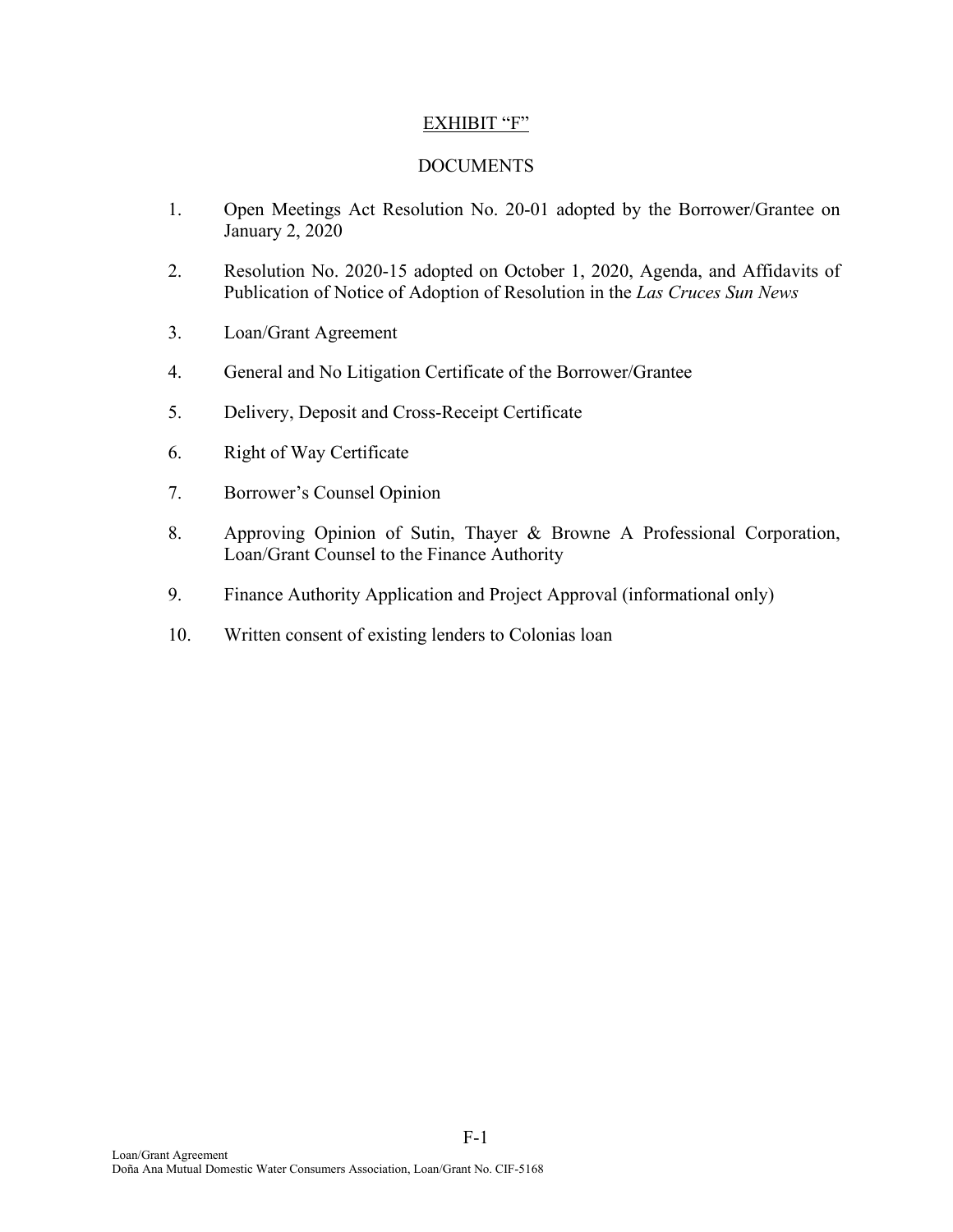# EXHIBIT "F"

## DOCUMENTS

1. Open Meetings Act Resolution No. 20-01 adopted by the Borrower/Grantee on January 2, 2020

2. Resolution No. 2020-15 adopted on October 1, 2020, Agenda, and Affidavits of Publication of Notice of Adoption of Resolution in the *Las Cruces Sun News*

3. Loan/Grant Agreement

4. General and No Litigation Certificate of the Borrower/Grantee

5. Delivery, Deposit and Cross-Receipt Certificate

6. Right of Way Certificate

7. Borrower's Counsel Opinion

8. Approving Opinion of Sutin, Thayer & Browne A Professional Corporation, Loan/Grant Counsel to the Finance Authority

9. Finance Authority Application and Project Approval (informational only)

10. Written consent of existing lenders to Colonias loan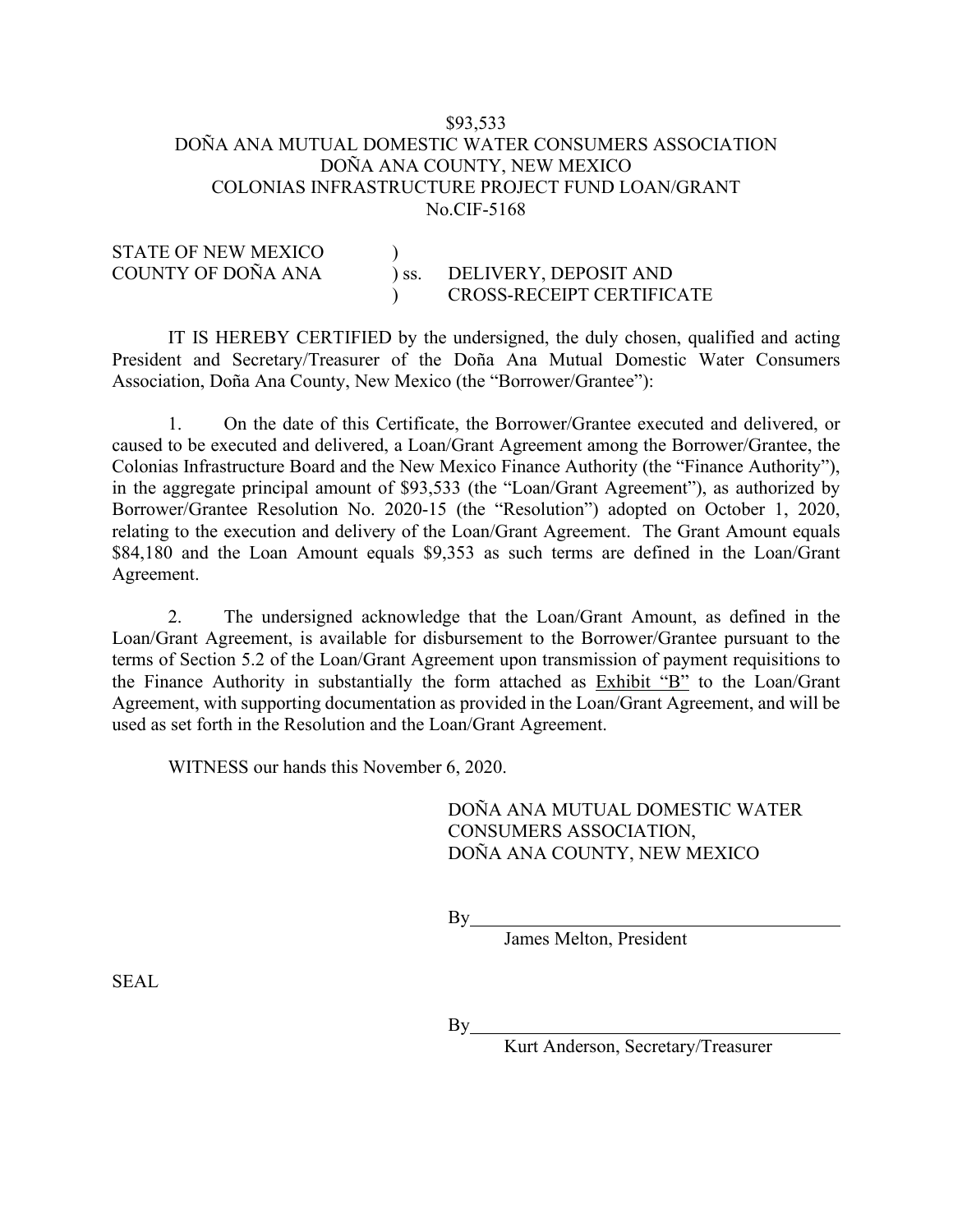$93,533
DOÑA ANA MUTUAL DOMESTIC WATER CONSUMERS ASSOCIATION
DOÑA ANA COUNTY, NEW MEXICO
COLONIAS INFRASTRUCTURE PROJECT FUND LOAN/GRANT
No.CIF-5168

STATE OF NEW MEXICO )
COUNTY OF DOÑA ANA ) ss. DELIVERY, DEPOSIT AND
) CROSS-RECEIPT CERTIFICATE

IT IS HEREBY CERTIFIED by the undersigned, the duly chosen, qualified and acting President and Secretary/Treasurer of the Doña Ana Mutual Domestic Water Consumers Association, Doña Ana County, New Mexico (the "Borrower/Grantee"):

1. On the date of this Certificate, the Borrower/Grantee executed and delivered, or caused to be executed and delivered, a Loan/Grant Agreement among the Borrower/Grantee, the Colonias Infrastructure Board and the New Mexico Finance Authority (the "Finance Authority"), in the aggregate principal amount of $93,533 (the "Loan/Grant Agreement"), as authorized by Borrower/Grantee Resolution No. 2020-15 (the "Resolution") adopted on October 1, 2020, relating to the execution and delivery of the Loan/Grant Agreement. The Grant Amount equals $84,180 and the Loan Amount equals $9,353 as such terms are defined in the Loan/Grant Agreement.

2. The undersigned acknowledge that the Loan/Grant Amount, as defined in the Loan/Grant Agreement, is available for disbursement to the Borrower/Grantee pursuant to the terms of Section 5.2 of the Loan/Grant Agreement upon transmission of payment requisitions to the Finance Authority in substantially the form attached as Exhibit "B" to the Loan/Grant Agreement, with supporting documentation as provided in the Loan/Grant Agreement, and will be used as set forth in the Resolution and the Loan/Grant Agreement.

WITNESS our hands this November 6, 2020.

DOÑA ANA MUTUAL DOMESTIC WATER CONSUMERS ASSOCIATION,
DOÑA ANA COUNTY, NEW MEXICO

By\_\_\_\_\_\_\_\_\_\_\_\_\_\_\_\_\_\_\_\_\_\_\_\_\_\_\_\_\_\_\_\_\_\_\_\_\_\_\_\_
James Melton, President

SEAL

By\_\_\_\_\_\_\_\_\_\_\_\_\_\_\_\_\_\_\_\_\_\_\_\_\_\_\_\_\_\_\_\_\_\_\_\_\_\_\_\_
Kurt Anderson, Secretary/Treasurer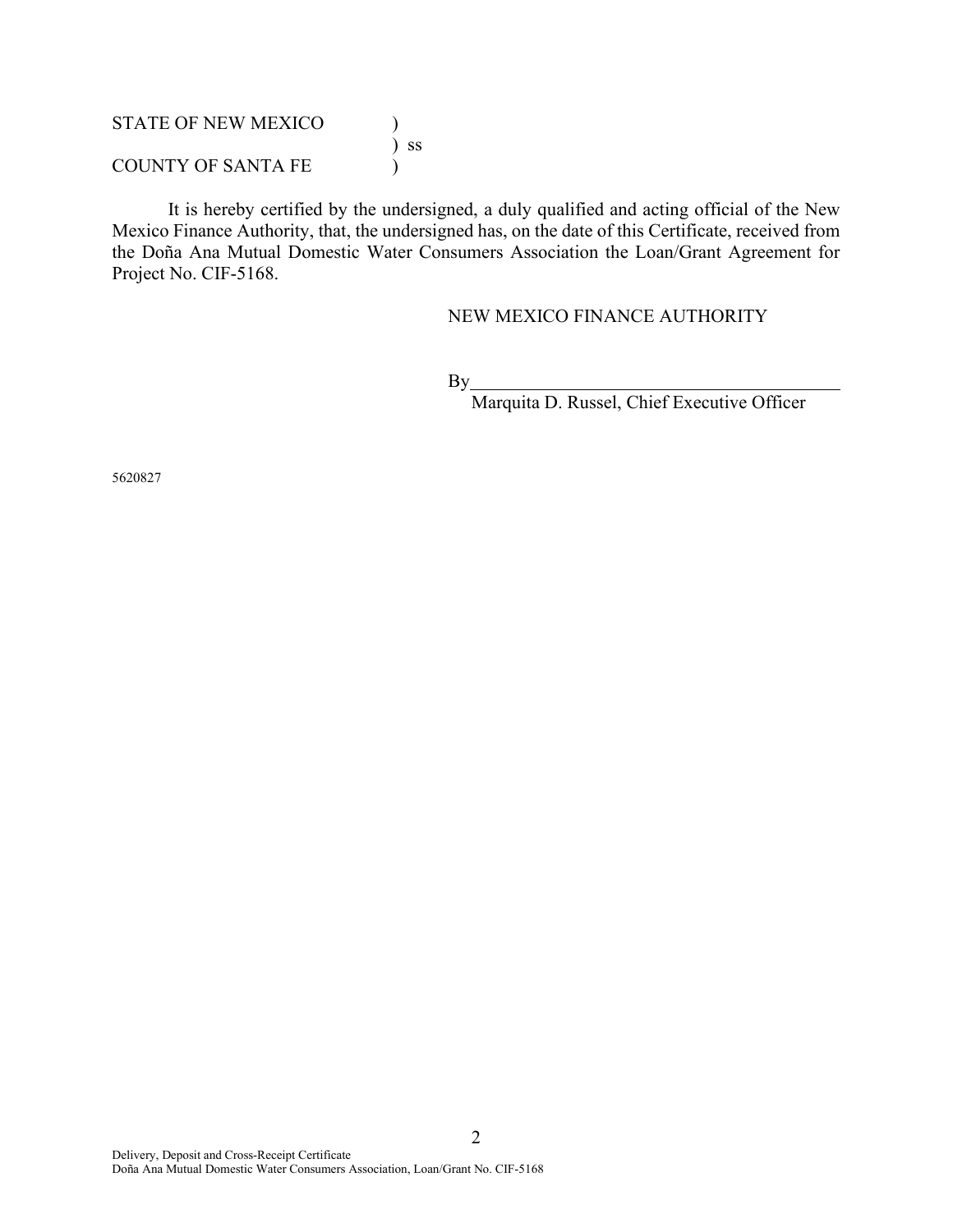STATE OF NEW MEXICO )
) ss
COUNTY OF SANTA FE )

It is hereby certified by the undersigned, a duly qualified and acting official of the New Mexico Finance Authority, that, the undersigned has, on the date of this Certificate, received from the Doña Ana Mutual Domestic Water Consumers Association the Loan/Grant Agreement for Project No. CIF-5168.

NEW MEXICO FINANCE AUTHORITY

By\_\_\_\_\_\_\_\_\_\_\_\_\_\_\_\_\_\_\_\_\_\_\_\_\_\_\_\_\_\_\_\_\_\_\_\_\_\_\_\_
Marquita D. Russel, Chief Executive Officer

5620827